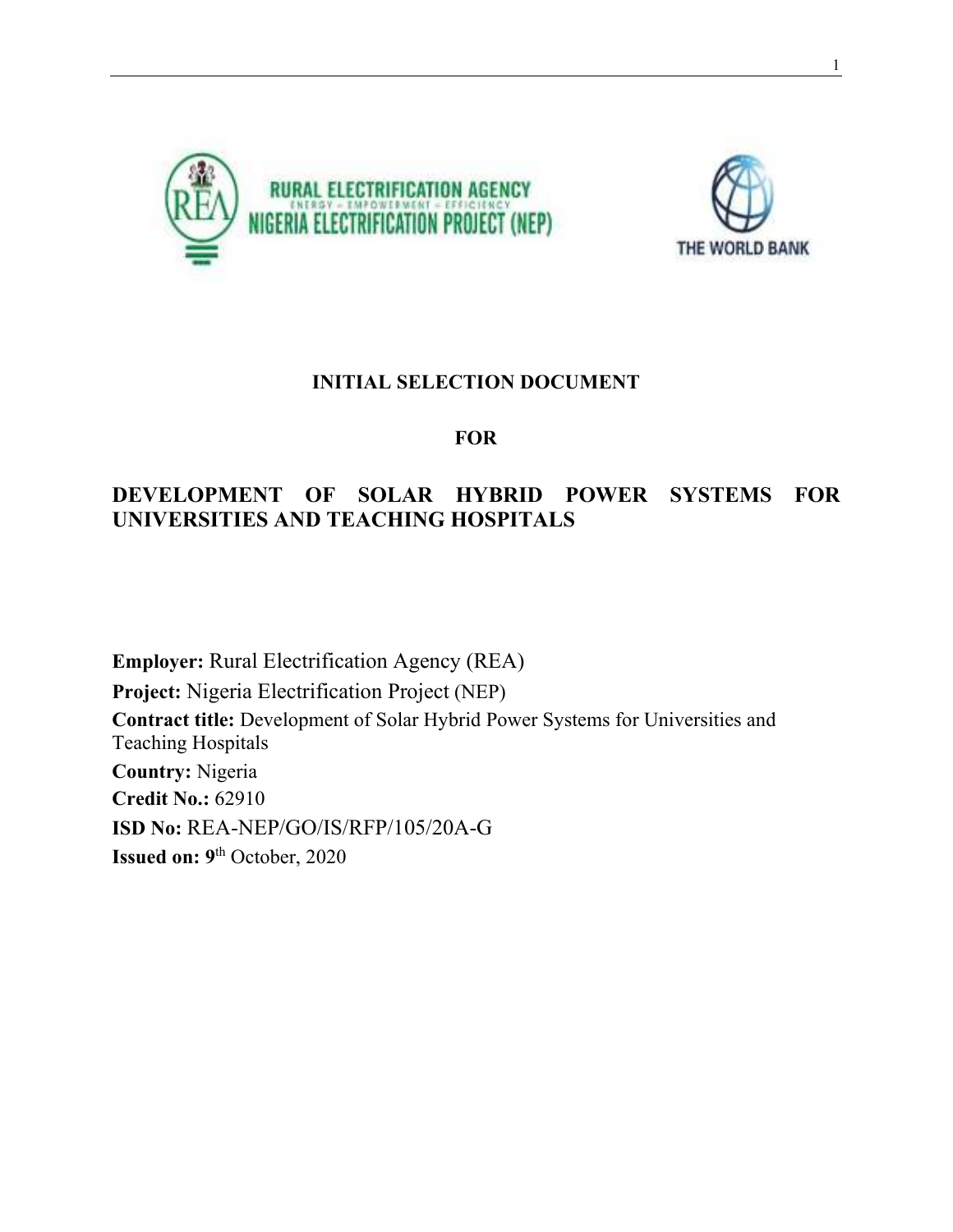RURAL ELECTRIFICATION AGENCY

ENERGY – EMPOWERMENT – EFFICIENCY

NIGERIA ELECTRIFICATION PROJECT (NEP)

THE WORLD BANK

# INITIAL SELECTION DOCUMENT

# FOR

# DEVELOPMENT OF SOLAR HYBRID POWER SYSTEMS FOR UNIVERSITIES AND TEACHING HOSPITALS

**Employer:** Rural Electrification Agency (REA)

**Project:** Nigeria Electrification Project (NEP)

**Contract title:** Development of Solar Hybrid Power Systems for Universities and Teaching Hospitals

**Country:** Nigeria

**Credit No.:** 62910

**ISD No:** REA-NEP/GO/IS/RFP/105/20A-G

**Issued on: 9**th October, 2020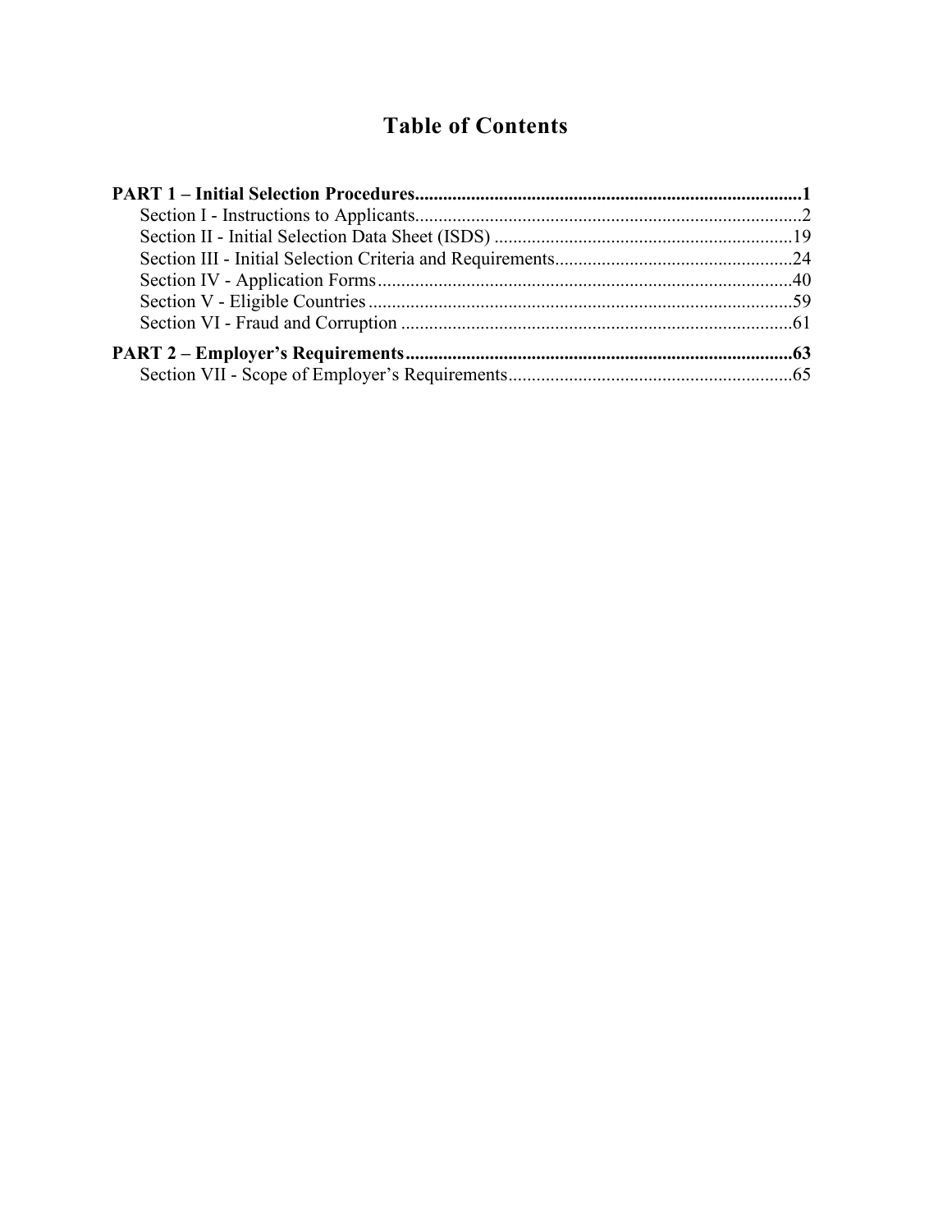# Table of Contents

**PART 1 – Initial Selection Procedures ..... 1**

- Section I - Instructions to Applicants ..... 2
- Section II - Initial Selection Data Sheet (ISDS) ..... 19
- Section III - Initial Selection Criteria and Requirements ..... 24
- Section IV - Application Forms ..... 40
- Section V - Eligible Countries ..... 59
- Section VI - Fraud and Corruption ..... 61

**PART 2 – Employer's Requirements ..... 63**

- Section VII - Scope of Employer's Requirements ..... 65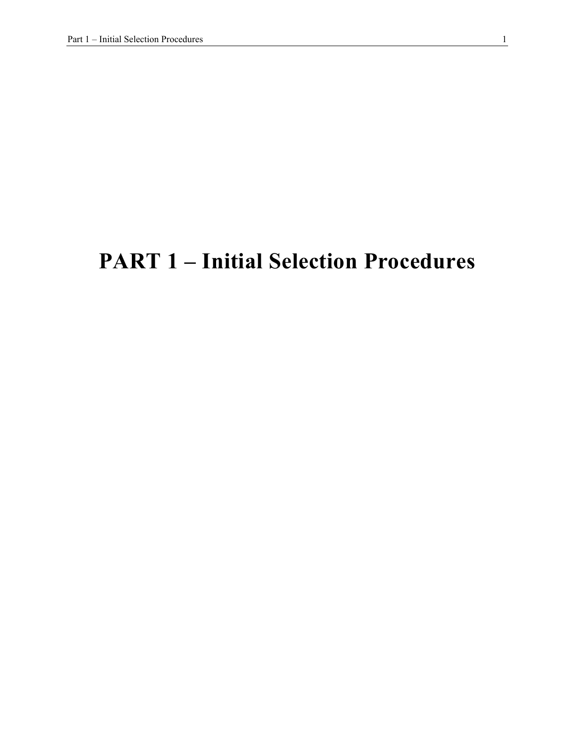# PART 1 – Initial Selection Procedures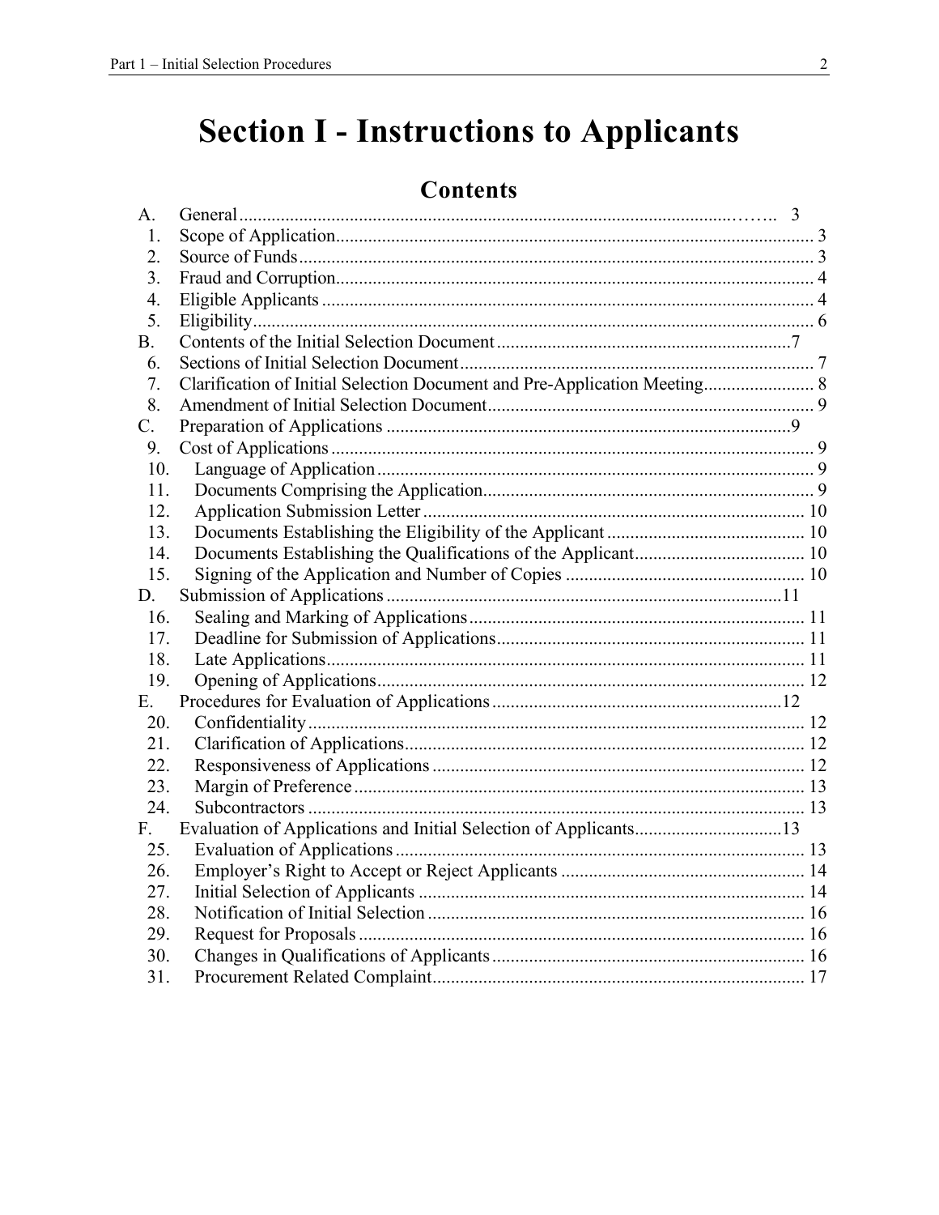# Section I - Instructions to Applicants

## Contents

| | | |
|---|---|---|
| A. | General | 3 |
| 1. | Scope of Application | 3 |
| 2. | Source of Funds | 3 |
| 3. | Fraud and Corruption | 4 |
| 4. | Eligible Applicants | 4 |
| 5. | Eligibility | 6 |
| B. | Contents of the Initial Selection Document | 7 |
| 6. | Sections of Initial Selection Document | 7 |
| 7. | Clarification of Initial Selection Document and Pre-Application Meeting | 8 |
| 8. | Amendment of Initial Selection Document | 9 |
| C. | Preparation of Applications | 9 |
| 9. | Cost of Applications | 9 |
| 10. | Language of Application | 9 |
| 11. | Documents Comprising the Application | 9 |
| 12. | Application Submission Letter | 10 |
| 13. | Documents Establishing the Eligibility of the Applicant | 10 |
| 14. | Documents Establishing the Qualifications of the Applicant | 10 |
| 15. | Signing of the Application and Number of Copies | 10 |
| D. | Submission of Applications | 11 |
| 16. | Sealing and Marking of Applications | 11 |
| 17. | Deadline for Submission of Applications | 11 |
| 18. | Late Applications | 11 |
| 19. | Opening of Applications | 12 |
| E. | Procedures for Evaluation of Applications | 12 |
| 20. | Confidentiality | 12 |
| 21. | Clarification of Applications | 12 |
| 22. | Responsiveness of Applications | 12 |
| 23. | Margin of Preference | 13 |
| 24. | Subcontractors | 13 |
| F. | Evaluation of Applications and Initial Selection of Applicants | 13 |
| 25. | Evaluation of Applications | 13 |
| 26. | Employer's Right to Accept or Reject Applicants | 14 |
| 27. | Initial Selection of Applicants | 14 |
| 28. | Notification of Initial Selection | 16 |
| 29. | Request for Proposals | 16 |
| 30. | Changes in Qualifications of Applicants | 16 |
| 31. | Procurement Related Complaint | 17 |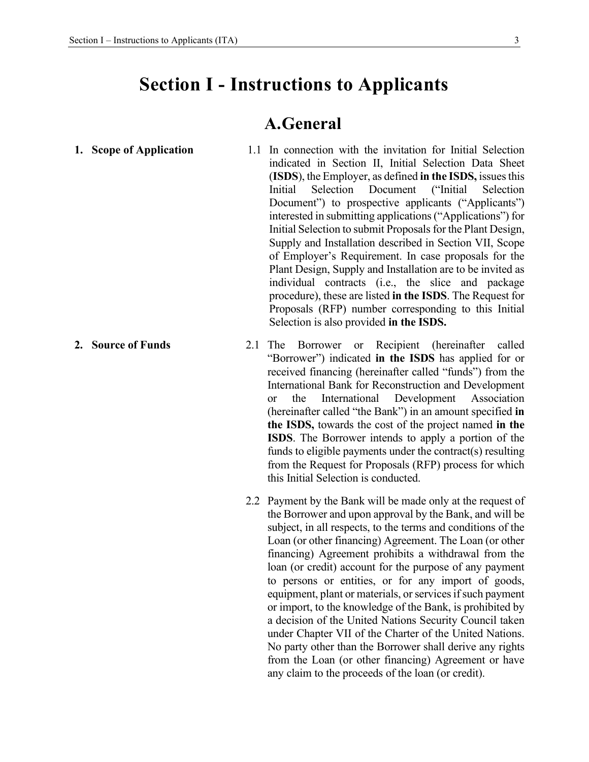# Section I - Instructions to Applicants

## A.General

**1. Scope of Application**

1.1 In connection with the invitation for Initial Selection indicated in Section II, Initial Selection Data Sheet (**ISDS**), the Employer, as defined **in the ISDS,** issues this Initial Selection Document ("Initial Selection Document") to prospective applicants ("Applicants") interested in submitting applications ("Applications") for Initial Selection to submit Proposals for the Plant Design, Supply and Installation described in Section VII, Scope of Employer's Requirement. In case proposals for the Plant Design, Supply and Installation are to be invited as individual contracts (i.e., the slice and package procedure), these are listed **in the ISDS**. The Request for Proposals (RFP) number corresponding to this Initial Selection is also provided **in the ISDS.**

**2. Source of Funds**

2.1 The Borrower or Recipient (hereinafter called "Borrower") indicated **in the ISDS** has applied for or received financing (hereinafter called "funds") from the International Bank for Reconstruction and Development or the International Development Association (hereinafter called "the Bank") in an amount specified **in the ISDS,** towards the cost of the project named **in the ISDS**. The Borrower intends to apply a portion of the funds to eligible payments under the contract(s) resulting from the Request for Proposals (RFP) process for which this Initial Selection is conducted.

2.2 Payment by the Bank will be made only at the request of the Borrower and upon approval by the Bank, and will be subject, in all respects, to the terms and conditions of the Loan (or other financing) Agreement. The Loan (or other financing) Agreement prohibits a withdrawal from the loan (or credit) account for the purpose of any payment to persons or entities, or for any import of goods, equipment, plant or materials, or services if such payment or import, to the knowledge of the Bank, is prohibited by a decision of the United Nations Security Council taken under Chapter VII of the Charter of the United Nations. No party other than the Borrower shall derive any rights from the Loan (or other financing) Agreement or have any claim to the proceeds of the loan (or credit).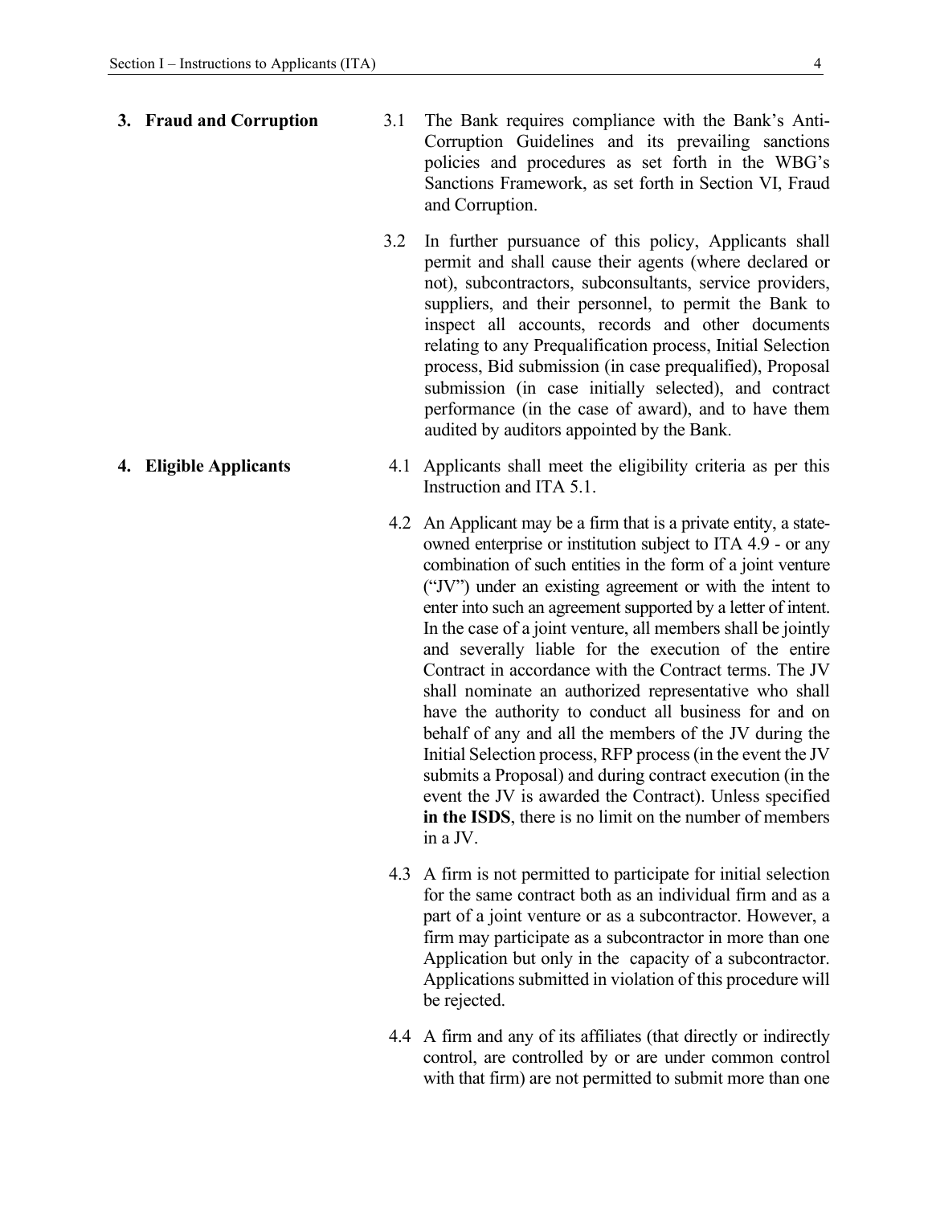**3. Fraud and Corruption**

3.1 The Bank requires compliance with the Bank's Anti-Corruption Guidelines and its prevailing sanctions policies and procedures as set forth in the WBG's Sanctions Framework, as set forth in Section VI, Fraud and Corruption.

3.2 In further pursuance of this policy, Applicants shall permit and shall cause their agents (where declared or not), subcontractors, subconsultants, service providers, suppliers, and their personnel, to permit the Bank to inspect all accounts, records and other documents relating to any Prequalification process, Initial Selection process, Bid submission (in case prequalified), Proposal submission (in case initially selected), and contract performance (in the case of award), and to have them audited by auditors appointed by the Bank.

**4. Eligible Applicants**

4.1 Applicants shall meet the eligibility criteria as per this Instruction and ITA 5.1.

4.2 An Applicant may be a firm that is a private entity, a state-owned enterprise or institution subject to ITA 4.9 - or any combination of such entities in the form of a joint venture ("JV") under an existing agreement or with the intent to enter into such an agreement supported by a letter of intent. In the case of a joint venture, all members shall be jointly and severally liable for the execution of the entire Contract in accordance with the Contract terms. The JV shall nominate an authorized representative who shall have the authority to conduct all business for and on behalf of any and all the members of the JV during the Initial Selection process, RFP process (in the event the JV submits a Proposal) and during contract execution (in the event the JV is awarded the Contract). Unless specified **in the ISDS**, there is no limit on the number of members in a JV.

4.3 A firm is not permitted to participate for initial selection for the same contract both as an individual firm and as a part of a joint venture or as a subcontractor. However, a firm may participate as a subcontractor in more than one Application but only in the capacity of a subcontractor. Applications submitted in violation of this procedure will be rejected.

4.4 A firm and any of its affiliates (that directly or indirectly control, are controlled by or are under common control with that firm) are not permitted to submit more than one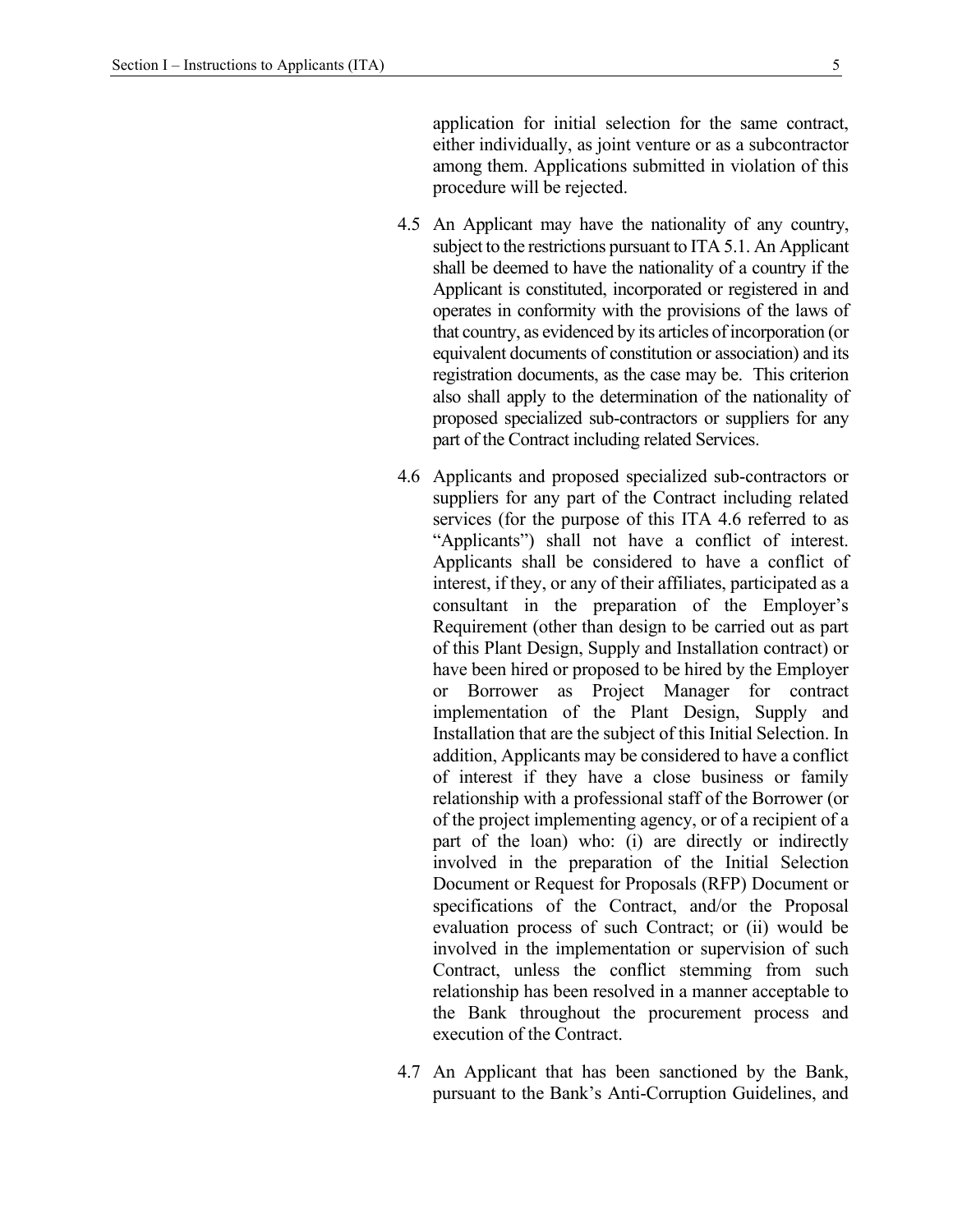application for initial selection for the same contract, either individually, as joint venture or as a subcontractor among them. Applications submitted in violation of this procedure will be rejected.

4.5 An Applicant may have the nationality of any country, subject to the restrictions pursuant to ITA 5.1. An Applicant shall be deemed to have the nationality of a country if the Applicant is constituted, incorporated or registered in and operates in conformity with the provisions of the laws of that country, as evidenced by its articles of incorporation (or equivalent documents of constitution or association) and its registration documents, as the case may be. This criterion also shall apply to the determination of the nationality of proposed specialized sub-contractors or suppliers for any part of the Contract including related Services.

4.6 Applicants and proposed specialized sub-contractors or suppliers for any part of the Contract including related services (for the purpose of this ITA 4.6 referred to as "Applicants") shall not have a conflict of interest. Applicants shall be considered to have a conflict of interest, if they, or any of their affiliates, participated as a consultant in the preparation of the Employer's Requirement (other than design to be carried out as part of this Plant Design, Supply and Installation contract) or have been hired or proposed to be hired by the Employer or Borrower as Project Manager for contract implementation of the Plant Design, Supply and Installation that are the subject of this Initial Selection. In addition, Applicants may be considered to have a conflict of interest if they have a close business or family relationship with a professional staff of the Borrower (or of the project implementing agency, or of a recipient of a part of the loan) who: (i) are directly or indirectly involved in the preparation of the Initial Selection Document or Request for Proposals (RFP) Document or specifications of the Contract, and/or the Proposal evaluation process of such Contract; or (ii) would be involved in the implementation or supervision of such Contract, unless the conflict stemming from such relationship has been resolved in a manner acceptable to the Bank throughout the procurement process and execution of the Contract.

4.7 An Applicant that has been sanctioned by the Bank, pursuant to the Bank's Anti-Corruption Guidelines, and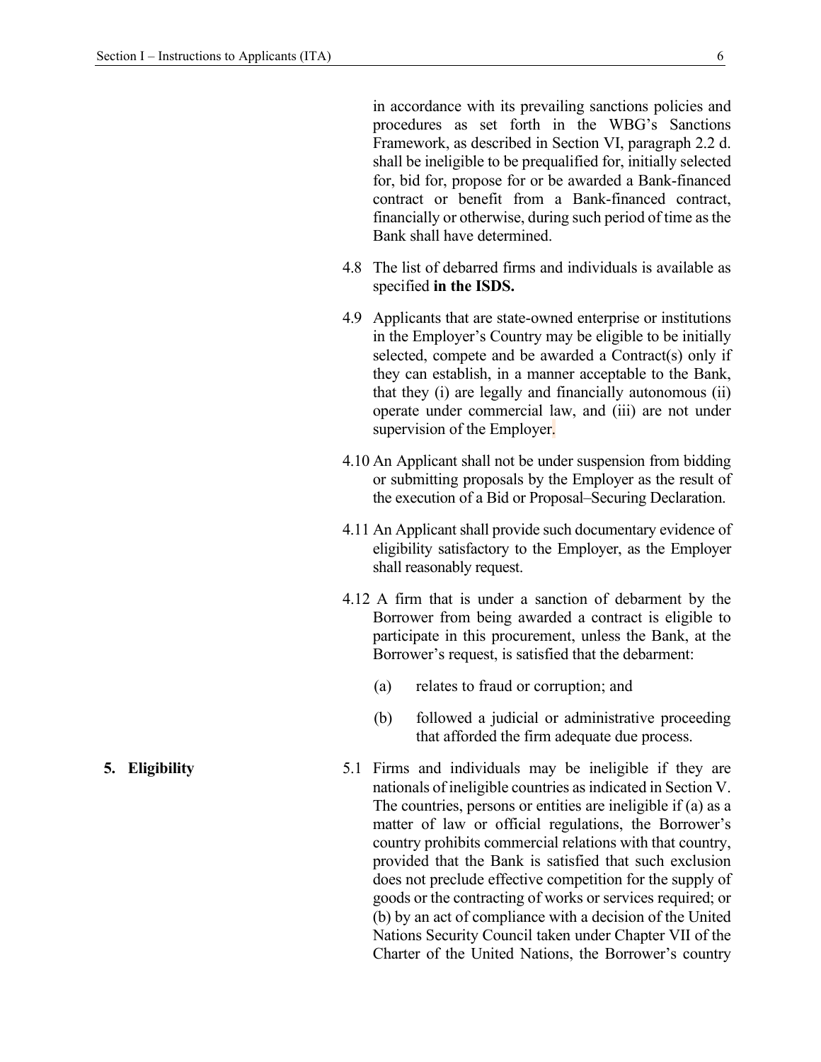in accordance with its prevailing sanctions policies and procedures as set forth in the WBG's Sanctions Framework, as described in Section VI, paragraph 2.2 d. shall be ineligible to be prequalified for, initially selected for, bid for, propose for or be awarded a Bank-financed contract or benefit from a Bank-financed contract, financially or otherwise, during such period of time as the Bank shall have determined.

4.8 The list of debarred firms and individuals is available as specified **in the ISDS.**

4.9 Applicants that are state-owned enterprise or institutions in the Employer's Country may be eligible to be initially selected, compete and be awarded a Contract(s) only if they can establish, in a manner acceptable to the Bank, that they (i) are legally and financially autonomous (ii) operate under commercial law, and (iii) are not under supervision of the Employer.

4.10 An Applicant shall not be under suspension from bidding or submitting proposals by the Employer as the result of the execution of a Bid or Proposal–Securing Declaration.

4.11 An Applicant shall provide such documentary evidence of eligibility satisfactory to the Employer, as the Employer shall reasonably request.

4.12 A firm that is under a sanction of debarment by the Borrower from being awarded a contract is eligible to participate in this procurement, unless the Bank, at the Borrower's request, is satisfied that the debarment:

(a) relates to fraud or corruption; and

(b) followed a judicial or administrative proceeding that afforded the firm adequate due process.

**5. Eligibility**

5.1 Firms and individuals may be ineligible if they are nationals of ineligible countries as indicated in Section V. The countries, persons or entities are ineligible if (a) as a matter of law or official regulations, the Borrower's country prohibits commercial relations with that country, provided that the Bank is satisfied that such exclusion does not preclude effective competition for the supply of goods or the contracting of works or services required; or (b) by an act of compliance with a decision of the United Nations Security Council taken under Chapter VII of the Charter of the United Nations, the Borrower's country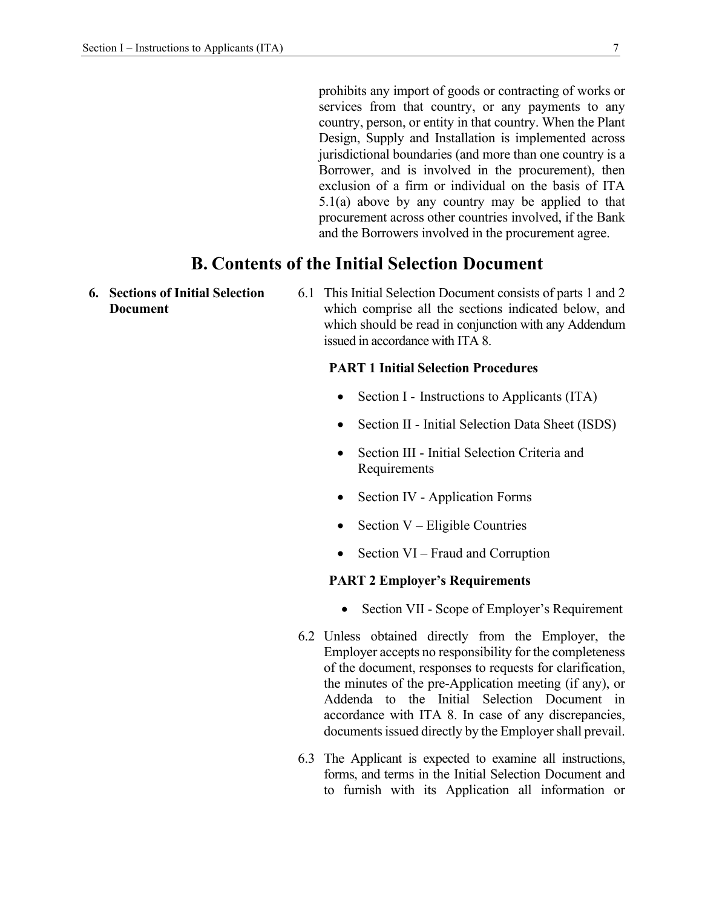prohibits any import of goods or contracting of works or services from that country, or any payments to any country, person, or entity in that country. When the Plant Design, Supply and Installation is implemented across jurisdictional boundaries (and more than one country is a Borrower, and is involved in the procurement), then exclusion of a firm or individual on the basis of ITA 5.1(a) above by any country may be applied to that procurement across other countries involved, if the Bank and the Borrowers involved in the procurement agree.

## B. Contents of the Initial Selection Document

**6. Sections of Initial Selection Document**

6.1 This Initial Selection Document consists of parts 1 and 2 which comprise all the sections indicated below, and which should be read in conjunction with any Addendum issued in accordance with ITA 8.

**PART 1 Initial Selection Procedures**

- Section I - Instructions to Applicants (ITA)
- Section II - Initial Selection Data Sheet (ISDS)
- Section III - Initial Selection Criteria and Requirements
- Section IV - Application Forms
- Section V – Eligible Countries
- Section VI – Fraud and Corruption

**PART 2 Employer's Requirements**

- Section VII - Scope of Employer's Requirement

6.2 Unless obtained directly from the Employer, the Employer accepts no responsibility for the completeness of the document, responses to requests for clarification, the minutes of the pre-Application meeting (if any), or Addenda to the Initial Selection Document in accordance with ITA 8. In case of any discrepancies, documents issued directly by the Employer shall prevail.

6.3 The Applicant is expected to examine all instructions, forms, and terms in the Initial Selection Document and to furnish with its Application all information or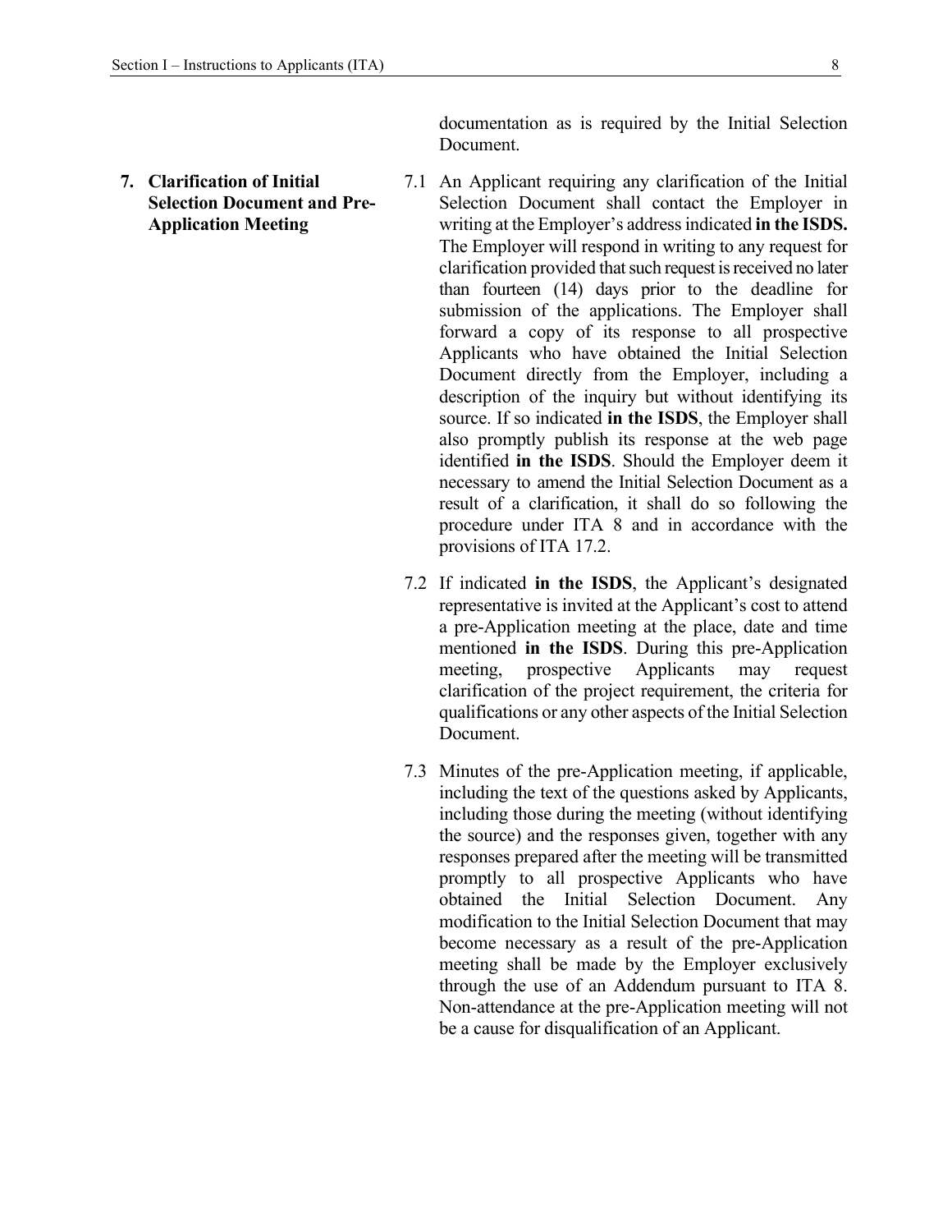documentation as is required by the Initial Selection Document.

**7. Clarification of Initial Selection Document and Pre-Application Meeting**

7.1 An Applicant requiring any clarification of the Initial Selection Document shall contact the Employer in writing at the Employer's address indicated **in the ISDS.** The Employer will respond in writing to any request for clarification provided that such request is received no later than fourteen (14) days prior to the deadline for submission of the applications. The Employer shall forward a copy of its response to all prospective Applicants who have obtained the Initial Selection Document directly from the Employer, including a description of the inquiry but without identifying its source. If so indicated **in the ISDS**, the Employer shall also promptly publish its response at the web page identified **in the ISDS**. Should the Employer deem it necessary to amend the Initial Selection Document as a result of a clarification, it shall do so following the procedure under ITA 8 and in accordance with the provisions of ITA 17.2.

7.2 If indicated **in the ISDS**, the Applicant's designated representative is invited at the Applicant's cost to attend a pre-Application meeting at the place, date and time mentioned **in the ISDS**. During this pre-Application meeting, prospective Applicants may request clarification of the project requirement, the criteria for qualifications or any other aspects of the Initial Selection Document.

7.3 Minutes of the pre-Application meeting, if applicable, including the text of the questions asked by Applicants, including those during the meeting (without identifying the source) and the responses given, together with any responses prepared after the meeting will be transmitted promptly to all prospective Applicants who have obtained the Initial Selection Document. Any modification to the Initial Selection Document that may become necessary as a result of the pre-Application meeting shall be made by the Employer exclusively through the use of an Addendum pursuant to ITA 8. Non-attendance at the pre-Application meeting will not be a cause for disqualification of an Applicant.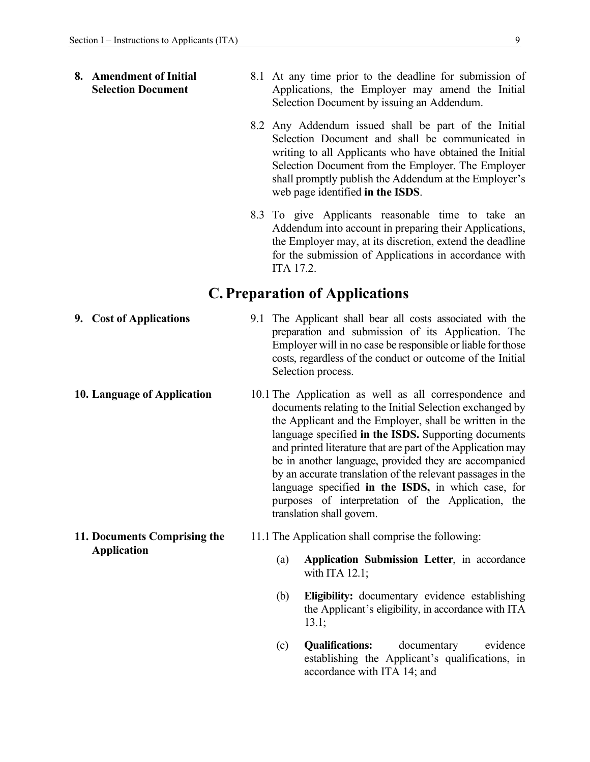**8. Amendment of Initial Selection Document**

8.1 At any time prior to the deadline for submission of Applications, the Employer may amend the Initial Selection Document by issuing an Addendum.

8.2 Any Addendum issued shall be part of the Initial Selection Document and shall be communicated in writing to all Applicants who have obtained the Initial Selection Document from the Employer. The Employer shall promptly publish the Addendum at the Employer's web page identified **in the ISDS**.

8.3 To give Applicants reasonable time to take an Addendum into account in preparing their Applications, the Employer may, at its discretion, extend the deadline for the submission of Applications in accordance with ITA 17.2.

## C. Preparation of Applications

**9. Cost of Applications**

9.1 The Applicant shall bear all costs associated with the preparation and submission of its Application. The Employer will in no case be responsible or liable for those costs, regardless of the conduct or outcome of the Initial Selection process.

**10. Language of Application**

10.1 The Application as well as all correspondence and documents relating to the Initial Selection exchanged by the Applicant and the Employer, shall be written in the language specified **in the ISDS.** Supporting documents and printed literature that are part of the Application may be in another language, provided they are accompanied by an accurate translation of the relevant passages in the language specified **in the ISDS,** in which case, for purposes of interpretation of the Application, the translation shall govern.

**11. Documents Comprising the Application**

11.1 The Application shall comprise the following:

(a) **Application Submission Letter**, in accordance with ITA 12.1;

(b) **Eligibility:** documentary evidence establishing the Applicant's eligibility, in accordance with ITA 13.1;

(c) **Qualifications:** documentary evidence establishing the Applicant's qualifications, in accordance with ITA 14; and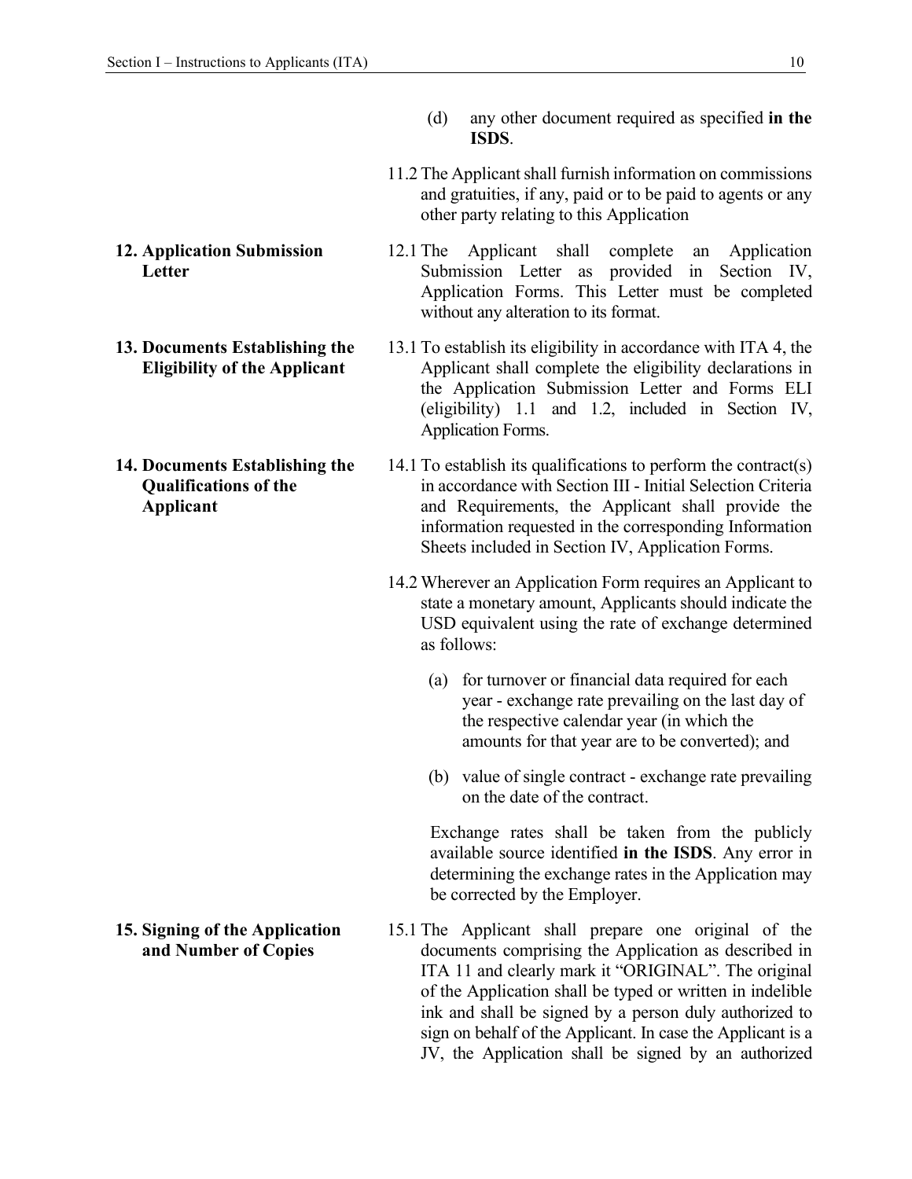(d) any other document required as specified **in the ISDS**.

11.2 The Applicant shall furnish information on commissions and gratuities, if any, paid or to be paid to agents or any other party relating to this Application

**12. Application Submission Letter**

12.1 The Applicant shall complete an Application Submission Letter as provided in Section IV, Application Forms. This Letter must be completed without any alteration to its format.

**13. Documents Establishing the Eligibility of the Applicant**

13.1 To establish its eligibility in accordance with ITA 4, the Applicant shall complete the eligibility declarations in the Application Submission Letter and Forms ELI (eligibility) 1.1 and 1.2, included in Section IV, Application Forms.

**14. Documents Establishing the Qualifications of the Applicant**

14.1 To establish its qualifications to perform the contract(s) in accordance with Section III - Initial Selection Criteria and Requirements, the Applicant shall provide the information requested in the corresponding Information Sheets included in Section IV, Application Forms.

14.2 Wherever an Application Form requires an Applicant to state a monetary amount, Applicants should indicate the USD equivalent using the rate of exchange determined as follows:

(a) for turnover or financial data required for each year - exchange rate prevailing on the last day of the respective calendar year (in which the amounts for that year are to be converted); and

(b) value of single contract - exchange rate prevailing on the date of the contract.

Exchange rates shall be taken from the publicly available source identified **in the ISDS**. Any error in determining the exchange rates in the Application may be corrected by the Employer.

**15. Signing of the Application and Number of Copies**

15.1 The Applicant shall prepare one original of the documents comprising the Application as described in ITA 11 and clearly mark it "ORIGINAL". The original of the Application shall be typed or written in indelible ink and shall be signed by a person duly authorized to sign on behalf of the Applicant. In case the Applicant is a JV, the Application shall be signed by an authorized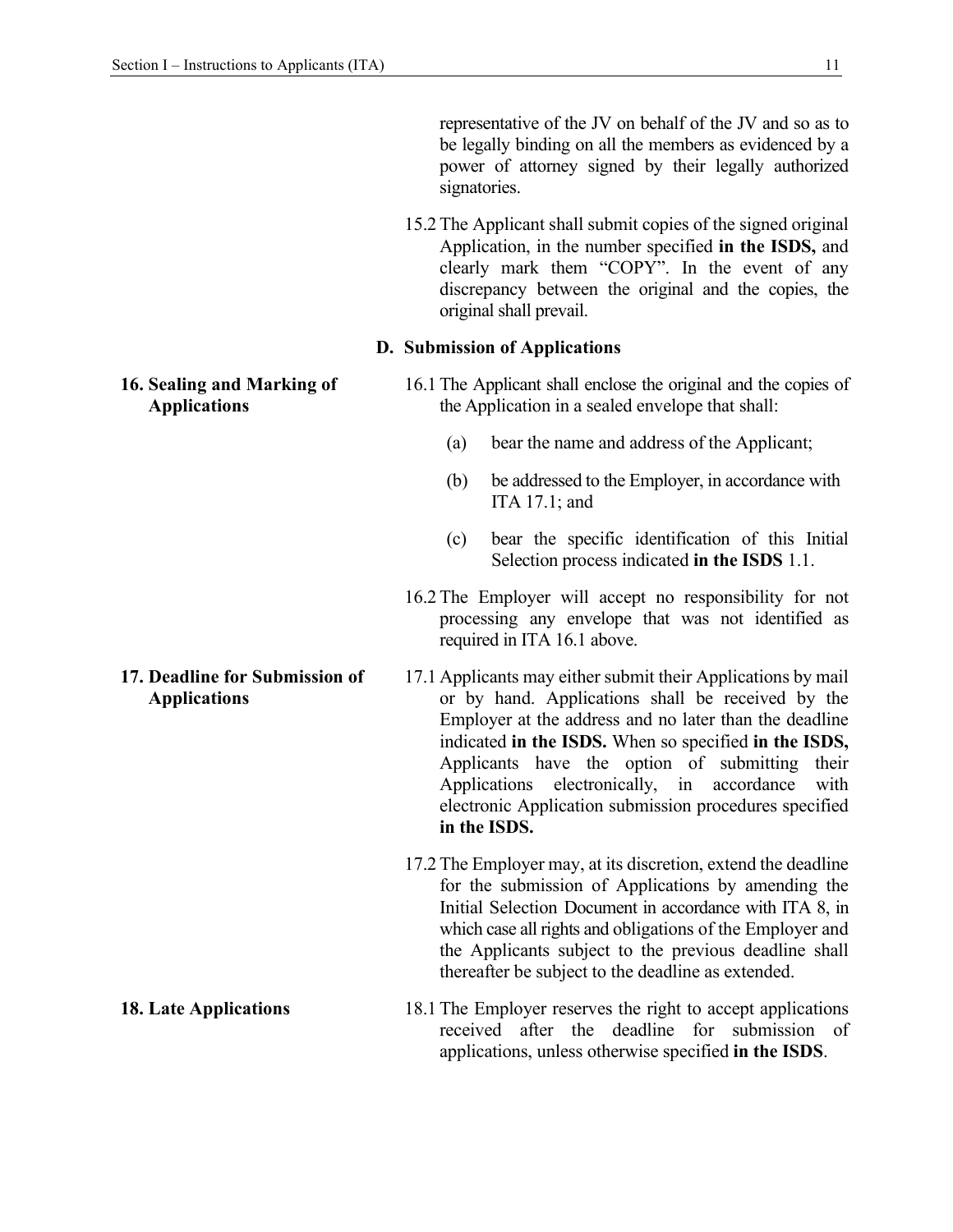representative of the JV on behalf of the JV and so as to be legally binding on all the members as evidenced by a power of attorney signed by their legally authorized signatories.

15.2 The Applicant shall submit copies of the signed original Application, in the number specified **in the ISDS,** and clearly mark them "COPY". In the event of any discrepancy between the original and the copies, the original shall prevail.

## D. Submission of Applications

**16. Sealing and Marking of Applications**

16.1 The Applicant shall enclose the original and the copies of the Application in a sealed envelope that shall:

(a) bear the name and address of the Applicant;

(b) be addressed to the Employer, in accordance with ITA 17.1; and

(c) bear the specific identification of this Initial Selection process indicated **in the ISDS** 1.1.

16.2 The Employer will accept no responsibility for not processing any envelope that was not identified as required in ITA 16.1 above.

**17. Deadline for Submission of Applications**

17.1 Applicants may either submit their Applications by mail or by hand. Applications shall be received by the Employer at the address and no later than the deadline indicated **in the ISDS.** When so specified **in the ISDS,** Applicants have the option of submitting their Applications electronically, in accordance with electronic Application submission procedures specified **in the ISDS.**

17.2 The Employer may, at its discretion, extend the deadline for the submission of Applications by amending the Initial Selection Document in accordance with ITA 8, in which case all rights and obligations of the Employer and the Applicants subject to the previous deadline shall thereafter be subject to the deadline as extended.

**18. Late Applications**

18.1 The Employer reserves the right to accept applications received after the deadline for submission of applications, unless otherwise specified **in the ISDS**.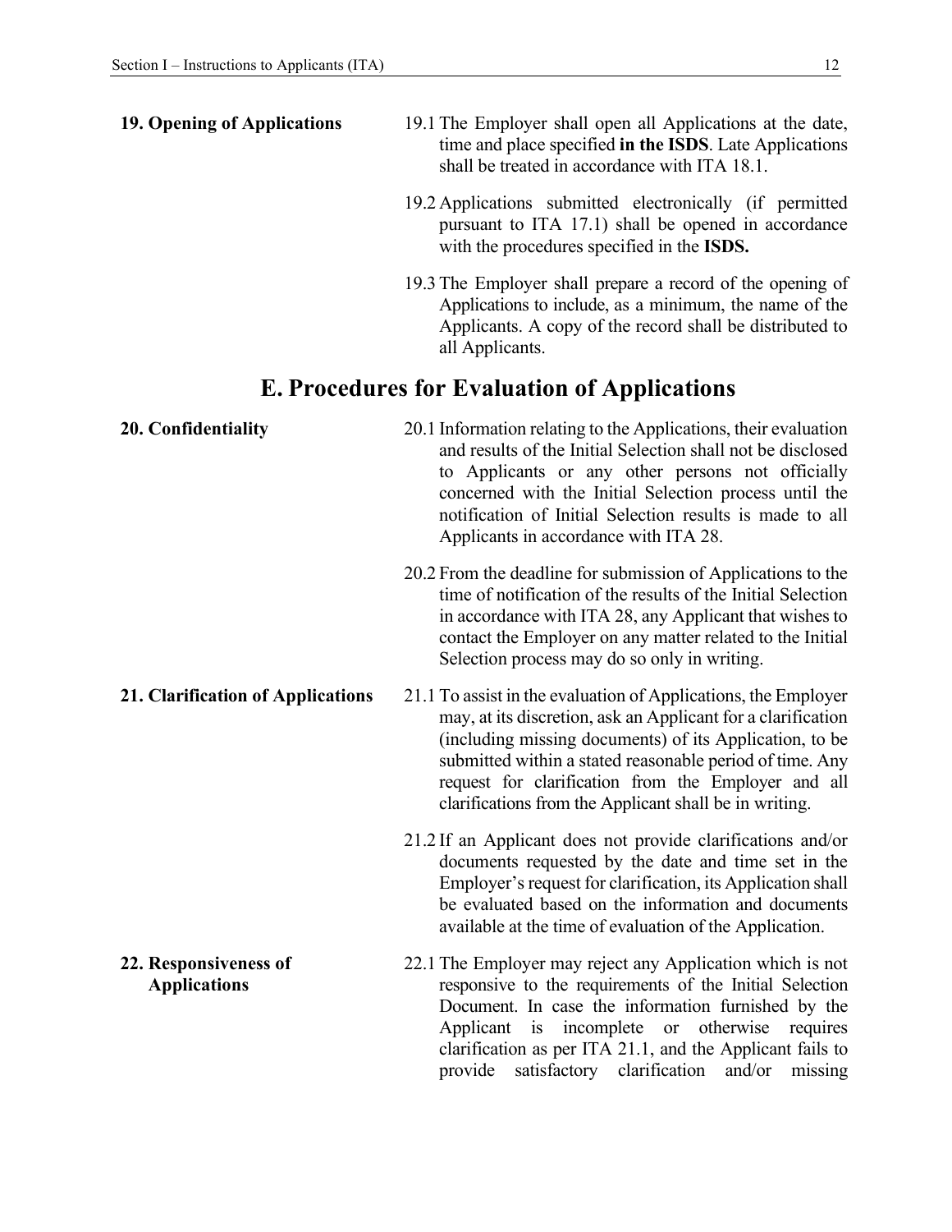**19. Opening of Applications**

19.1 The Employer shall open all Applications at the date, time and place specified **in the ISDS**. Late Applications shall be treated in accordance with ITA 18.1.

19.2 Applications submitted electronically (if permitted pursuant to ITA 17.1) shall be opened in accordance with the procedures specified in the **ISDS.**

19.3 The Employer shall prepare a record of the opening of Applications to include, as a minimum, the name of the Applicants. A copy of the record shall be distributed to all Applicants.

## E. Procedures for Evaluation of Applications

**20. Confidentiality**

20.1 Information relating to the Applications, their evaluation and results of the Initial Selection shall not be disclosed to Applicants or any other persons not officially concerned with the Initial Selection process until the notification of Initial Selection results is made to all Applicants in accordance with ITA 28.

20.2 From the deadline for submission of Applications to the time of notification of the results of the Initial Selection in accordance with ITA 28, any Applicant that wishes to contact the Employer on any matter related to the Initial Selection process may do so only in writing.

**21. Clarification of Applications**

21.1 To assist in the evaluation of Applications, the Employer may, at its discretion, ask an Applicant for a clarification (including missing documents) of its Application, to be submitted within a stated reasonable period of time. Any request for clarification from the Employer and all clarifications from the Applicant shall be in writing.

21.2 If an Applicant does not provide clarifications and/or documents requested by the date and time set in the Employer's request for clarification, its Application shall be evaluated based on the information and documents available at the time of evaluation of the Application.

**22. Responsiveness of Applications**

22.1 The Employer may reject any Application which is not responsive to the requirements of the Initial Selection Document. In case the information furnished by the Applicant is incomplete or otherwise requires clarification as per ITA 21.1, and the Applicant fails to provide satisfactory clarification and/or missing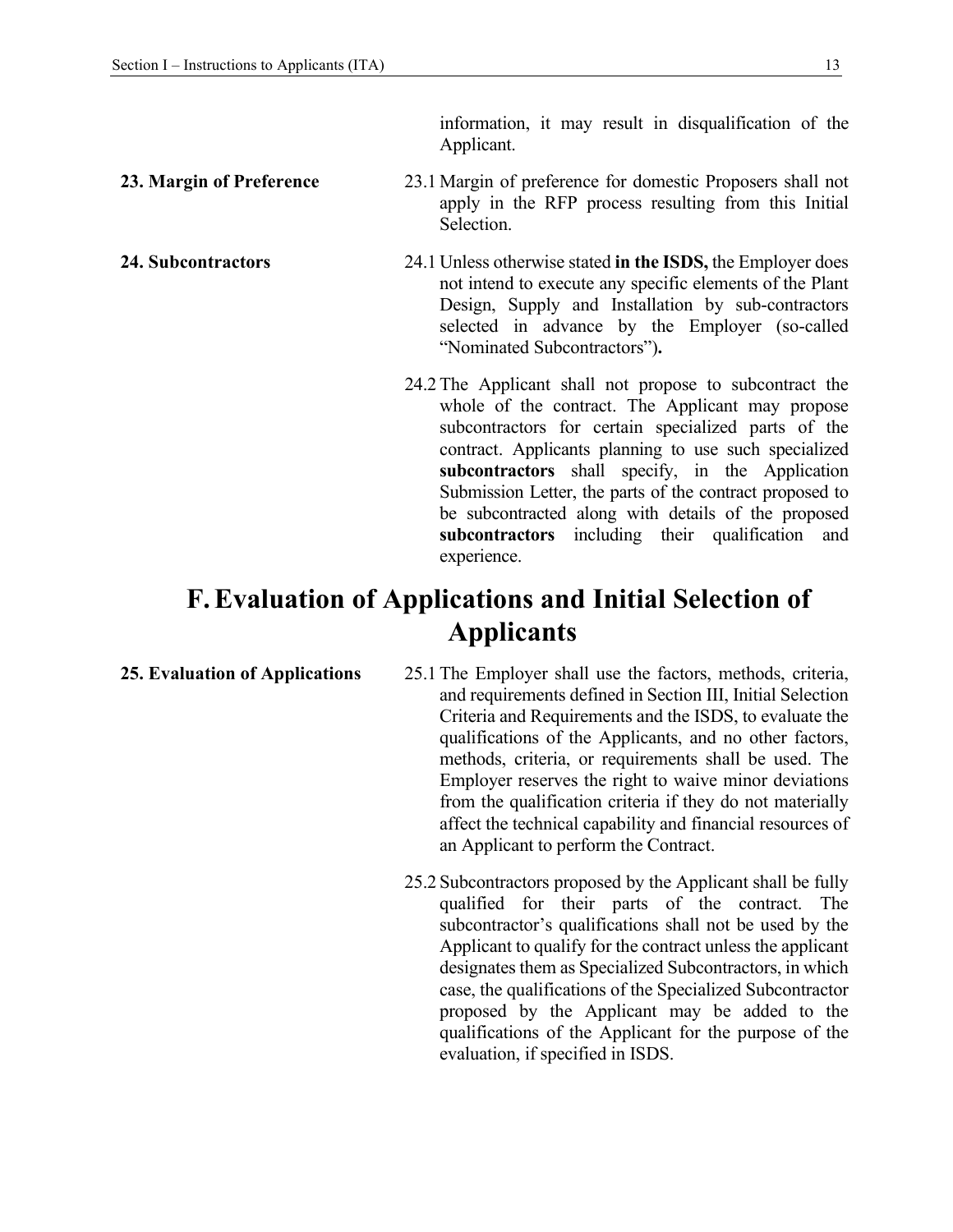information, it may result in disqualification of the Applicant.

**23. Margin of Preference**

23.1 Margin of preference for domestic Proposers shall not apply in the RFP process resulting from this Initial Selection.

**24. Subcontractors**

24.1 Unless otherwise stated **in the ISDS,** the Employer does not intend to execute any specific elements of the Plant Design, Supply and Installation by sub-contractors selected in advance by the Employer (so-called "Nominated Subcontractors")**.**

24.2 The Applicant shall not propose to subcontract the whole of the contract. The Applicant may propose subcontractors for certain specialized parts of the contract. Applicants planning to use such specialized **subcontractors** shall specify, in the Application Submission Letter, the parts of the contract proposed to be subcontracted along with details of the proposed **subcontractors** including their qualification and experience.

# F. Evaluation of Applications and Initial Selection of Applicants

**25. Evaluation of Applications**

25.1 The Employer shall use the factors, methods, criteria, and requirements defined in Section III, Initial Selection Criteria and Requirements and the ISDS, to evaluate the qualifications of the Applicants, and no other factors, methods, criteria, or requirements shall be used. The Employer reserves the right to waive minor deviations from the qualification criteria if they do not materially affect the technical capability and financial resources of an Applicant to perform the Contract.

25.2 Subcontractors proposed by the Applicant shall be fully qualified for their parts of the contract. The subcontractor's qualifications shall not be used by the Applicant to qualify for the contract unless the applicant designates them as Specialized Subcontractors, in which case, the qualifications of the Specialized Subcontractor proposed by the Applicant may be added to the qualifications of the Applicant for the purpose of the evaluation, if specified in ISDS.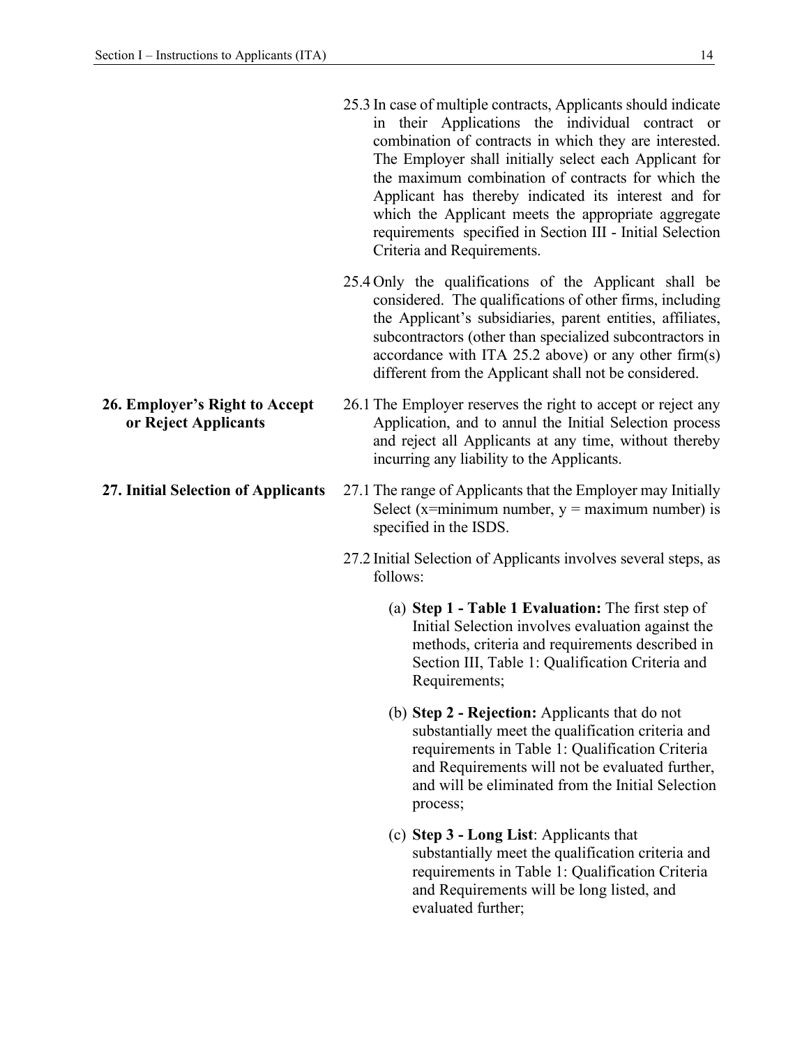25.3 In case of multiple contracts, Applicants should indicate in their Applications the individual contract or combination of contracts in which they are interested. The Employer shall initially select each Applicant for the maximum combination of contracts for which the Applicant has thereby indicated its interest and for which the Applicant meets the appropriate aggregate requirements specified in Section III - Initial Selection Criteria and Requirements.

25.4 Only the qualifications of the Applicant shall be considered. The qualifications of other firms, including the Applicant's subsidiaries, parent entities, affiliates, subcontractors (other than specialized subcontractors in accordance with ITA 25.2 above) or any other firm(s) different from the Applicant shall not be considered.

**26. Employer's Right to Accept or Reject Applicants**

26.1 The Employer reserves the right to accept or reject any Application, and to annul the Initial Selection process and reject all Applicants at any time, without thereby incurring any liability to the Applicants.

**27. Initial Selection of Applicants**

27.1 The range of Applicants that the Employer may Initially Select (x=minimum number, y = maximum number) is specified in the ISDS.

27.2 Initial Selection of Applicants involves several steps, as follows:

(a) **Step 1 - Table 1 Evaluation:** The first step of Initial Selection involves evaluation against the methods, criteria and requirements described in Section III, Table 1: Qualification Criteria and Requirements;

(b) **Step 2 - Rejection:** Applicants that do not substantially meet the qualification criteria and requirements in Table 1: Qualification Criteria and Requirements will not be evaluated further, and will be eliminated from the Initial Selection process;

(c) **Step 3 - Long List**: Applicants that substantially meet the qualification criteria and requirements in Table 1: Qualification Criteria and Requirements will be long listed, and evaluated further;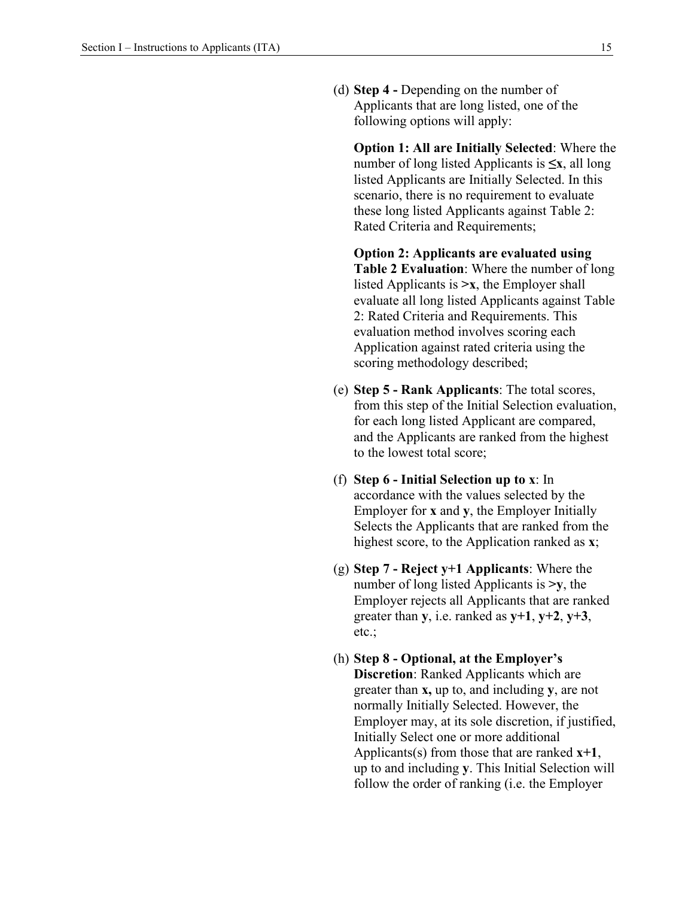(d) **Step 4 -** Depending on the number of Applicants that are long listed, one of the following options will apply:

**Option 1: All are Initially Selected**: Where the number of long listed Applicants is **≤x**, all long listed Applicants are Initially Selected. In this scenario, there is no requirement to evaluate these long listed Applicants against Table 2: Rated Criteria and Requirements;

**Option 2: Applicants are evaluated using Table 2 Evaluation**: Where the number of long listed Applicants is **>x**, the Employer shall evaluate all long listed Applicants against Table 2: Rated Criteria and Requirements. This evaluation method involves scoring each Application against rated criteria using the scoring methodology described;

(e) **Step 5 - Rank Applicants**: The total scores, from this step of the Initial Selection evaluation, for each long listed Applicant are compared, and the Applicants are ranked from the highest to the lowest total score;

(f) **Step 6 - Initial Selection up to x**: In accordance with the values selected by the Employer for **x** and **y**, the Employer Initially Selects the Applicants that are ranked from the highest score, to the Application ranked as **x**;

(g) **Step 7 - Reject y+1 Applicants**: Where the number of long listed Applicants is **>y**, the Employer rejects all Applicants that are ranked greater than **y**, i.e. ranked as **y+1**, **y+2**, **y+3**, etc.;

(h) **Step 8 - Optional, at the Employer's Discretion**: Ranked Applicants which are greater than **x,** up to, and including **y**, are not normally Initially Selected. However, the Employer may, at its sole discretion, if justified, Initially Select one or more additional Applicants(s) from those that are ranked **x+1**, up to and including **y**. This Initial Selection will follow the order of ranking (i.e. the Employer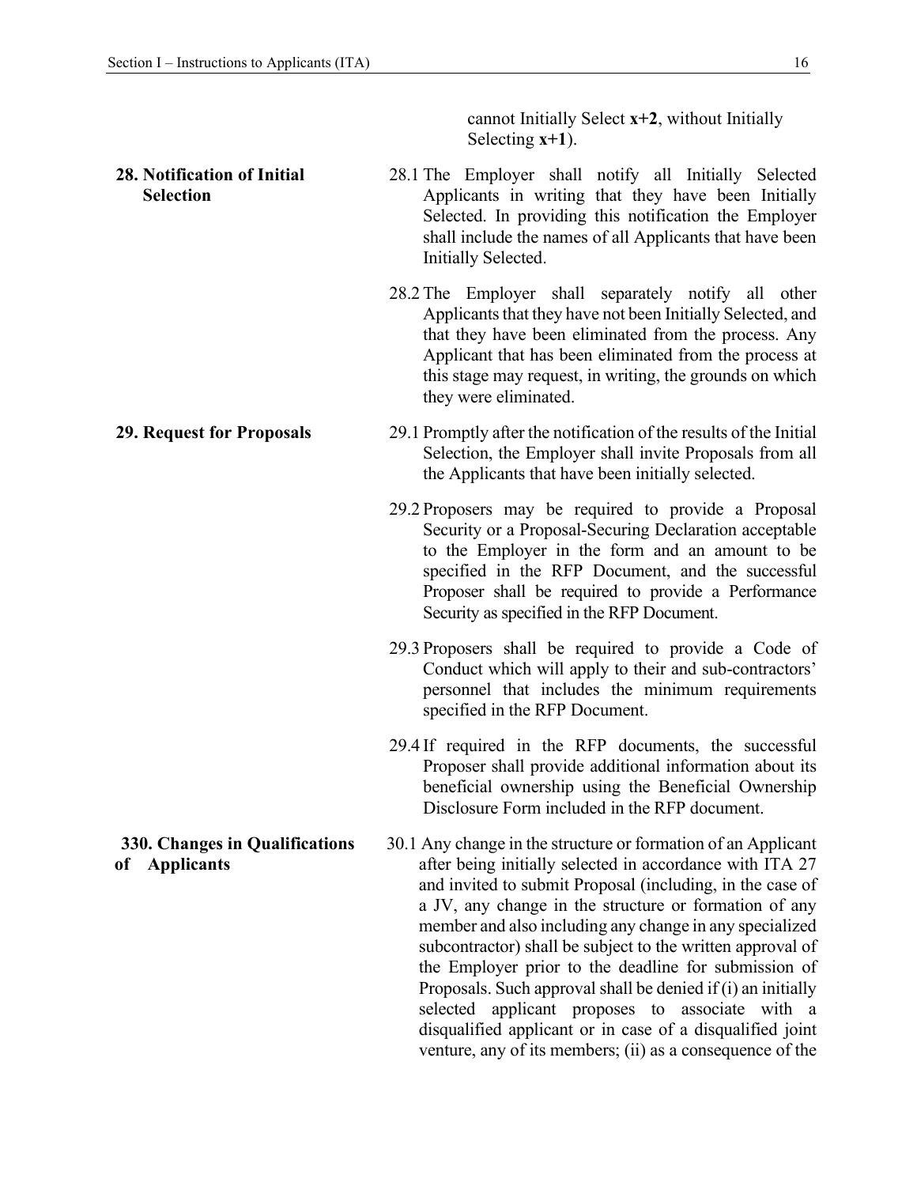cannot Initially Select **x+2**, without Initially Selecting **x+1**).

**28. Notification of Initial Selection**

28.1 The Employer shall notify all Initially Selected Applicants in writing that they have been Initially Selected. In providing this notification the Employer shall include the names of all Applicants that have been Initially Selected.

28.2 The Employer shall separately notify all other Applicants that they have not been Initially Selected, and that they have been eliminated from the process. Any Applicant that has been eliminated from the process at this stage may request, in writing, the grounds on which they were eliminated.

**29. Request for Proposals**

29.1 Promptly after the notification of the results of the Initial Selection, the Employer shall invite Proposals from all the Applicants that have been initially selected.

29.2 Proposers may be required to provide a Proposal Security or a Proposal-Securing Declaration acceptable to the Employer in the form and an amount to be specified in the RFP Document, and the successful Proposer shall be required to provide a Performance Security as specified in the RFP Document.

29.3 Proposers shall be required to provide a Code of Conduct which will apply to their and sub-contractors' personnel that includes the minimum requirements specified in the RFP Document.

29.4 If required in the RFP documents, the successful Proposer shall provide additional information about its beneficial ownership using the Beneficial Ownership Disclosure Form included in the RFP document.

**330. Changes in Qualifications of Applicants**

30.1 Any change in the structure or formation of an Applicant after being initially selected in accordance with ITA 27 and invited to submit Proposal (including, in the case of a JV, any change in the structure or formation of any member and also including any change in any specialized subcontractor) shall be subject to the written approval of the Employer prior to the deadline for submission of Proposals. Such approval shall be denied if (i) an initially selected applicant proposes to associate with a disqualified applicant or in case of a disqualified joint venture, any of its members; (ii) as a consequence of the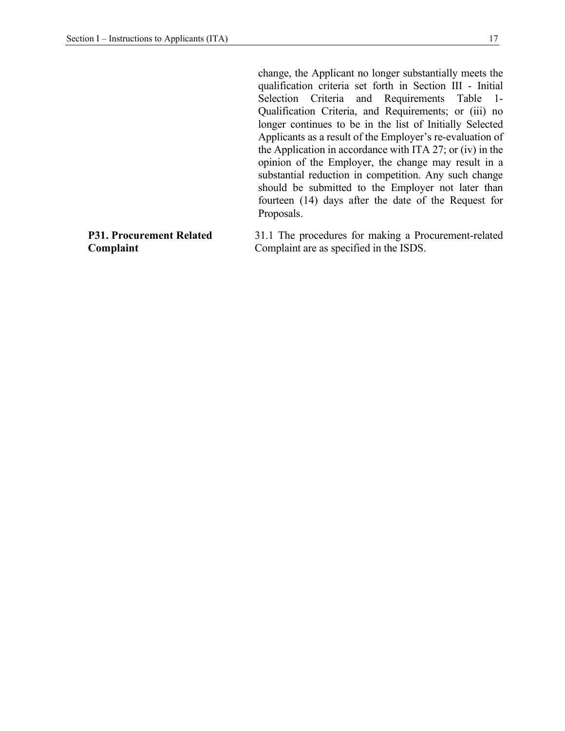change, the Applicant no longer substantially meets the qualification criteria set forth in Section III - Initial Selection Criteria and Requirements Table 1- Qualification Criteria, and Requirements; or (iii) no longer continues to be in the list of Initially Selected Applicants as a result of the Employer's re-evaluation of the Application in accordance with ITA 27; or (iv) in the opinion of the Employer, the change may result in a substantial reduction in competition. Any such change should be submitted to the Employer not later than fourteen (14) days after the date of the Request for Proposals.

**P31. Procurement Related Complaint**

31.1 The procedures for making a Procurement-related Complaint are as specified in the ISDS.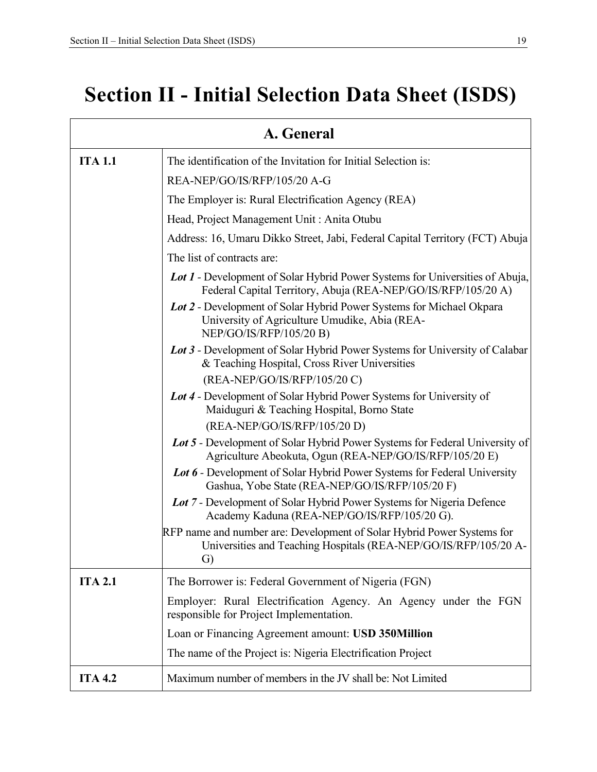# Section II - Initial Selection Data Sheet (ISDS)

| A. General | |
|---|---|
| **ITA 1.1** | The identification of the Invitation for Initial Selection is:<br>REA-NEP/GO/IS/RFP/105/20 A-G<br>The Employer is: Rural Electrification Agency (REA)<br>Head, Project Management Unit : Anita Otubu<br>Address: 16, Umaru Dikko Street, Jabi, Federal Capital Territory (FCT) Abuja<br>The list of contracts are:<br>***Lot 1*** - Development of Solar Hybrid Power Systems for Universities of Abuja, Federal Capital Territory, Abuja (REA-NEP/GO/IS/RFP/105/20 A)<br>***Lot 2*** - Development of Solar Hybrid Power Systems for Michael Okpara University of Agriculture Umudike, Abia (REA-NEP/GO/IS/RFP/105/20 B)<br>***Lot 3*** - Development of Solar Hybrid Power Systems for University of Calabar & Teaching Hospital, Cross River Universities (REA-NEP/GO/IS/RFP/105/20 C)<br>***Lot 4*** - Development of Solar Hybrid Power Systems for University of Maiduguri & Teaching Hospital, Borno State (REA-NEP/GO/IS/RFP/105/20 D)<br>***Lot 5*** - Development of Solar Hybrid Power Systems for Federal University of Agriculture Abeokuta, Ogun (REA-NEP/GO/IS/RFP/105/20 E)<br>***Lot 6*** - Development of Solar Hybrid Power Systems for Federal University Gashua, Yobe State (REA-NEP/GO/IS/RFP/105/20 F)<br>***Lot 7*** - Development of Solar Hybrid Power Systems for Nigeria Defence Academy Kaduna (REA-NEP/GO/IS/RFP/105/20 G).<br>RFP name and number are: Development of Solar Hybrid Power Systems for Universities and Teaching Hospitals (REA-NEP/GO/IS/RFP/105/20 A-G) |
| **ITA 2.1** | The Borrower is: Federal Government of Nigeria (FGN)<br>Employer: Rural Electrification Agency. An Agency under the FGN responsible for Project Implementation.<br>Loan or Financing Agreement amount: **USD 350Million**<br>The name of the Project is: Nigeria Electrification Project |
| **ITA 4.2** | Maximum number of members in the JV shall be: Not Limited |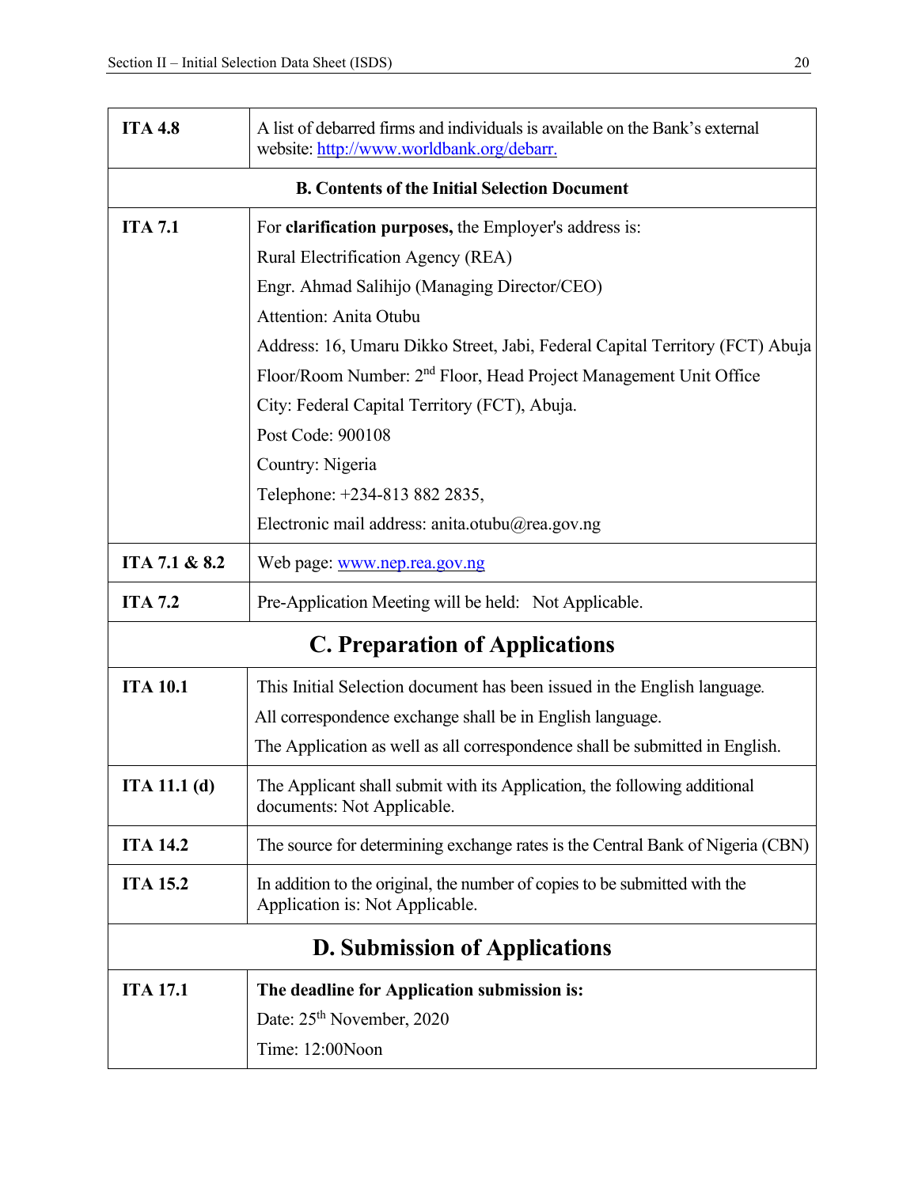| ITA 4.8 | A list of debarred firms and individuals is available on the Bank's external website: http://www.worldbank.org/debarr. |
|---|---|
| **B. Contents of the Initial Selection Document** | |
| **ITA 7.1** | For **clarification purposes,** the Employer's address is:<br>Rural Electrification Agency (REA)<br>Engr. Ahmad Salihijo (Managing Director/CEO)<br>Attention: Anita Otubu<br>Address: 16, Umaru Dikko Street, Jabi, Federal Capital Territory (FCT) Abuja<br>Floor/Room Number: 2nd Floor, Head Project Management Unit Office<br>City: Federal Capital Territory (FCT), Abuja.<br>Post Code: 900108<br>Country: Nigeria<br>Telephone: +234-813 882 2835,<br>Electronic mail address: anita.otubu@rea.gov.ng |
| **ITA 7.1 & 8.2** | Web page: www.nep.rea.gov.ng |
| **ITA 7.2** | Pre-Application Meeting will be held: Not Applicable. |
| **C. Preparation of Applications** | |
| **ITA 10.1** | This Initial Selection document has been issued in the English language.<br>All correspondence exchange shall be in English language.<br>The Application as well as all correspondence shall be submitted in English. |
| **ITA 11.1 (d)** | The Applicant shall submit with its Application, the following additional documents: Not Applicable. |
| **ITA 14.2** | The source for determining exchange rates is the Central Bank of Nigeria (CBN) |
| **ITA 15.2** | In addition to the original, the number of copies to be submitted with the Application is: Not Applicable. |
| **D. Submission of Applications** | |
| **ITA 17.1** | **The deadline for Application submission is:**<br>Date: 25th November, 2020<br>Time: 12:00Noon |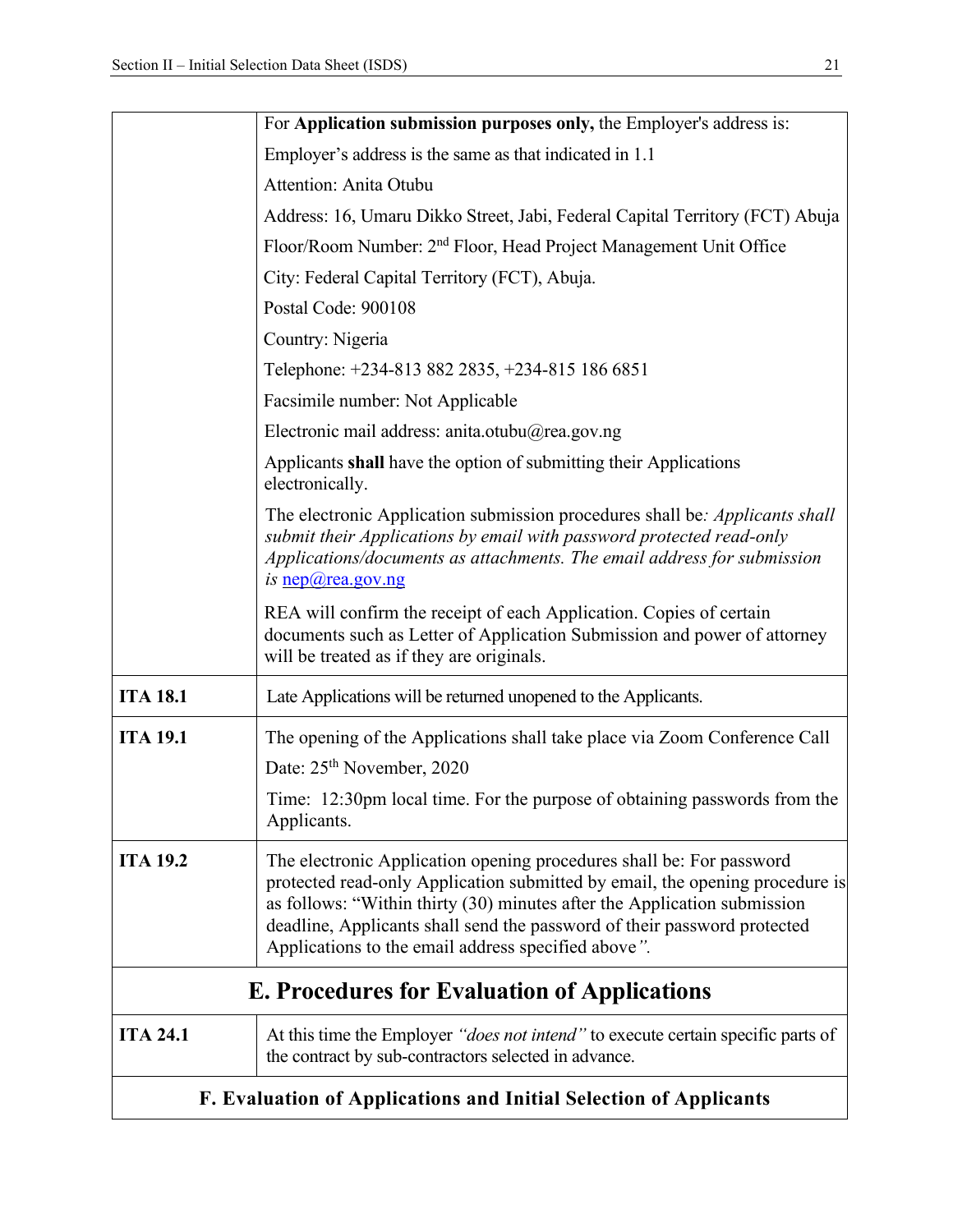| | |
|---|---|
| | For **Application submission purposes only,** the Employer's address is:<br><br>Employer's address is the same as that indicated in 1.1<br><br>Attention: Anita Otubu<br><br>Address: 16, Umaru Dikko Street, Jabi, Federal Capital Territory (FCT) Abuja<br><br>Floor/Room Number: 2nd Floor, Head Project Management Unit Office<br><br>City: Federal Capital Territory (FCT), Abuja.<br><br>Postal Code: 900108<br><br>Country: Nigeria<br><br>Telephone: +234-813 882 2835, +234-815 186 6851<br><br>Facsimile number: Not Applicable<br><br>Electronic mail address: anita.otubu@rea.gov.ng<br><br>Applicants **shall** have the option of submitting their Applications electronically.<br><br>The electronic Application submission procedures shall be*: Applicants shall submit their Applications by email with password protected read-only Applications/documents as attachments. The email address for submission is* nep@rea.gov.ng<br><br>REA will confirm the receipt of each Application. Copies of certain documents such as Letter of Application Submission and power of attorney will be treated as if they are originals. |
| **ITA 18.1** | Late Applications will be returned unopened to the Applicants. |
| **ITA 19.1** | The opening of the Applications shall take place via Zoom Conference Call<br><br>Date: 25th November, 2020<br><br>Time: 12:30pm local time. For the purpose of obtaining passwords from the Applicants. |
| **ITA 19.2** | The electronic Application opening procedures shall be: For password protected read-only Application submitted by email, the opening procedure is as follows: "Within thirty (30) minutes after the Application submission deadline, Applicants shall send the password of their password protected Applications to the email address specified above*".* |

## E. Procedures for Evaluation of Applications

| | |
|---|---|
| **ITA 24.1** | At this time the Employer *"does not intend"* to execute certain specific parts of the contract by sub-contractors selected in advance. |

## F. Evaluation of Applications and Initial Selection of Applicants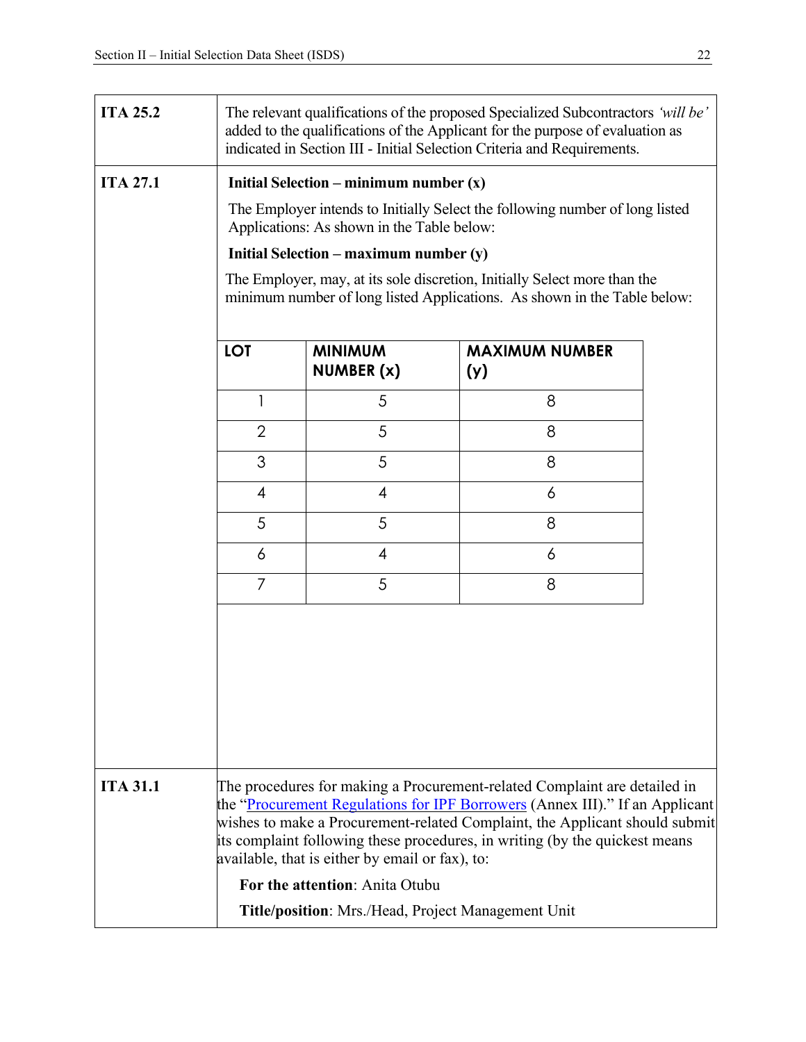| | |
|---|---|
| **ITA 25.2** | The relevant qualifications of the proposed Specialized Subcontractors *'will be'* added to the qualifications of the Applicant for the purpose of evaluation as indicated in Section III - Initial Selection Criteria and Requirements. |
| **ITA 27.1** | **Initial Selection – minimum number (x)**<br><br>The Employer intends to Initially Select the following number of long listed Applications: As shown in the Table below:<br><br>**Initial Selection – maximum number (y)**<br><br>The Employer, may, at its sole discretion, Initially Select more than the minimum number of long listed Applications. As shown in the Table below: |

| LOT | MINIMUM NUMBER (x) | MAXIMUM NUMBER (y) |
|---|---|---|
| 1 | 5 | 8 |
| 2 | 5 | 8 |
| 3 | 5 | 8 |
| 4 | 4 | 6 |
| 5 | 5 | 8 |
| 6 | 4 | 6 |
| 7 | 5 | 8 |

| | |
|---|---|
| **ITA 31.1** | The procedures for making a Procurement-related Complaint are detailed in the "Procurement Regulations for IPF Borrowers (Annex III)." If an Applicant wishes to make a Procurement-related Complaint, the Applicant should submit its complaint following these procedures, in writing (by the quickest means available, that is either by email or fax), to:<br><br>**For the attention**: Anita Otubu<br><br>**Title/position**: Mrs./Head, Project Management Unit |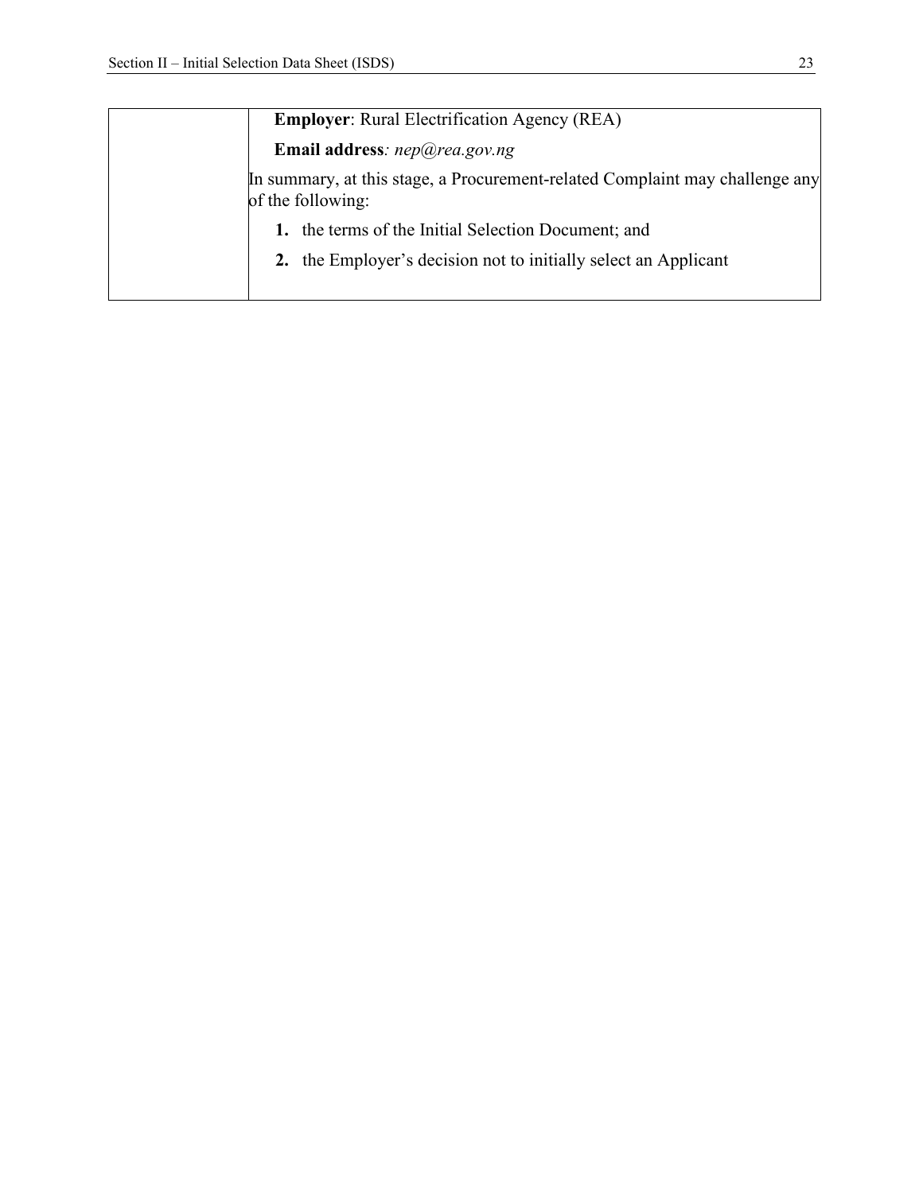| | **Employer**: Rural Electrification Agency (REA)<br><br>**Email address**: *nep@rea.gov.ng*<br><br>In summary, at this stage, a Procurement-related Complaint may challenge any of the following:<br><br>**1.** the terms of the Initial Selection Document; and<br><br>**2.** the Employer's decision not to initially select an Applicant |
|---|---|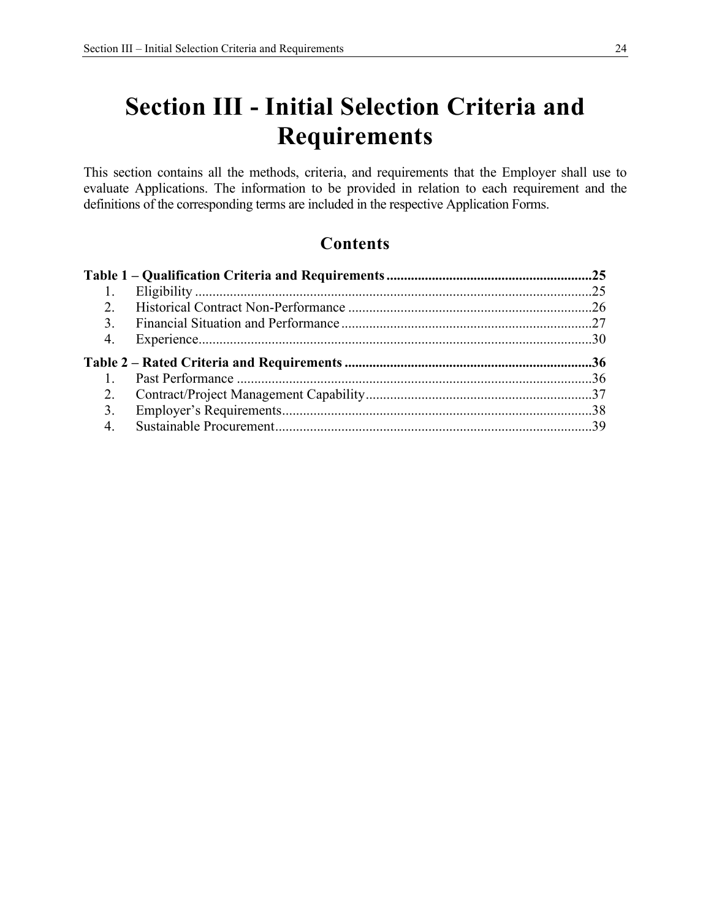# Section III - Initial Selection Criteria and Requirements

This section contains all the methods, criteria, and requirements that the Employer shall use to evaluate Applications. The information to be provided in relation to each requirement and the definitions of the corresponding terms are included in the respective Application Forms.

## Contents

**Table 1 – Qualification Criteria and Requirements ....................................................... 25**

1. Eligibility ................................................................................................................ 25
2. Historical Contract Non-Performance ..................................................................... 26
3. Financial Situation and Performance ...................................................................... 27
4. Experience............................................................................................................... 30

**Table 2 – Rated Criteria and Requirements .................................................................. 36**

1. Past Performance .................................................................................................... 36
2. Contract/Project Management Capability ............................................................... 37
3. Employer's Requirements ........................................................................................ 38
4. Sustainable Procurement.......................................................................................... 39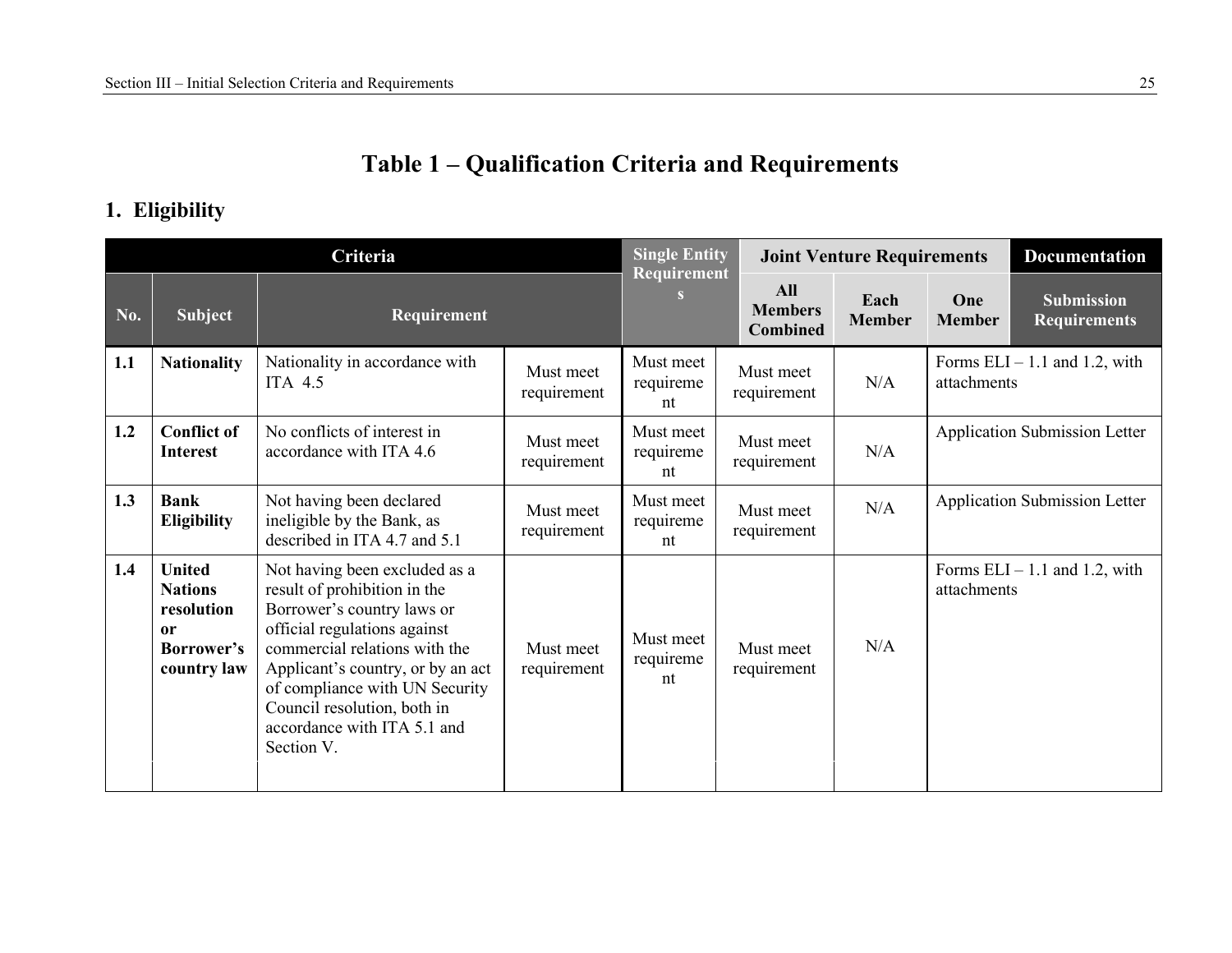# Table 1 – Qualification Criteria and Requirements

## 1. Eligibility

| Criteria | | | Single Entity Requirements | Joint Venture Requirements | | | Documentation |
|---|---|---|---|---|---|---|---|
| **No.** | **Subject** | **Requirement** | | **All Members Combined** | **Each Member** | **One Member** | **Submission Requirements** |
| **1.1** | **Nationality** | Nationality in accordance with ITA 4.5 | Must meet requirement | Must meet requirement | Must meet requirement | N/A | Forms ELI – 1.1 and 1.2, with attachments |
| **1.2** | **Conflict of Interest** | No conflicts of interest in accordance with ITA 4.6 | Must meet requirement | Must meet requirement | Must meet requirement | N/A | Application Submission Letter |
| **1.3** | **Bank Eligibility** | Not having been declared ineligible by the Bank, as described in ITA 4.7 and 5.1 | Must meet requirement | Must meet requirement | Must meet requirement | N/A | Application Submission Letter |
| **1.4** | **United Nations resolution or Borrower's country law** | Not having been excluded as a result of prohibition in the Borrower's country laws or official regulations against commercial relations with the Applicant's country, or by an act of compliance with UN Security Council resolution, both in accordance with ITA 5.1 and Section V. | Must meet requirement | Must meet requirement | Must meet requirement | N/A | Forms ELI – 1.1 and 1.2, with attachments |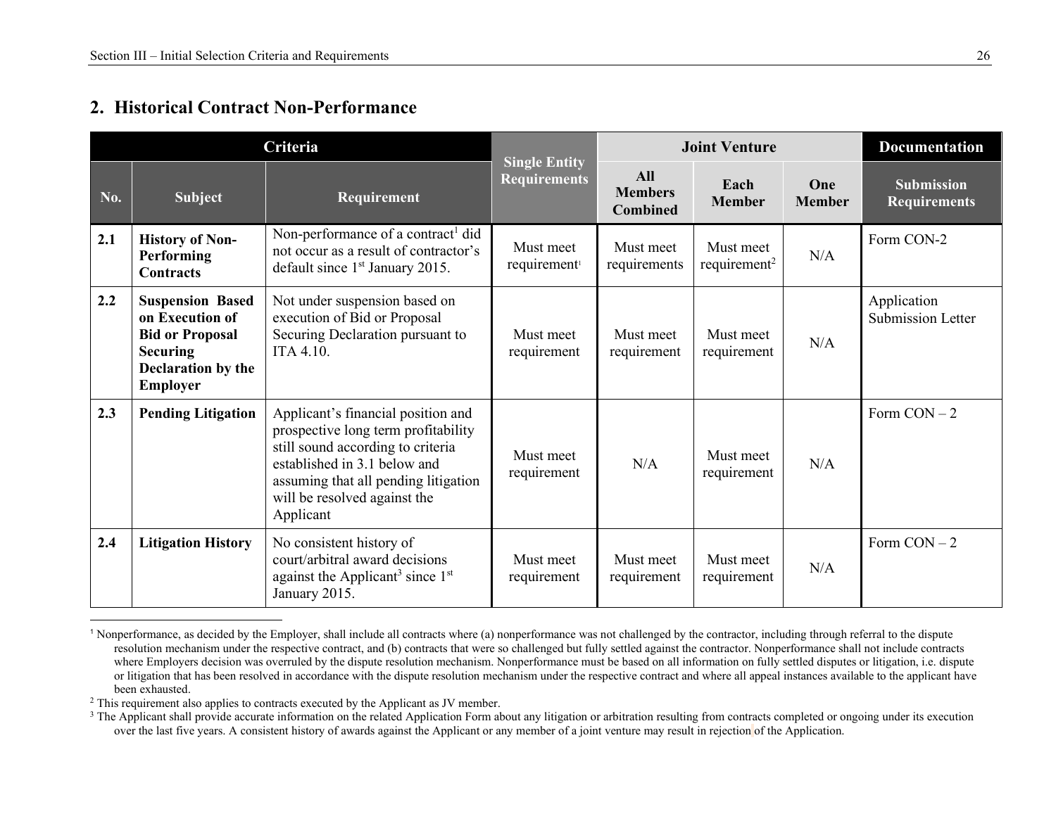## 2. Historical Contract Non-Performance

| Criteria | | | Single Entity Requirements | Joint Venture | | | Documentation |
|---|---|---|---|---|---|---|---|
| No. | Subject | Requirement | | All Members Combined | Each Member | One Member | Submission Requirements |
| 2.1 | **History of Non-Performing Contracts** | Non-performance of a contract[1] did not occur as a result of contractor's default since 1st January 2015. | Must meet requirement[1] | Must meet requirements | Must meet requirement[2] | N/A | Form CON-2 |
| 2.2 | **Suspension Based on Execution of Bid or Proposal Securing Declaration by the Employer** | Not under suspension based on execution of Bid or Proposal Securing Declaration pursuant to ITA 4.10. | Must meet requirement | Must meet requirement | Must meet requirement | N/A | Application Submission Letter |
| 2.3 | **Pending Litigation** | Applicant's financial position and prospective long term profitability still sound according to criteria established in 3.1 below and assuming that all pending litigation will be resolved against the Applicant | Must meet requirement | N/A | Must meet requirement | N/A | Form CON – 2 |
| 2.4 | **Litigation History** | No consistent history of court/arbitral award decisions against the Applicant[3] since 1st January 2015. | Must meet requirement | Must meet requirement | Must meet requirement | N/A | Form CON – 2 |

[1] Nonperformance, as decided by the Employer, shall include all contracts where (a) nonperformance was not challenged by the contractor, including through referral to the dispute resolution mechanism under the respective contract, and (b) contracts that were so challenged but fully settled against the contractor. Nonperformance shall not include contracts where Employers decision was overruled by the dispute resolution mechanism. Nonperformance must be based on all information on fully settled disputes or litigation, i.e. dispute or litigation that has been resolved in accordance with the dispute resolution mechanism under the respective contract and where all appeal instances available to the applicant have been exhausted.

[2] This requirement also applies to contracts executed by the Applicant as JV member.

[3] The Applicant shall provide accurate information on the related Application Form about any litigation or arbitration resulting from contracts completed or ongoing under its execution over the last five years. A consistent history of awards against the Applicant or any member of a joint venture may result in rejection of the Application.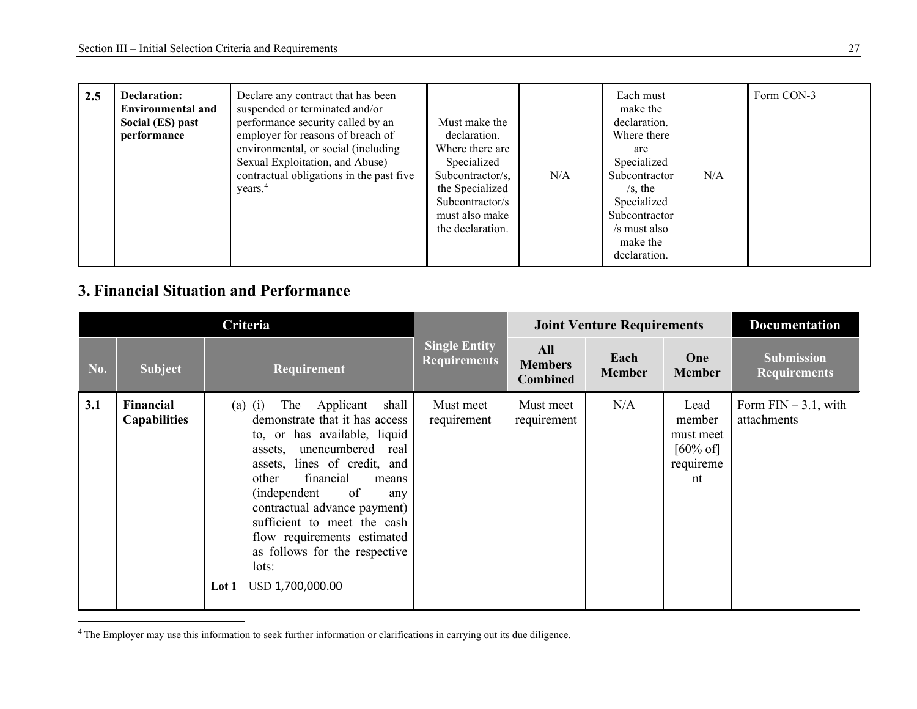| 2.5 | **Declaration: Environmental and Social (ES) past performance** | Declare any contract that has been suspended or terminated and/or performance security called by an employer for reasons of breach of environmental, or social (including Sexual Exploitation, and Abuse) contractual obligations in the past five years.[4] | Must make the declaration. Where there are Specialized Subcontractor/s, the Specialized Subcontractor/s must also make the declaration. | N/A | Each must make the declaration. Where there are Specialized Subcontractor/s, the Specialized Subcontractor/s must also make the declaration. | N/A | Form CON-3 |
|---|---|---|---|---|---|---|---|

## 3. Financial Situation and Performance

| Criteria | | | Single Entity Requirements | Joint Venture Requirements | | | Documentation |
|---|---|---|---|---|---|---|---|
| **No.** | **Subject** | **Requirement** | | **All Members Combined** | **Each Member** | **One Member** | **Submission Requirements** |
| **3.1** | **Financial Capabilities** | (a) (i) The Applicant shall demonstrate that it has access to, or has available, liquid assets, unencumbered real assets, lines of credit, and other financial means (independent of any contractual advance payment) sufficient to meet the cash flow requirements estimated as follows for the respective lots:<br><br>**Lot 1** – USD 1,700,000.00 | Must meet requirement | Must meet requirement | N/A | Lead member must meet [60% of] requirement | Form FIN – 3.1, with attachments |

[4] The Employer may use this information to seek further information or clarifications in carrying out its due diligence.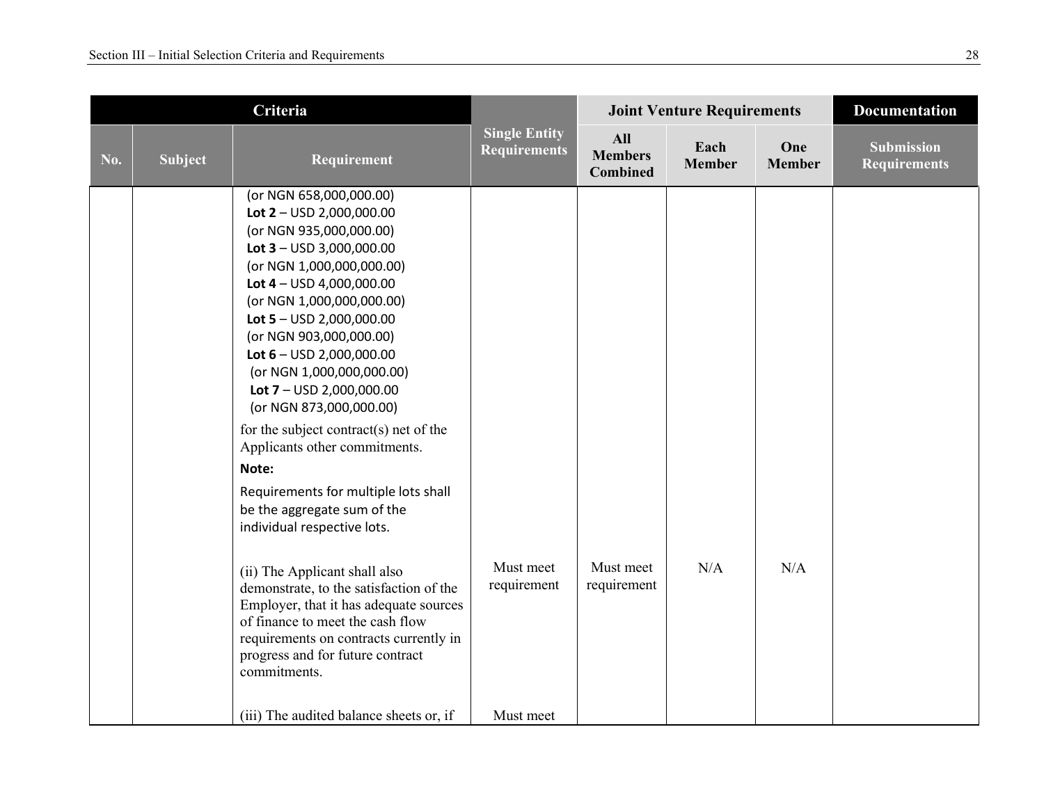| Criteria | | | Single Entity Requirements | Joint Venture Requirements | | | Documentation |
|---|---|---|---|---|---|---|---|
| No. | Subject | Requirement | | All Members Combined | Each Member | One Member | Submission Requirements |
| | | (or NGN 658,000,000.00)<br>**Lot 2** – USD 2,000,000.00<br>(or NGN 935,000,000.00)<br>**Lot 3** – USD 3,000,000.00<br>(or NGN 1,000,000,000.00)<br>**Lot 4** – USD 4,000,000.00<br>(or NGN 1,000,000,000.00)<br>**Lot 5** – USD 2,000,000.00<br>(or NGN 903,000,000.00)<br>**Lot 6** – USD 2,000,000.00<br>(or NGN 1,000,000,000.00)<br>**Lot 7** – USD 2,000,000.00<br>(or NGN 873,000,000.00)<br><br>for the subject contract(s) net of the Applicants other commitments.<br><br>**Note:**<br><br>Requirements for multiple lots shall be the aggregate sum of the individual respective lots. | | | | | |
| | | (ii) The Applicant shall also demonstrate, to the satisfaction of the Employer, that it has adequate sources of finance to meet the cash flow requirements on contracts currently in progress and for future contract commitments. | Must meet requirement | Must meet requirement | N/A | N/A | |
| | | (iii) The audited balance sheets or, if | Must meet | | | | |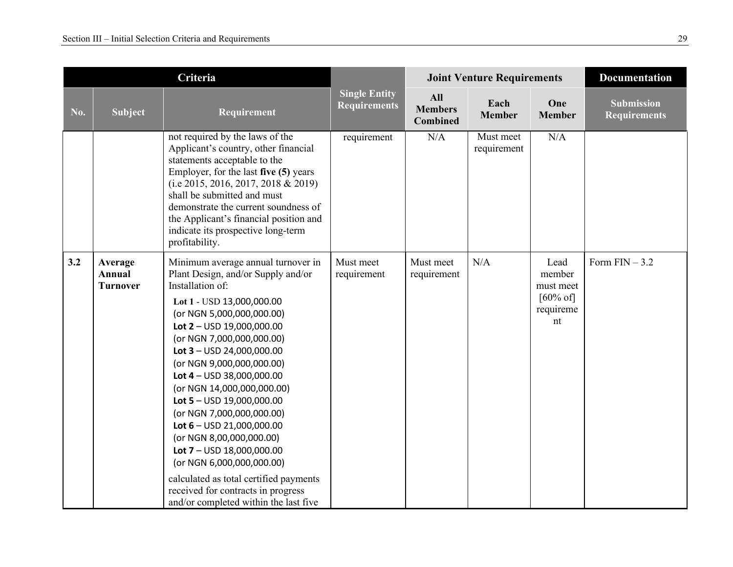| Criteria | | | Single Entity Requirements | Joint Venture Requirements | | | Documentation |
|---|---|---|---|---|---|---|---|
| No. | Subject | Requirement | | All Members Combined | Each Member | One Member | Submission Requirements |
| | | not required by the laws of the Applicant's country, other financial statements acceptable to the Employer, for the last **five (5)** years (i.e 2015, 2016, 2017, 2018 & 2019) shall be submitted and must demonstrate the current soundness of the Applicant's financial position and indicate its prospective long-term profitability. | requirement | N/A | Must meet requirement | N/A | |
| **3.2** | **Average Annual Turnover** | Minimum average annual turnover in Plant Design, and/or Supply and/or Installation of:<br>**Lot 1** - USD 13,000,000.00 (or NGN 5,000,000,000.00)<br>**Lot 2** – USD 19,000,000.00 (or NGN 7,000,000,000.00)<br>**Lot 3** – USD 24,000,000.00 (or NGN 9,000,000,000.00)<br>**Lot 4** – USD 38,000,000.00 (or NGN 14,000,000,000.00)<br>**Lot 5** – USD 19,000,000.00 (or NGN 7,000,000,000.00)<br>**Lot 6** – USD 21,000,000.00 (or NGN 8,00,000,000.00)<br>**Lot 7** – USD 18,000,000.00 (or NGN 6,000,000,000.00)<br>calculated as total certified payments received for contracts in progress and/or completed within the last five | Must meet requirement | Must meet requirement | N/A | Lead member must meet [60% of] requirement | Form FIN – 3.2 |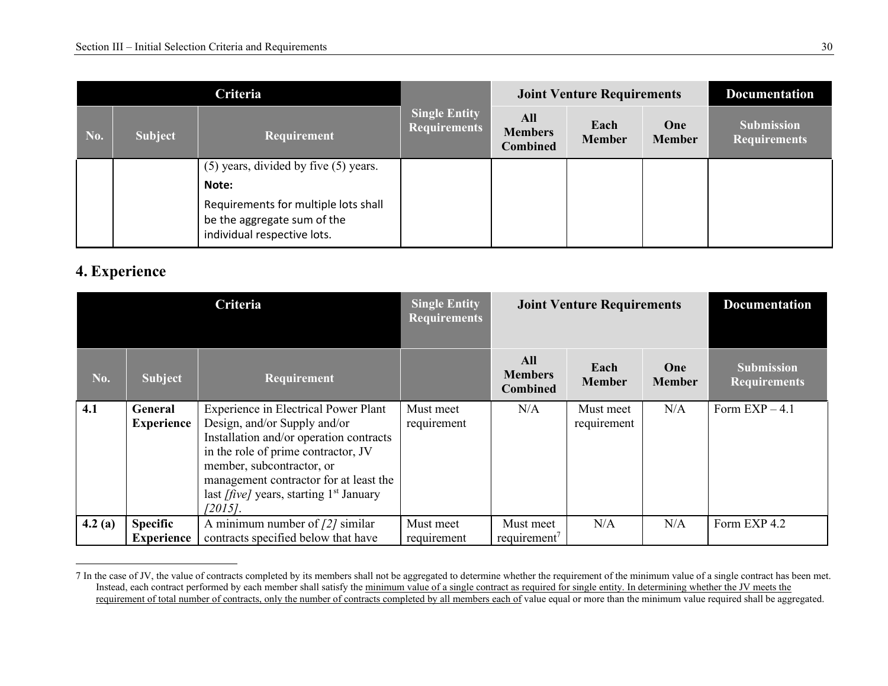| Criteria | | | Single Entity Requirements | Joint Venture Requirements | | | Documentation |
|---|---|---|---|---|---|---|---|
| **No.** | **Subject** | **Requirement** | | **All Members Combined** | **Each Member** | **One Member** | **Submission Requirements** |
| | | (5) years, divided by five (5) years.<br>**Note:**<br>Requirements for multiple lots shall be the aggregate sum of the individual respective lots. | | | | | |

## 4. Experience

| Criteria | | | Single Entity Requirements | Joint Venture Requirements | | | Documentation |
|---|---|---|---|---|---|---|---|
| **No.** | **Subject** | **Requirement** | | **All Members Combined** | **Each Member** | **One Member** | **Submission Requirements** |
| **4.1** | **General Experience** | Experience in Electrical Power Plant Design, and/or Supply and/or Installation and/or operation contracts in the role of prime contractor, JV member, subcontractor, or management contractor for at least the last *[five]* years, starting 1st January *[2015]*. | Must meet requirement | N/A | Must meet requirement | N/A | Form EXP – 4.1 |
| **4.2 (a)** | **Specific Experience** | A minimum number of *[2]* similar contracts specified below that have | Must meet requirement | Must meet requirement[7] | N/A | N/A | Form EXP 4.2 |

7 In the case of JV, the value of contracts completed by its members shall not be aggregated to determine whether the requirement of the minimum value of a single contract has been met. Instead, each contract performed by each member shall satisfy the minimum value of a single contract as required for single entity. In determining whether the JV meets the requirement of total number of contracts, only the number of contracts completed by all members each of value equal or more than the minimum value required shall be aggregated.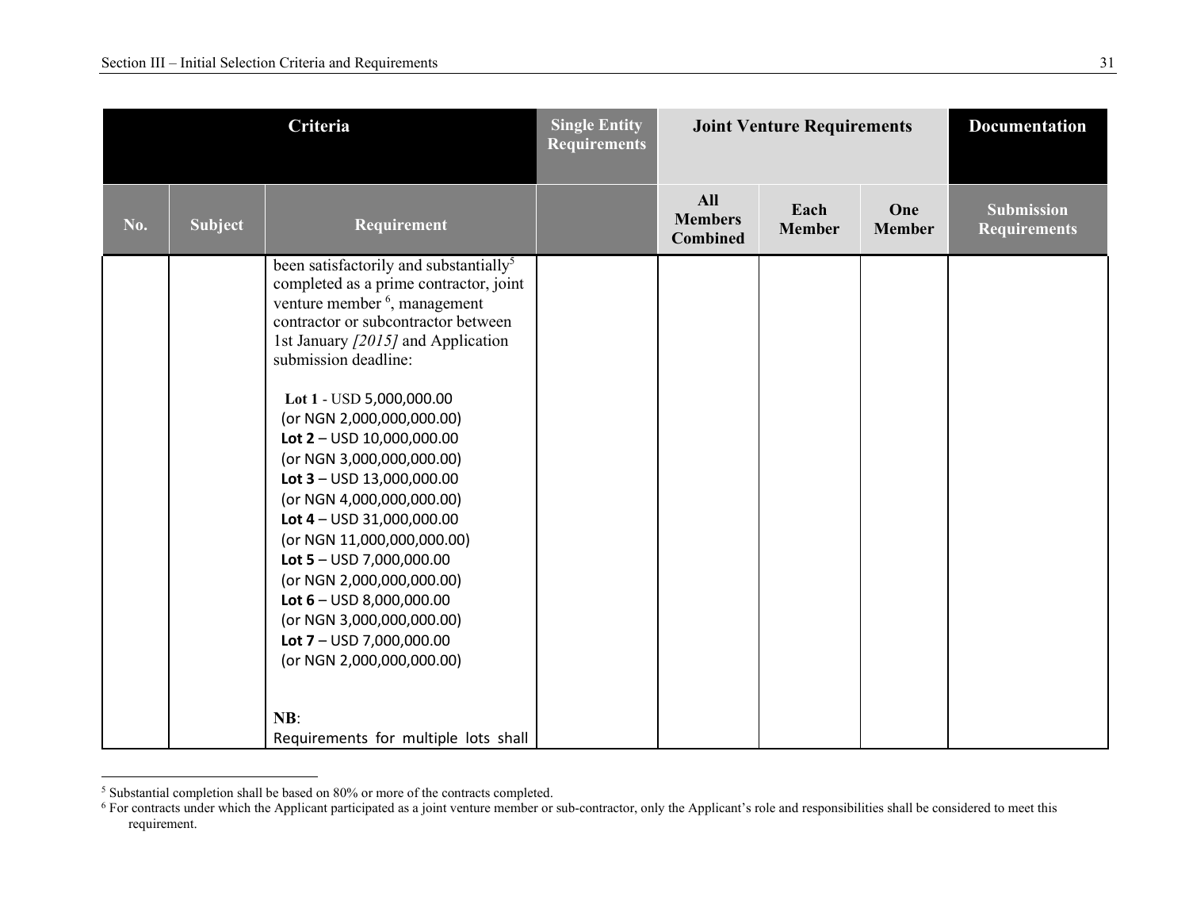| Criteria | | | Single Entity Requirements | Joint Venture Requirements | | | Documentation |
|---|---|---|---|---|---|---|---|
| No. | Subject | Requirement | | All Members Combined | Each Member | One Member | Submission Requirements |
| | | been satisfactorily and substantially[5] completed as a prime contractor, joint venture member [6], management contractor or subcontractor between 1st January *[2015]* and Application submission deadline:<br><br>**Lot 1** - USD 5,000,000.00 (or NGN 2,000,000,000.00)<br>**Lot 2** – USD 10,000,000.00 (or NGN 3,000,000,000.00)<br>**Lot 3** – USD 13,000,000.00 (or NGN 4,000,000,000.00)<br>**Lot 4** – USD 31,000,000.00 (or NGN 11,000,000,000.00)<br>**Lot 5** – USD 7,000,000.00 (or NGN 2,000,000,000.00)<br>**Lot 6** – USD 8,000,000.00 (or NGN 3,000,000,000.00)<br>**Lot 7** – USD 7,000,000.00 (or NGN 2,000,000,000.00)<br><br>**NB**:<br>Requirements for multiple lots shall | | | | | |

[5] Substantial completion shall be based on 80% or more of the contracts completed.

[6] For contracts under which the Applicant participated as a joint venture member or sub-contractor, only the Applicant's role and responsibilities shall be considered to meet this requirement.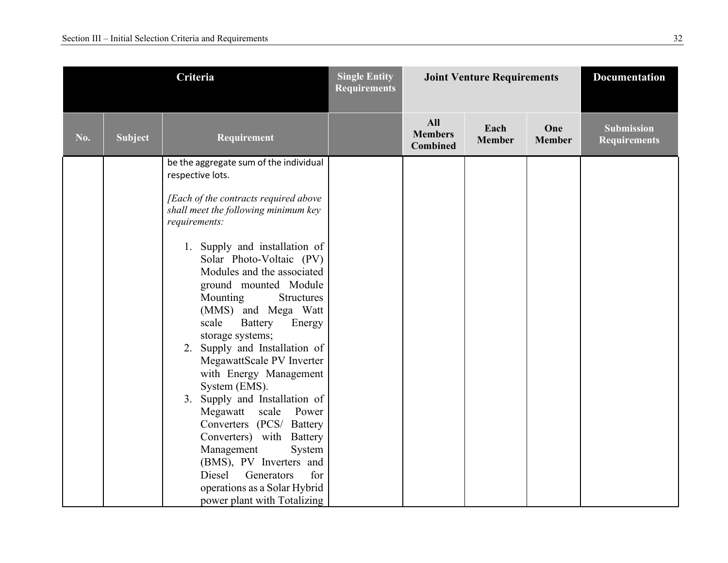| Criteria | | | Single Entity Requirements | Joint Venture Requirements | | | Documentation |
|---|---|---|---|---|---|---|---|
| **No.** | **Subject** | **Requirement** | | **All Members Combined** | **Each Member** | **One Member** | **Submission Requirements** |
| | | be the aggregate sum of the individual respective lots.<br><br>*[Each of the contracts required above shall meet the following minimum key requirements:*<br><br>1. Supply and installation of Solar Photo-Voltaic (PV) Modules and the associated ground mounted Module Mounting Structures (MMS) and Mega Watt scale Battery Energy storage systems;<br>2. Supply and Installation of MegawattScale PV Inverter with Energy Management System (EMS).<br>3. Supply and Installation of Megawatt scale Power Converters (PCS/ Battery Converters) with Battery Management System (BMS), PV Inverters and Diesel Generators for operations as a Solar Hybrid power plant with Totalizing | | | | | |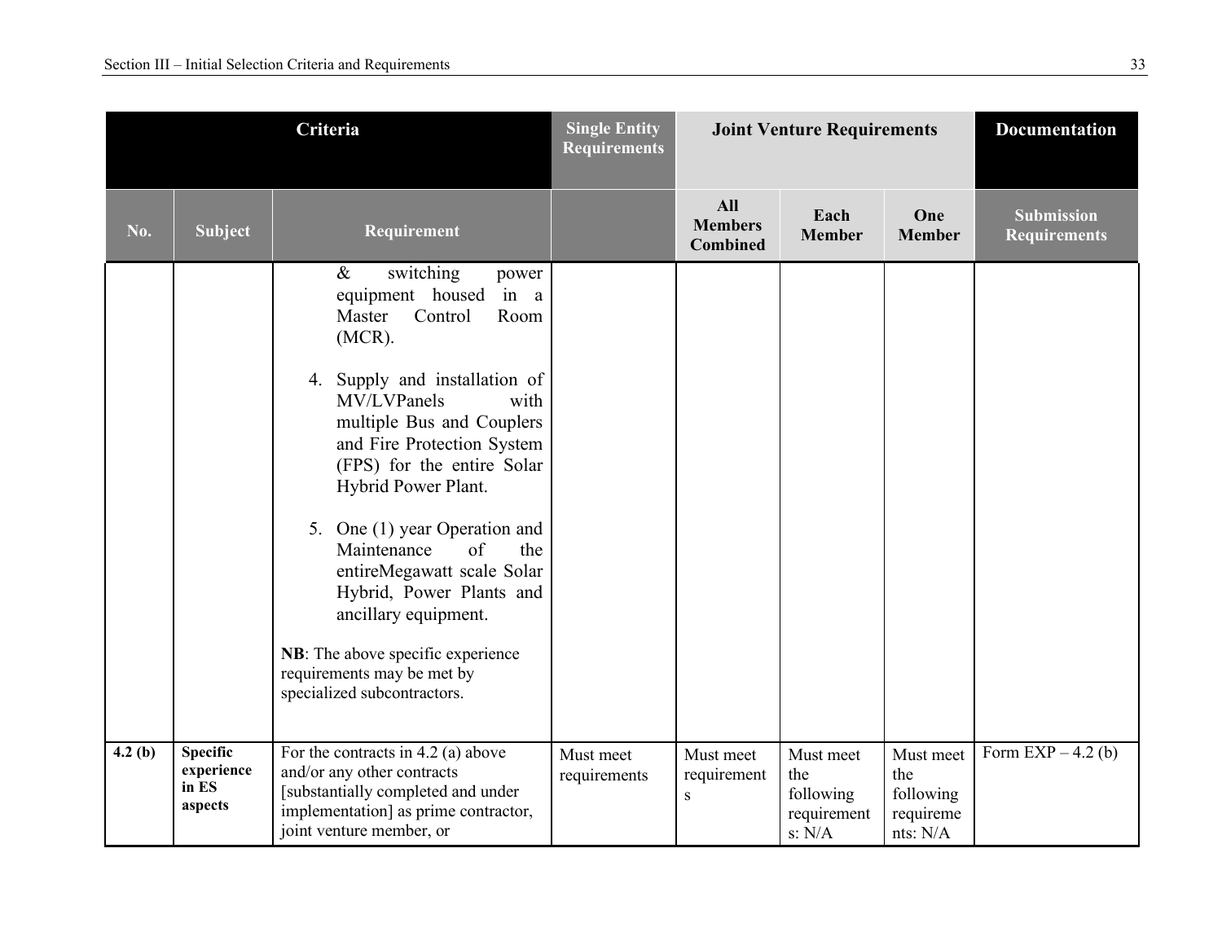| Criteria | | | Single Entity Requirements | Joint Venture Requirements | | | Documentation |
|---|---|---|---|---|---|---|---|
| **No.** | **Subject** | **Requirement** | | **All Members Combined** | **Each Member** | **One Member** | **Submission Requirements** |
| | | & switching power equipment housed in a Master Control Room (MCR).<br><br>4. Supply and installation of MV/LVPanels with multiple Bus and Couplers and Fire Protection System (FPS) for the entire Solar Hybrid Power Plant.<br><br>5. One (1) year Operation and Maintenance of the entireMegawatt scale Solar Hybrid, Power Plants and ancillary equipment.<br><br>**NB**: The above specific experience requirements may be met by specialized subcontractors. | | | | | |
| **4.2 (b)** | **Specific experience in ES aspects** | For the contracts in 4.2 (a) above and/or any other contracts [substantially completed and under implementation] as prime contractor, joint venture member, or | Must meet requirements | Must meet requirements | Must meet the following requirements: N/A | Must meet the following requirements: N/A | Form EXP – 4.2 (b) |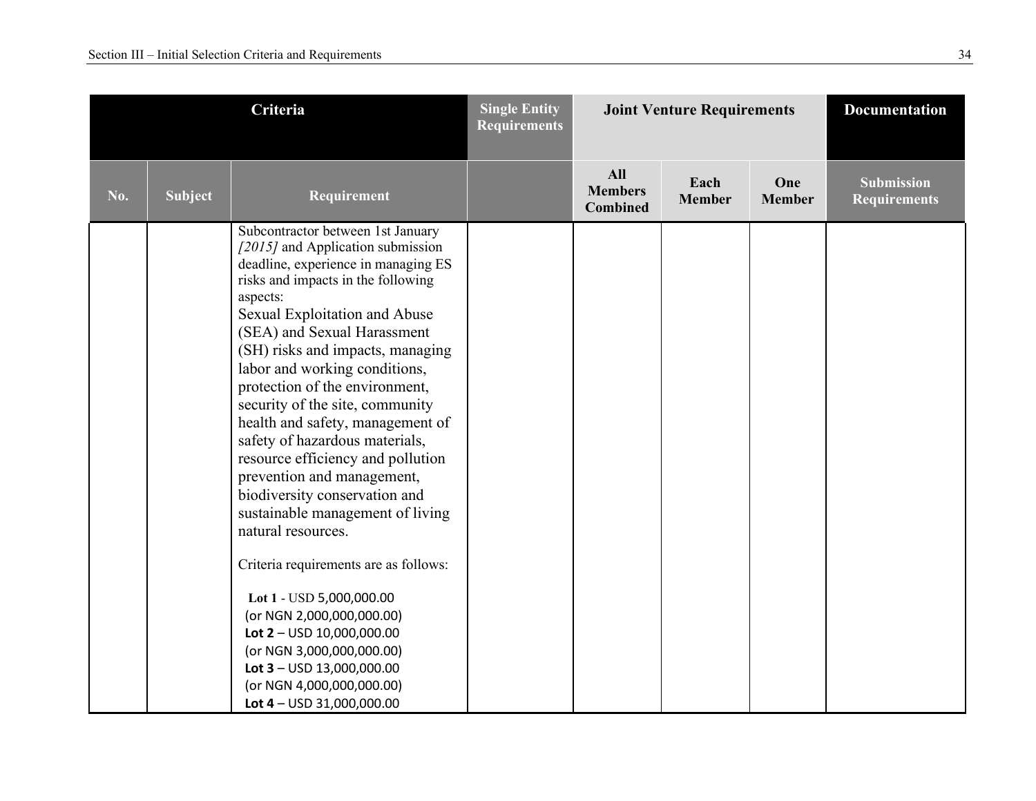| Criteria | | | Single Entity Requirements | Joint Venture Requirements | | | Documentation |
|---|---|---|---|---|---|---|---|
| No. | Subject | Requirement | | All Members Combined | Each Member | One Member | Submission Requirements |
| | | Subcontractor between 1st January *[2015]* and Application submission deadline, experience in managing ES risks and impacts in the following aspects:<br>Sexual Exploitation and Abuse (SEA) and Sexual Harassment (SH) risks and impacts, managing labor and working conditions, protection of the environment, security of the site, community health and safety, management of safety of hazardous materials, resource efficiency and pollution prevention and management, biodiversity conservation and sustainable management of living natural resources.<br><br>Criteria requirements are as follows:<br><br>**Lot 1** - USD 5,000,000.00 (or NGN 2,000,000,000.00)<br>**Lot 2** – USD 10,000,000.00 (or NGN 3,000,000,000.00)<br>**Lot 3** – USD 13,000,000.00 (or NGN 4,000,000,000.00)<br>**Lot 4** – USD 31,000,000.00 | | | | | |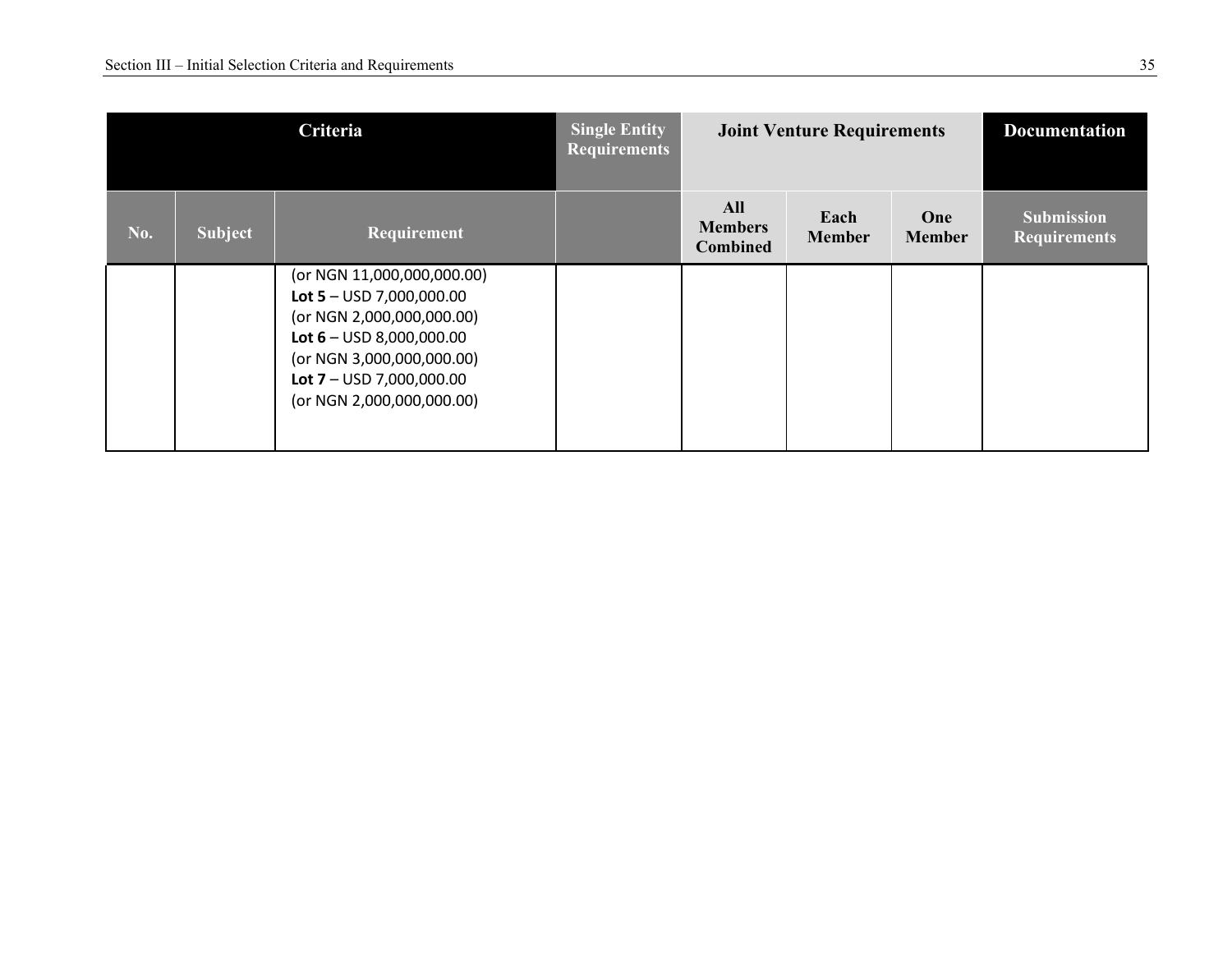| Criteria | | | Single Entity Requirements | Joint Venture Requirements | | | Documentation |
|---|---|---|---|---|---|---|---|
| No. | Subject | Requirement | | All Members Combined | Each Member | One Member | Submission Requirements |
| | | (or NGN 11,000,000,000.00)<br>**Lot 5** – USD 7,000,000.00<br>(or NGN 2,000,000,000.00)<br>**Lot 6** – USD 8,000,000.00<br>(or NGN 3,000,000,000.00)<br>**Lot 7** – USD 7,000,000.00<br>(or NGN 2,000,000,000.00) | | | | | |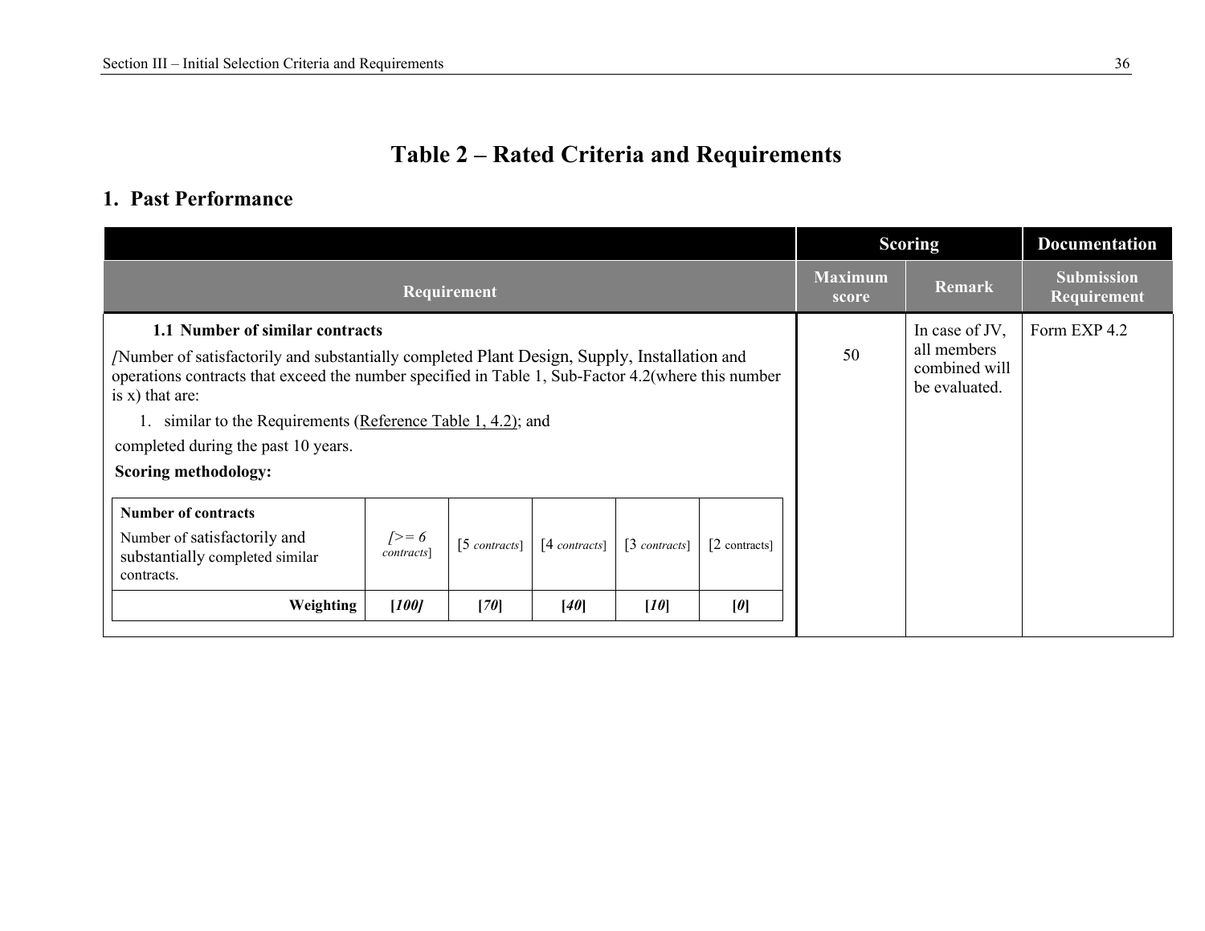# Table 2 – Rated Criteria and Requirements

## 1. Past Performance

| Requirement | Scoring | | Documentation |
|---|---|---|---|
| | Maximum score | Remark | Submission Requirement |
| **1.1 Number of similar contracts**<br>[Number of satisfactorily and substantially completed Plant Design, Supply, Installation and operations contracts that exceed the number specified in Table 1, Sub-Factor 4.2(where this number is x) that are:<br>1. similar to the Requirements (Reference Table 1, 4.2); and<br>completed during the past 10 years.<br>**Scoring methodology:** | 50 | In case of JV, all members combined will be evaluated. | Form EXP 4.2 |

| **Number of contracts**<br>Number of satisfactorily and substantially completed similar contracts. | [>= 6 *contracts*] | [5 *contracts*] | [4 *contracts*] | [3 *contracts*] | [2 contracts] |
|---|---|---|---|---|---|
| **Weighting** | **[*100*]** | **[*70*]** | **[*40*]** | **[*10*]** | **[*0*]** |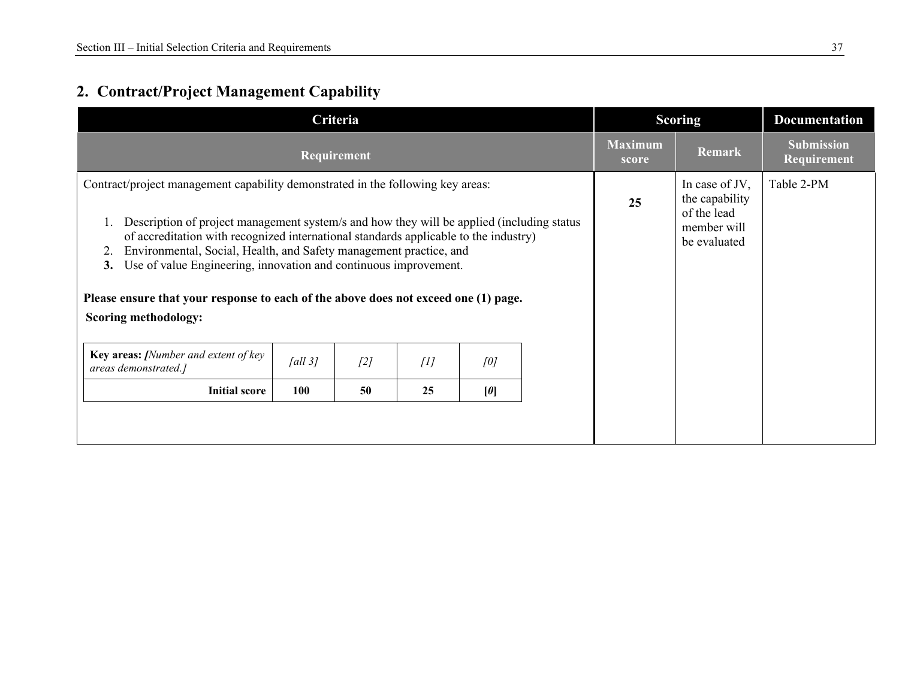## 2. Contract/Project Management Capability

| Criteria | Scoring | | Documentation |
|---|---|---|---|
| **Requirement** | **Maximum score** | **Remark** | **Submission Requirement** |
| Contract/project management capability demonstrated in the following key areas:<br><br>1. Description of project management system/s and how they will be applied (including status of accreditation with recognized international standards applicable to the industry)<br>2. Environmental, Social, Health, and Safety management practice, and<br>**3.** Use of value Engineering, innovation and continuous improvement.<br><br>**Please ensure that your response to each of the above does not exceed one (1) page.**<br>**Scoring methodology:** | **25** | In case of JV, the capability of the lead member will be evaluated | Table 2-PM |

| **Key areas:** *[Number and extent of key areas demonstrated.]* | *[all 3]* | *[2]* | *[1]* | *[0]* |
|---|---|---|---|---|
| **Initial score** | **100** | **50** | **25** | **[*0*]** |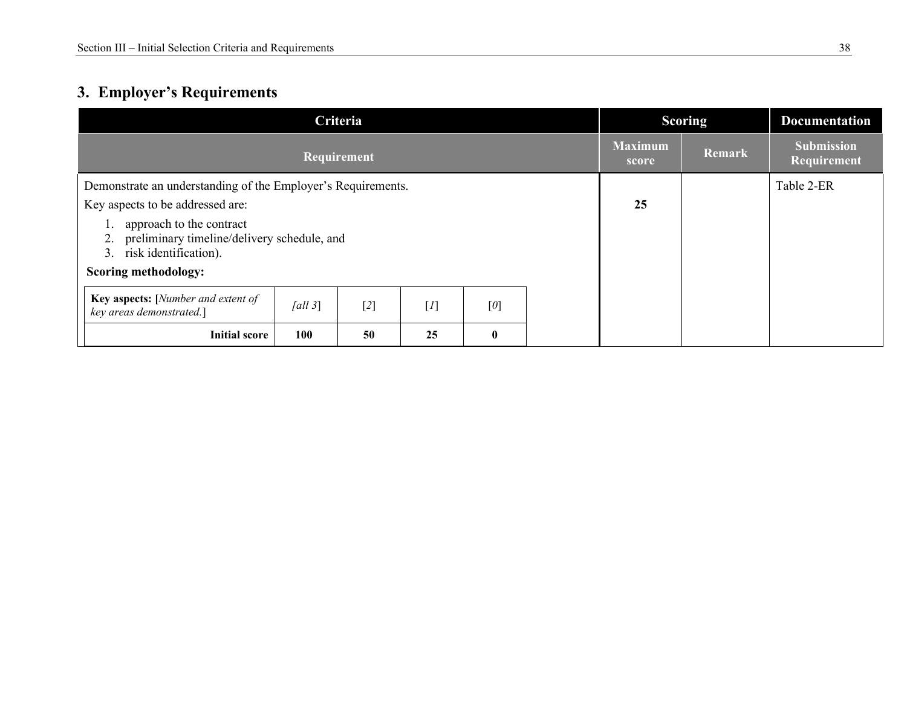## 3. Employer's Requirements

| Criteria | Scoring | | Documentation |
|---|---|---|---|
| Requirement | Maximum score | Remark | Submission Requirement |
| Demonstrate an understanding of the Employer's Requirements.<br>Key aspects to be addressed are:<br>1. approach to the contract<br>2. preliminary timeline/delivery schedule, and<br>3. risk identification).<br>**Scoring methodology:** | 25 | | Table 2-ER |

| **Key aspects: [***Number and extent of key areas demonstrated.*] | *[all 3*] | [*2*] | [*1*] | [*0*] |
|---|---|---|---|---|
| **Initial score** | **100** | **50** | **25** | **0** |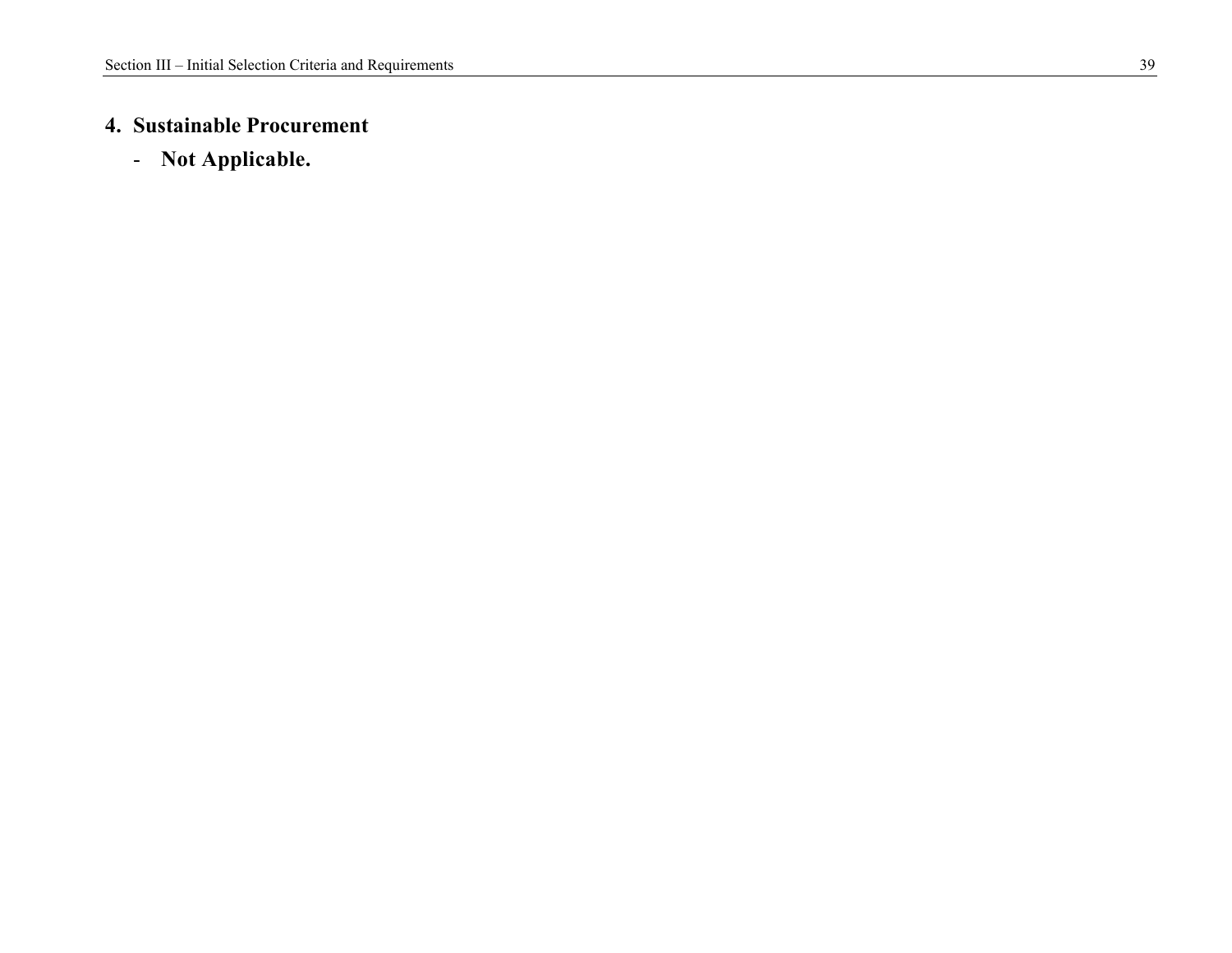## 4. Sustainable Procurement

- **Not Applicable.**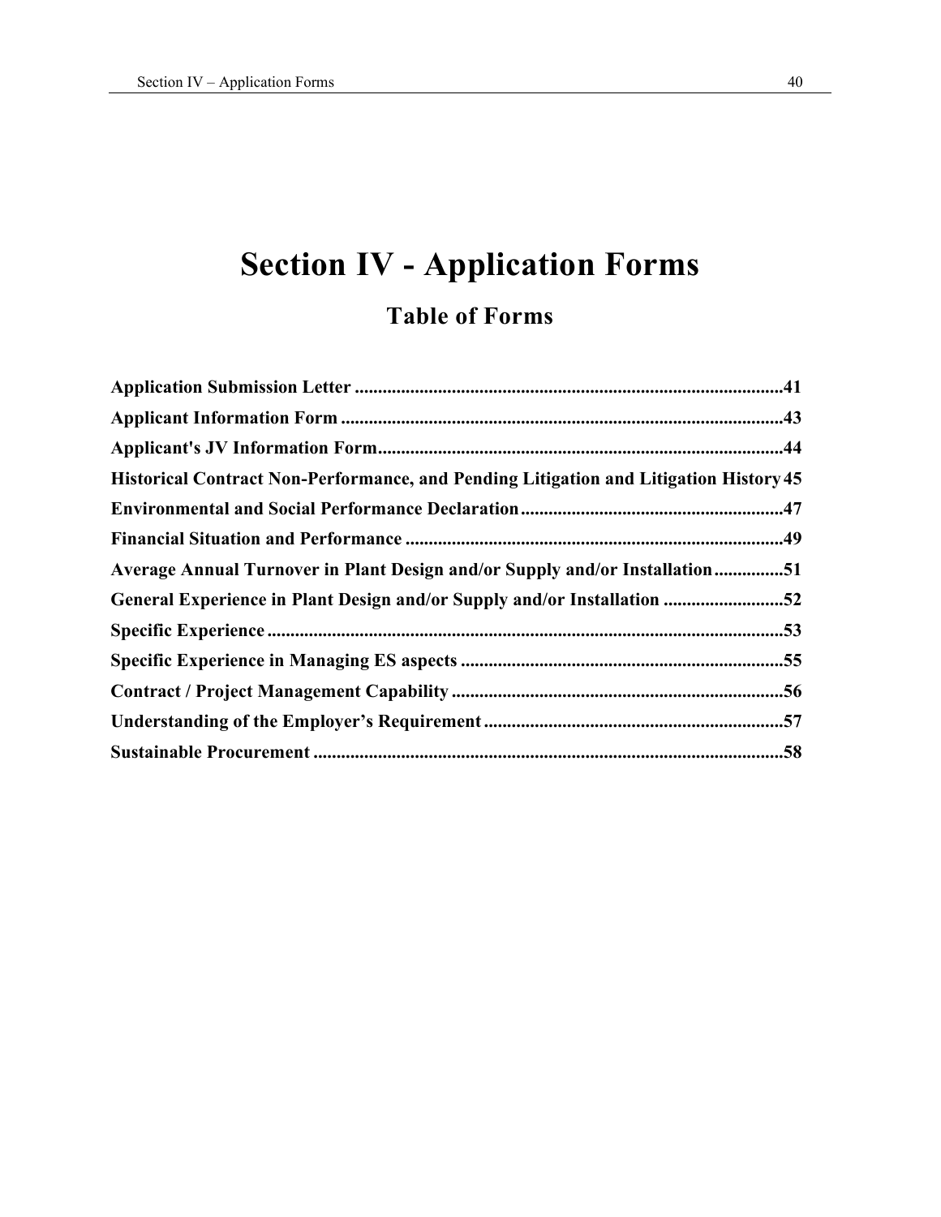# Section IV - Application Forms

## Table of Forms

**Application Submission Letter ............................................................................................41**

**Applicant Information Form ...............................................................................................43**

**Applicant's JV Information Form........................................................................................44**

**Historical Contract Non-Performance, and Pending Litigation and Litigation History 45**

**Environmental and Social Performance Declaration.........................................................47**

**Financial Situation and Performance ..................................................................................49**

**Average Annual Turnover in Plant Design and/or Supply and/or Installation...............51**

**General Experience in Plant Design and/or Supply and/or Installation ..........................52**

**Specific Experience ................................................................................................................53**

**Specific Experience in Managing ES aspects .....................................................................55**

**Contract / Project Management Capability ........................................................................56**

**Understanding of the Employer's Requirement .................................................................57**

**Sustainable Procurement .....................................................................................................58**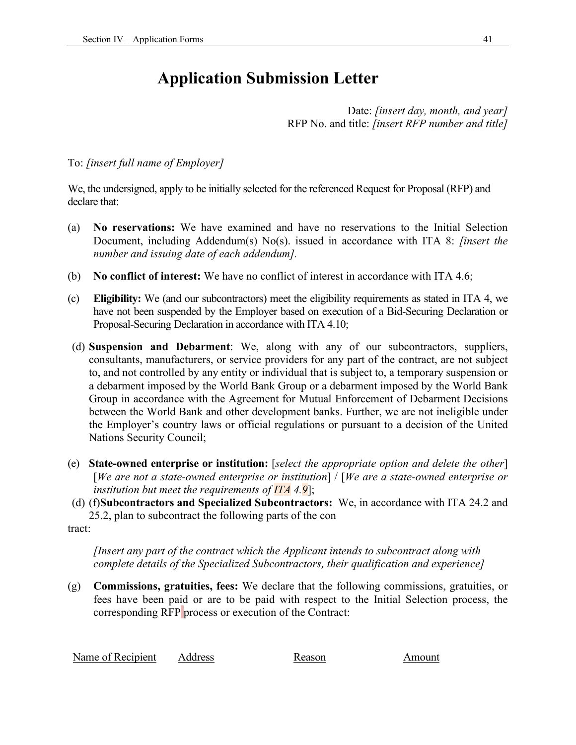# Application Submission Letter

Date: *[insert day, month, and year]*
RFP No. and title: *[insert RFP number and title]*

To: *[insert full name of Employer]*

We, the undersigned, apply to be initially selected for the referenced Request for Proposal (RFP) and declare that:

(a) **No reservations:** We have examined and have no reservations to the Initial Selection Document, including Addendum(s) No(s). issued in accordance with ITA 8: *[insert the number and issuing date of each addendum].*

(b) **No conflict of interest:** We have no conflict of interest in accordance with ITA 4.6;

(c) **Eligibility:** We (and our subcontractors) meet the eligibility requirements as stated in ITA 4, we have not been suspended by the Employer based on execution of a Bid-Securing Declaration or Proposal-Securing Declaration in accordance with ITA 4.10;

(d) **Suspension and Debarment**: We, along with any of our subcontractors, suppliers, consultants, manufacturers, or service providers for any part of the contract, are not subject to, and not controlled by any entity or individual that is subject to, a temporary suspension or a debarment imposed by the World Bank Group or a debarment imposed by the World Bank Group in accordance with the Agreement for Mutual Enforcement of Debarment Decisions between the World Bank and other development banks. Further, we are not ineligible under the Employer's country laws or official regulations or pursuant to a decision of the United Nations Security Council;

(e) **State-owned enterprise or institution:** [*select the appropriate option and delete the other*] [*We are not a state-owned enterprise or institution*] / [*We are a state-owned enterprise or institution but meet the requirements of ITA 4.9*];

(d) (f)**Subcontractors and Specialized Subcontractors:** We, in accordance with ITA 24.2 and 25.2, plan to subcontract the following parts of the con tract:

*[Insert any part of the contract which the Applicant intends to subcontract along with complete details of the Specialized Subcontractors, their qualification and experience]*

(g) **Commissions, gratuities, fees:** We declare that the following commissions, gratuities, or fees have been paid or are to be paid with respect to the Initial Selection process, the corresponding RFP process or execution of the Contract:

| Name of Recipient | Address | Reason | Amount |
|---|---|---|---|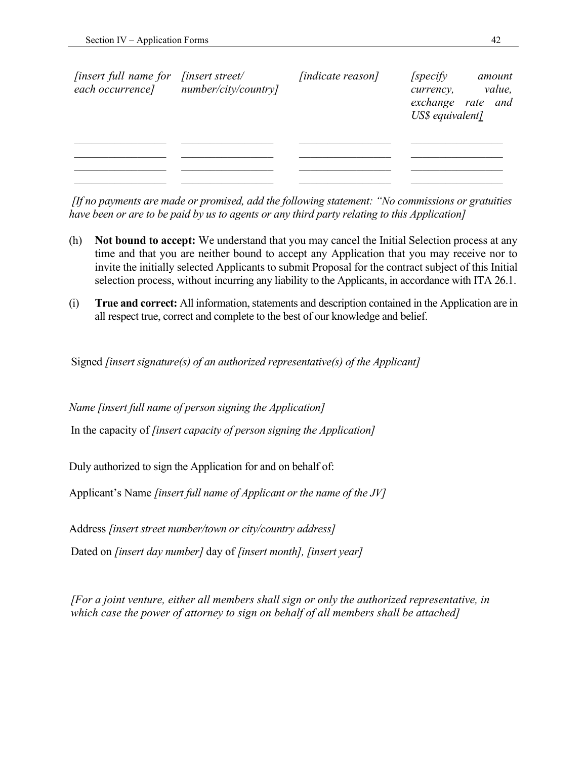| *[insert full name for each occurrence]* | *[insert street/ number/city/country]* | *[indicate reason]* | *[specify amount currency, value, exchange rate and US$ equivalent]* |
|---|---|---|---|
| _________________ | _________________ | _________________ | _________________ |
| _________________ | _________________ | _________________ | _________________ |
| _________________ | _________________ | _________________ | _________________ |
| _________________ | _________________ | _________________ | _________________ |

*[If no payments are made or promised, add the following statement: "No commissions or gratuities have been or are to be paid by us to agents or any third party relating to this Application]*

(h) **Not bound to accept:** We understand that you may cancel the Initial Selection process at any time and that you are neither bound to accept any Application that you may receive nor to invite the initially selected Applicants to submit Proposal for the contract subject of this Initial selection process, without incurring any liability to the Applicants, in accordance with ITA 26.1.

(i) **True and correct:** All information, statements and description contained in the Application are in all respect true, correct and complete to the best of our knowledge and belief.

Signed *[insert signature(s) of an authorized representative(s) of the Applicant]*

*Name [insert full name of person signing the Application]*

In the capacity of *[insert capacity of person signing the Application]*

Duly authorized to sign the Application for and on behalf of:

Applicant's Name *[insert full name of Applicant or the name of the JV]*

Address *[insert street number/town or city/country address]*

Dated on *[insert day number]* day of *[insert month], [insert year]*

*[For a joint venture, either all members shall sign or only the authorized representative, in which case the power of attorney to sign on behalf of all members shall be attached]*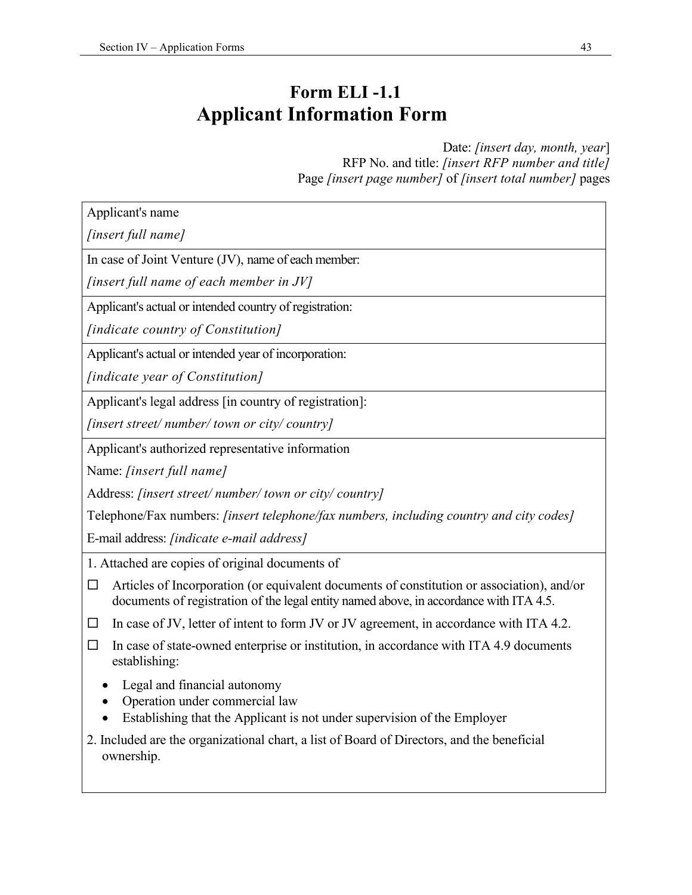# Form ELI -1.1
# Applicant Information Form

Date: *[insert day, month, year]*
RFP No. and title: *[insert RFP number and title]*
Page *[insert page number]* of *[insert total number]* pages

| Applicant's name<br>*[insert full name]* |
|---|
| In case of Joint Venture (JV), name of each member:<br>*[insert full name of each member in JV]* |
| Applicant's actual or intended country of registration:<br>*[indicate country of Constitution]* |
| Applicant's actual or intended year of incorporation:<br>*[indicate year of Constitution]* |
| Applicant's legal address [in country of registration]:<br>*[insert street/ number/ town or city/ country]* |
| Applicant's authorized representative information<br>Name: *[insert full name]*<br>Address: *[insert street/ number/ town or city/ country]*<br>Telephone/Fax numbers: *[insert telephone/fax numbers, including country and city codes]*<br>E-mail address: *[indicate e-mail address]* |
| 1. Attached are copies of original documents of<br>☐ Articles of Incorporation (or equivalent documents of constitution or association), and/or documents of registration of the legal entity named above, in accordance with ITA 4.5.<br>☐ In case of JV, letter of intent to form JV or JV agreement, in accordance with ITA 4.2.<br>☐ In case of state-owned enterprise or institution, in accordance with ITA 4.9 documents establishing:<br>• Legal and financial autonomy<br>• Operation under commercial law<br>• Establishing that the Applicant is not under supervision of the Employer<br>2. Included are the organizational chart, a list of Board of Directors, and the beneficial ownership. |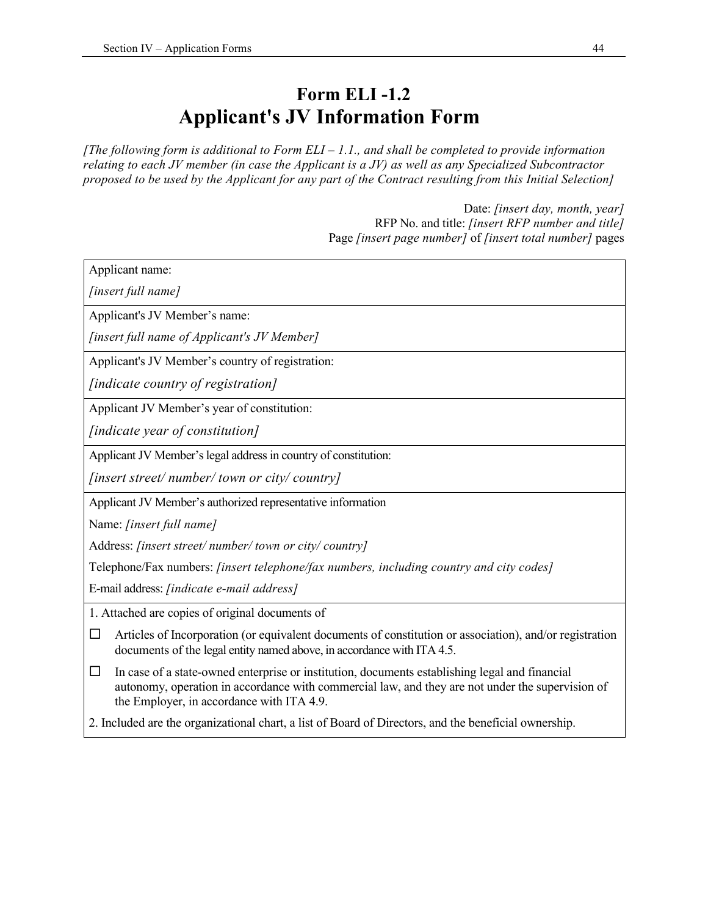# Form ELI -1.2
# Applicant's JV Information Form

*[The following form is additional to Form ELI – 1.1., and shall be completed to provide information relating to each JV member (in case the Applicant is a JV) as well as any Specialized Subcontractor proposed to be used by the Applicant for any part of the Contract resulting from this Initial Selection]*

Date: *[insert day, month, year]*
RFP No. and title: *[insert RFP number and title]*
Page *[insert page number]* of *[insert total number]* pages

| |
|---|
| Applicant name:<br>*[insert full name]* |
| Applicant's JV Member's name:<br>*[insert full name of Applicant's JV Member]* |
| Applicant's JV Member's country of registration:<br>*[indicate country of registration]* |
| Applicant JV Member's year of constitution:<br>*[indicate year of constitution]* |
| Applicant JV Member's legal address in country of constitution:<br>*[insert street/ number/ town or city/ country]* |
| Applicant JV Member's authorized representative information<br>Name: *[insert full name]*<br>Address: *[insert street/ number/ town or city/ country]*<br>Telephone/Fax numbers: *[insert telephone/fax numbers, including country and city codes]*<br>E-mail address: *[indicate e-mail address]* |
| 1. Attached are copies of original documents of<br>☐ Articles of Incorporation (or equivalent documents of constitution or association), and/or registration documents of the legal entity named above, in accordance with ITA 4.5.<br>☐ In case of a state-owned enterprise or institution, documents establishing legal and financial autonomy, operation in accordance with commercial law, and they are not under the supervision of the Employer, in accordance with ITA 4.9.<br>2. Included are the organizational chart, a list of Board of Directors, and the beneficial ownership. |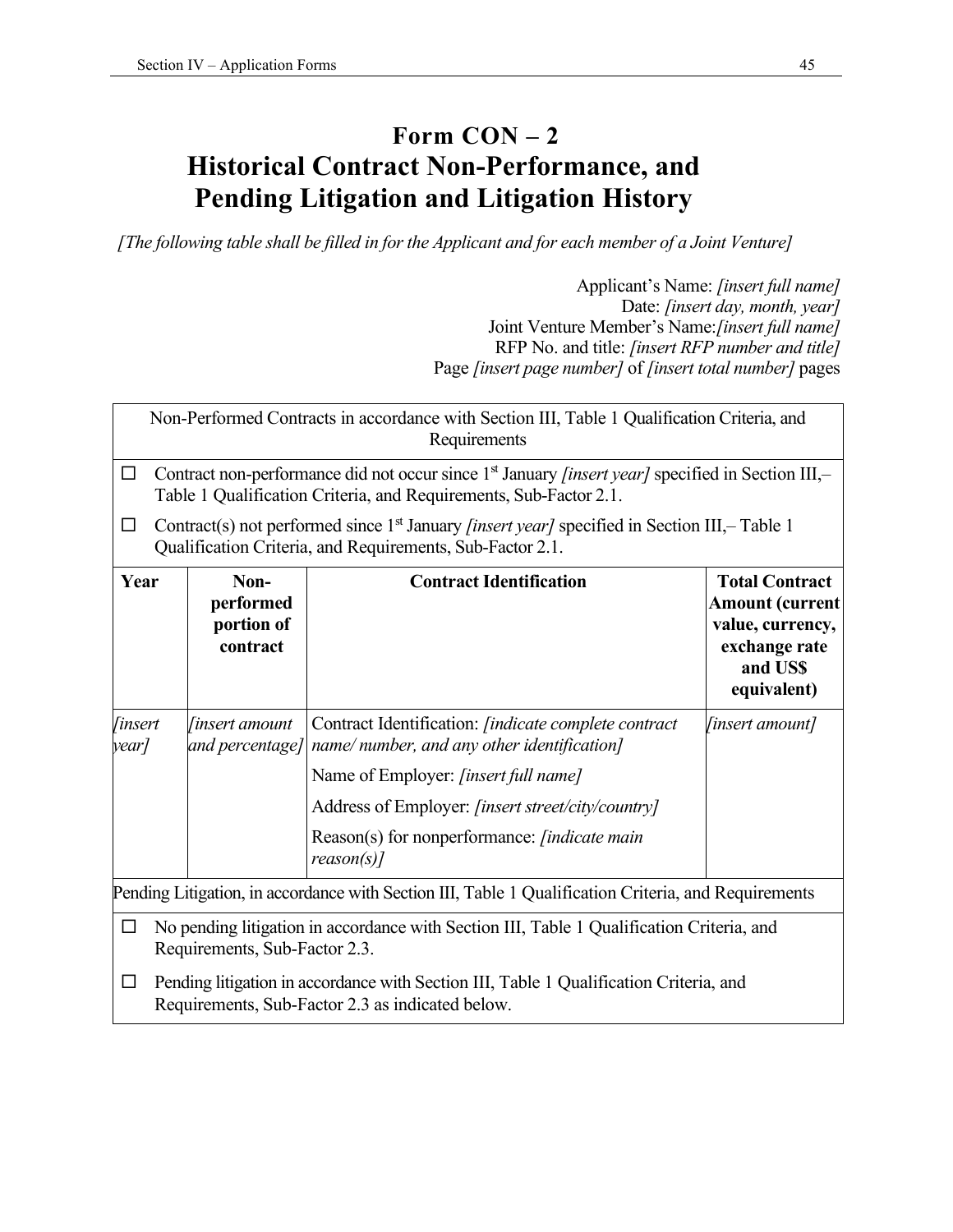# Form CON – 2
# Historical Contract Non-Performance, and Pending Litigation and Litigation History

*[The following table shall be filled in for the Applicant and for each member of a Joint Venture]*

Applicant's Name: *[insert full name]*
Date: *[insert day, month, year]*
Joint Venture Member's Name:*[insert full name]*
RFP No. and title: *[insert RFP number and title]*
Page *[insert page number]* of *[insert total number]* pages

| Non-Performed Contracts in accordance with Section III, Table 1 Qualification Criteria, and Requirements | | | |
|---|---|---|---|
| ☐ Contract non-performance did not occur since 1st January *[insert year]* specified in Section III,– Table 1 Qualification Criteria, and Requirements, Sub-Factor 2.1.<br>☐ Contract(s) not performed since 1st January *[insert year]* specified in Section III,– Table 1 Qualification Criteria, and Requirements, Sub-Factor 2.1. | | | |
| **Year** | **Non-performed portion of contract** | **Contract Identification** | **Total Contract Amount (current value, currency, exchange rate and US$ equivalent)** |
| *[insert year]* | *[insert amount and percentage]* | Contract Identification: *[indicate complete contract name/ number, and any other identification]*<br>Name of Employer: *[insert full name]*<br>Address of Employer: *[insert street/city/country]*<br>Reason(s) for nonperformance: *[indicate main reason(s)]* | *[insert amount]* |
| Pending Litigation, in accordance with Section III, Table 1 Qualification Criteria, and Requirements | | | |
| ☐ No pending litigation in accordance with Section III, Table 1 Qualification Criteria, and Requirements, Sub-Factor 2.3.<br>☐ Pending litigation in accordance with Section III, Table 1 Qualification Criteria, and Requirements, Sub-Factor 2.3 as indicated below. | | | |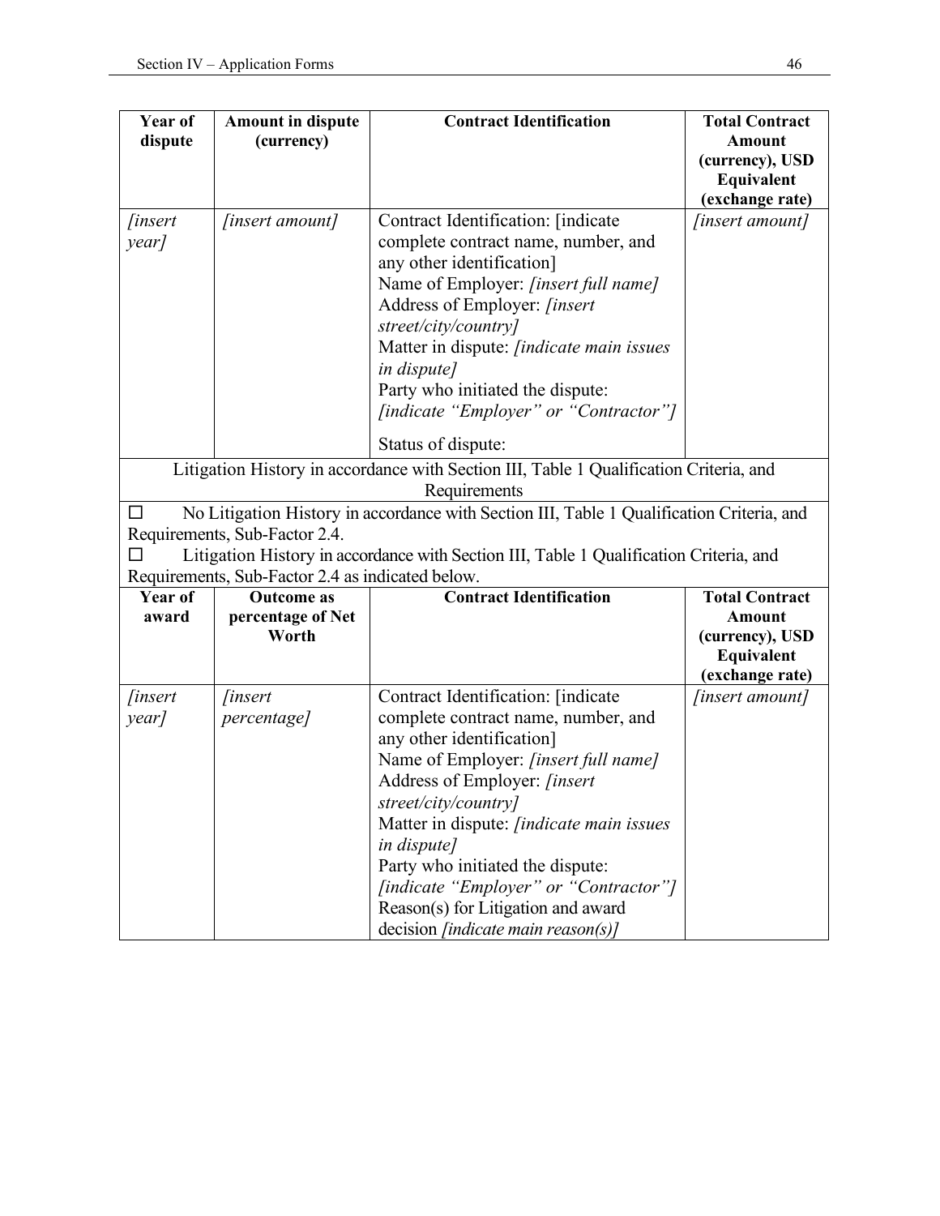| Year of dispute | Amount in dispute (currency) | Contract Identification | Total Contract Amount (currency), USD Equivalent (exchange rate) |
|---|---|---|---|
| *[insert year]* | *[insert amount]* | Contract Identification: [indicate complete contract name, number, and any other identification]<br>Name of Employer: *[insert full name]*<br>Address of Employer: *[insert street/city/country]*<br>Matter in dispute: *[indicate main issues in dispute]*<br>Party who initiated the dispute: *[indicate "Employer" or "Contractor"]*<br>Status of dispute: | *[insert amount]* |
| Litigation History in accordance with Section III, Table 1 Qualification Criteria, and Requirements | | | |
| ☐ No Litigation History in accordance with Section III, Table 1 Qualification Criteria, and Requirements, Sub-Factor 2.4.<br>☐ Litigation History in accordance with Section III, Table 1 Qualification Criteria, and Requirements, Sub-Factor 2.4 as indicated below. | | | |
| **Year of award** | **Outcome as percentage of Net Worth** | **Contract Identification** | **Total Contract Amount (currency), USD Equivalent (exchange rate)** |
| *[insert year]* | *[insert percentage]* | Contract Identification: [indicate complete contract name, number, and any other identification]<br>Name of Employer: *[insert full name]*<br>Address of Employer: *[insert street/city/country]*<br>Matter in dispute: *[indicate main issues in dispute]*<br>Party who initiated the dispute: *[indicate "Employer" or "Contractor"]*<br>Reason(s) for Litigation and award decision *[indicate main reason(s)]* | *[insert amount]* |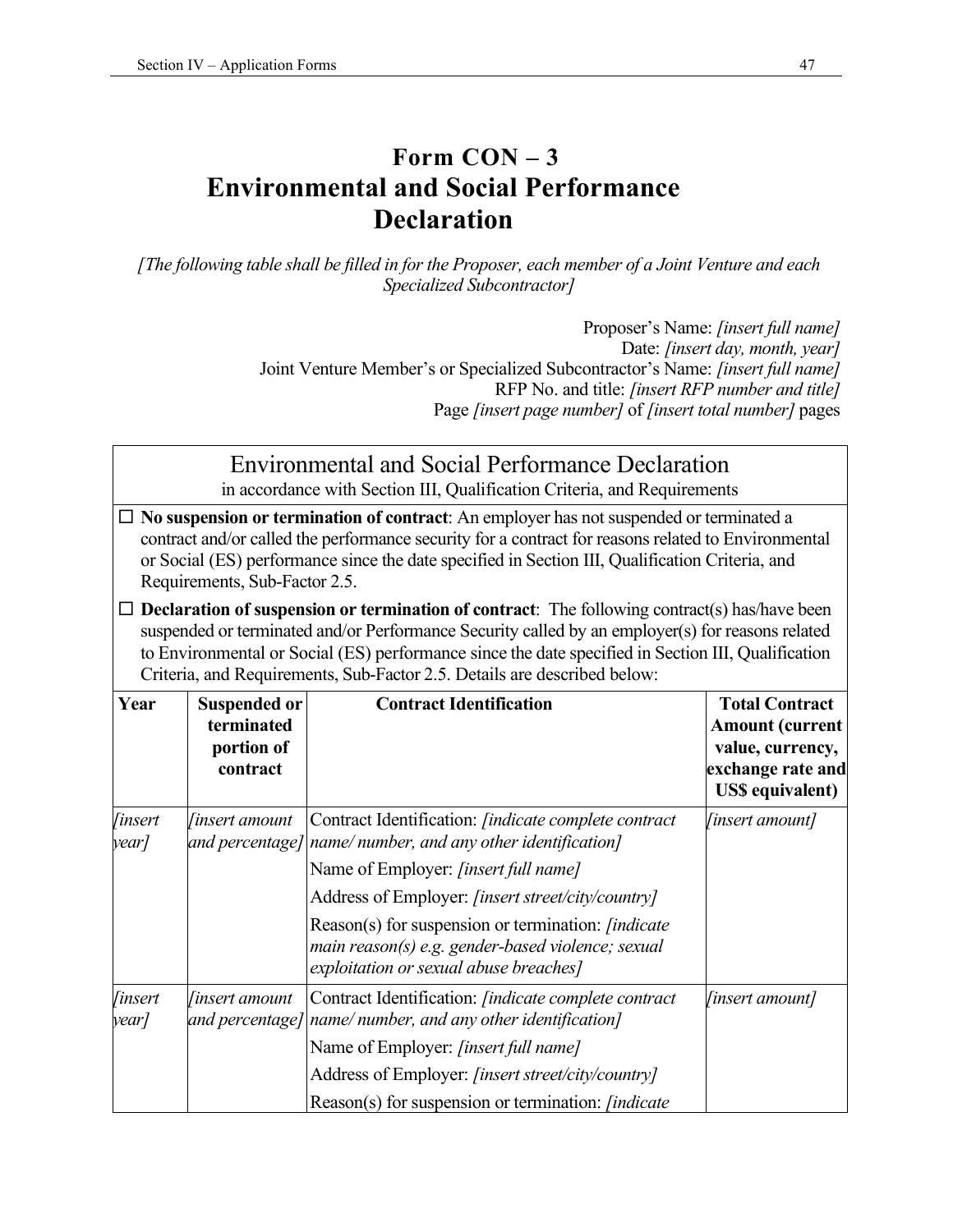# Form CON – 3
# Environmental and Social Performance Declaration

*[The following table shall be filled in for the Proposer, each member of a Joint Venture and each Specialized Subcontractor]*

Proposer's Name: *[insert full name]*
Date: *[insert day, month, year]*
Joint Venture Member's or Specialized Subcontractor's Name: *[insert full name]*
RFP No. and title: *[insert RFP number and title]*
Page *[insert page number]* of *[insert total number]* pages

**Environmental and Social Performance Declaration**
in accordance with Section III, Qualification Criteria, and Requirements

☐ **No suspension or termination of contract**: An employer has not suspended or terminated a contract and/or called the performance security for a contract for reasons related to Environmental or Social (ES) performance since the date specified in Section III, Qualification Criteria, and Requirements, Sub-Factor 2.5.

☐ **Declaration of suspension or termination of contract**: The following contract(s) has/have been suspended or terminated and/or Performance Security called by an employer(s) for reasons related to Environmental or Social (ES) performance since the date specified in Section III, Qualification Criteria, and Requirements, Sub-Factor 2.5. Details are described below:

| Year | Suspended or terminated portion of contract | Contract Identification | Total Contract Amount (current value, currency, exchange rate and US$ equivalent) |
|---|---|---|---|
| *[insert year]* | *[insert amount and percentage]* | Contract Identification: *[indicate complete contract name/ number, and any other identification]*<br>Name of Employer: *[insert full name]*<br>Address of Employer: *[insert street/city/country]*<br>Reason(s) for suspension or termination: *[indicate main reason(s) e.g. gender-based violence; sexual exploitation or sexual abuse breaches]* | *[insert amount]* |
| *[insert year]* | *[insert amount and percentage]* | Contract Identification: *[indicate complete contract name/ number, and any other identification]*<br>Name of Employer: *[insert full name]*<br>Address of Employer: *[insert street/city/country]*<br>Reason(s) for suspension or termination: *[indicate* | *[insert amount]* |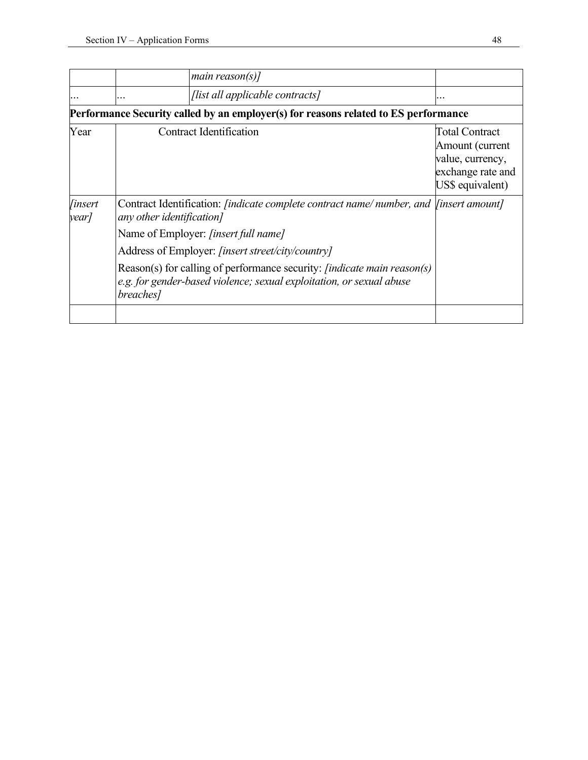| | | *main reason(s)]* | |
|---|---|---|---|
| ... | ... | *[list all applicable contracts]* | ... |
| **Performance Security called by an employer(s) for reasons related to ES performance** | | | |
| Year | Contract Identification | | Total Contract Amount (current value, currency, exchange rate and US$ equivalent) |
| *[insert year]* | Contract Identification: *[indicate complete contract name/ number, and any other identification]*<br>Name of Employer: *[insert full name]*<br>Address of Employer: *[insert street/city/country]*<br>Reason(s) for calling of performance security: *[indicate main reason(s) e.g. for gender-based violence; sexual exploitation, or sexual abuse breaches]* | | *[insert amount]* |
| | | | |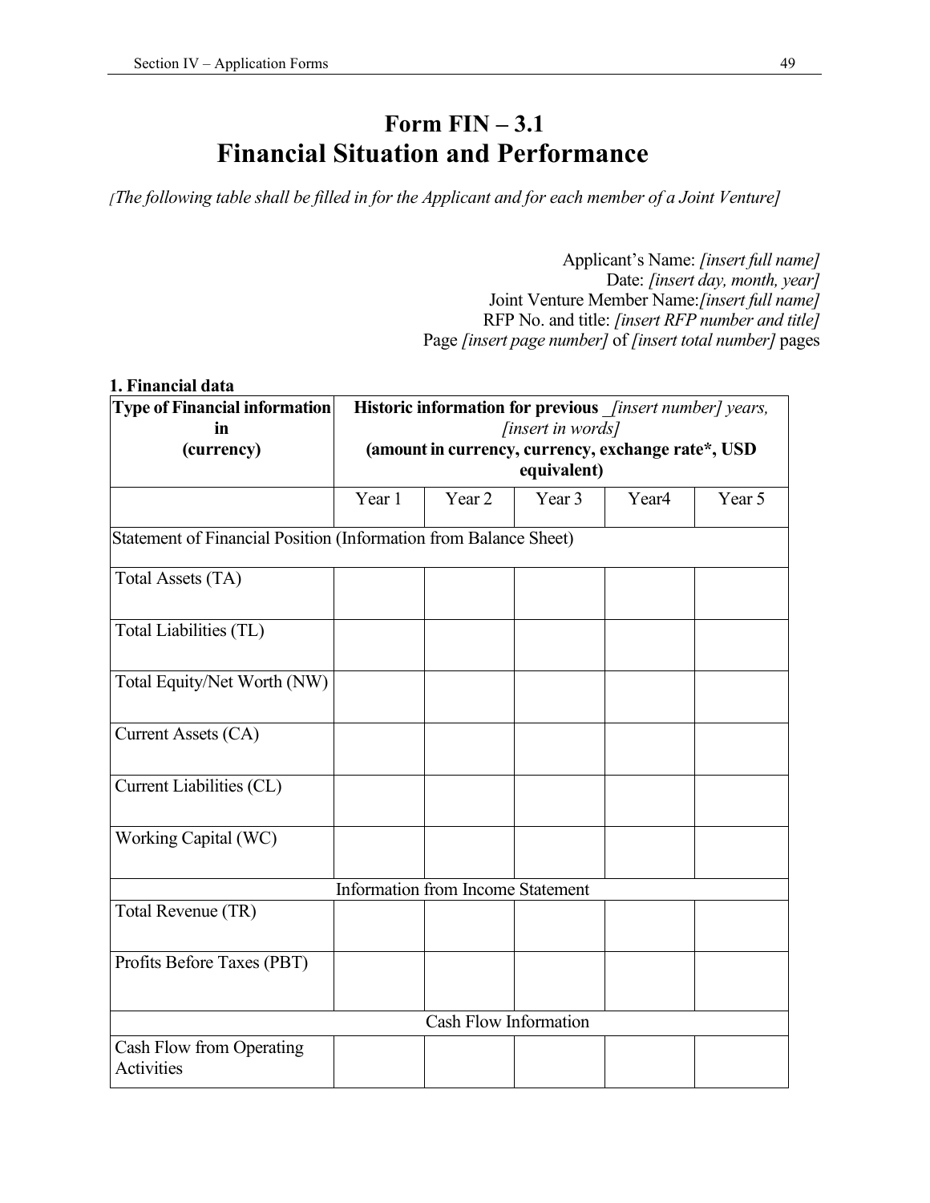# Form FIN – 3.1
# Financial Situation and Performance

*[The following table shall be filled in for the Applicant and for each member of a Joint Venture]*

Applicant's Name: *[insert full name]*
Date: *[insert day, month, year]*
Joint Venture Member Name:*[insert full name]*
RFP No. and title: *[insert RFP number and title]*
Page *[insert page number]* of *[insert total number]* pages

**1. Financial data**

| **Type of Financial information in (currency)** | **Historic information for previous** _*[insert number] years, [insert in words]* **(amount in currency, currency, exchange rate\*, USD equivalent)** | | | | |
|---|---|---|---|---|---|
| | Year 1 | Year 2 | Year 3 | Year4 | Year 5 |
| Statement of Financial Position (Information from Balance Sheet) | | | | | |
| Total Assets (TA) | | | | | |
| Total Liabilities (TL) | | | | | |
| Total Equity/Net Worth (NW) | | | | | |
| Current Assets (CA) | | | | | |
| Current Liabilities (CL) | | | | | |
| Working Capital (WC) | | | | | |
| Information from Income Statement | | | | | |
| Total Revenue (TR) | | | | | |
| Profits Before Taxes (PBT) | | | | | |
| Cash Flow Information | | | | | |
| Cash Flow from Operating Activities | | | | | |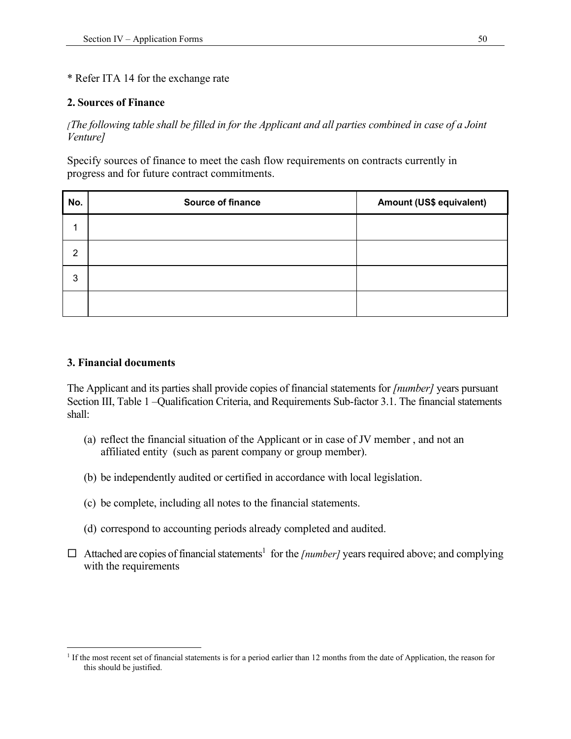* Refer ITA 14 for the exchange rate

**2. Sources of Finance**

*[The following table shall be filled in for the Applicant and all parties combined in case of a Joint Venture]*

Specify sources of finance to meet the cash flow requirements on contracts currently in progress and for future contract commitments.

| No. | Source of finance | Amount (US$ equivalent) |
|---|---|---|
| 1 | | |
| 2 | | |
| 3 | | |
| | | |

**3. Financial documents**

The Applicant and its parties shall provide copies of financial statements for *[number]* years pursuant Section III, Table 1 –Qualification Criteria, and Requirements Sub-factor 3.1. The financial statements shall:

(a) reflect the financial situation of the Applicant or in case of JV member , and not an affiliated entity (such as parent company or group member).

(b) be independently audited or certified in accordance with local legislation.

(c) be complete, including all notes to the financial statements.

(d) correspond to accounting periods already completed and audited.

☐ Attached are copies of financial statements[1] for the *[number]* years required above; and complying with the requirements

[1] If the most recent set of financial statements is for a period earlier than 12 months from the date of Application, the reason for this should be justified.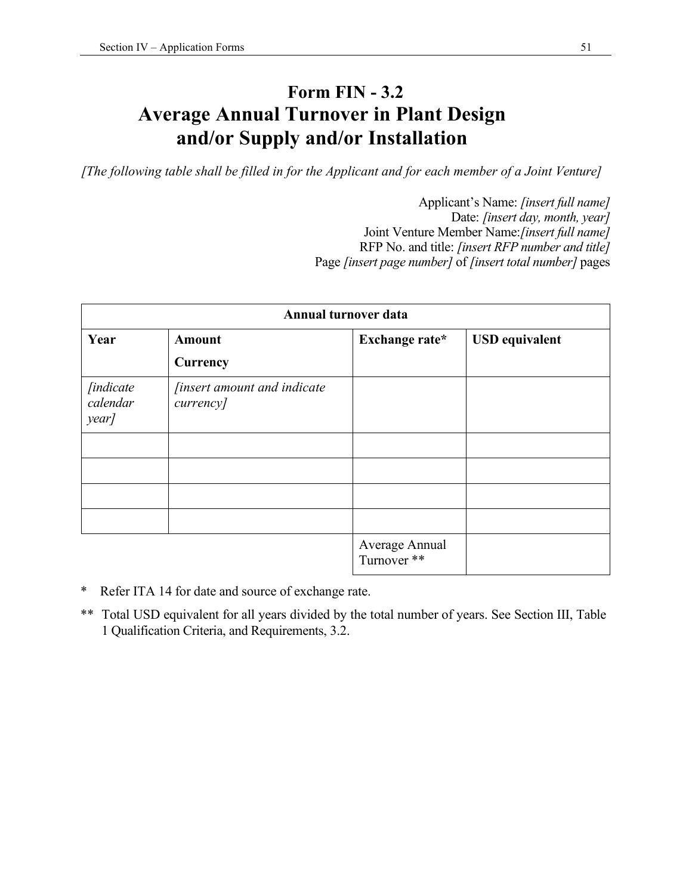# Form FIN - 3.2
# Average Annual Turnover in Plant Design and/or Supply and/or Installation

*[The following table shall be filled in for the Applicant and for each member of a Joint Venture]*

Applicant's Name: *[insert full name]*
Date: *[insert day, month, year]*
Joint Venture Member Name:*[insert full name]*
RFP No. and title: *[insert RFP number and title]*
Page *[insert page number]* of *[insert total number]* pages

| **Annual turnover data** | | | |
|---|---|---|---|
| **Year** | **Amount Currency** | **Exchange rate*** | **USD equivalent** |
| *[indicate calendar year]* | *[insert amount and indicate currency]* | | |
| | | | |
| | | | |
| | | | |
| | | | |
| | | Average Annual Turnover ** | |

\* Refer ITA 14 for date and source of exchange rate.

** Total USD equivalent for all years divided by the total number of years. See Section III, Table 1 Qualification Criteria, and Requirements, 3.2.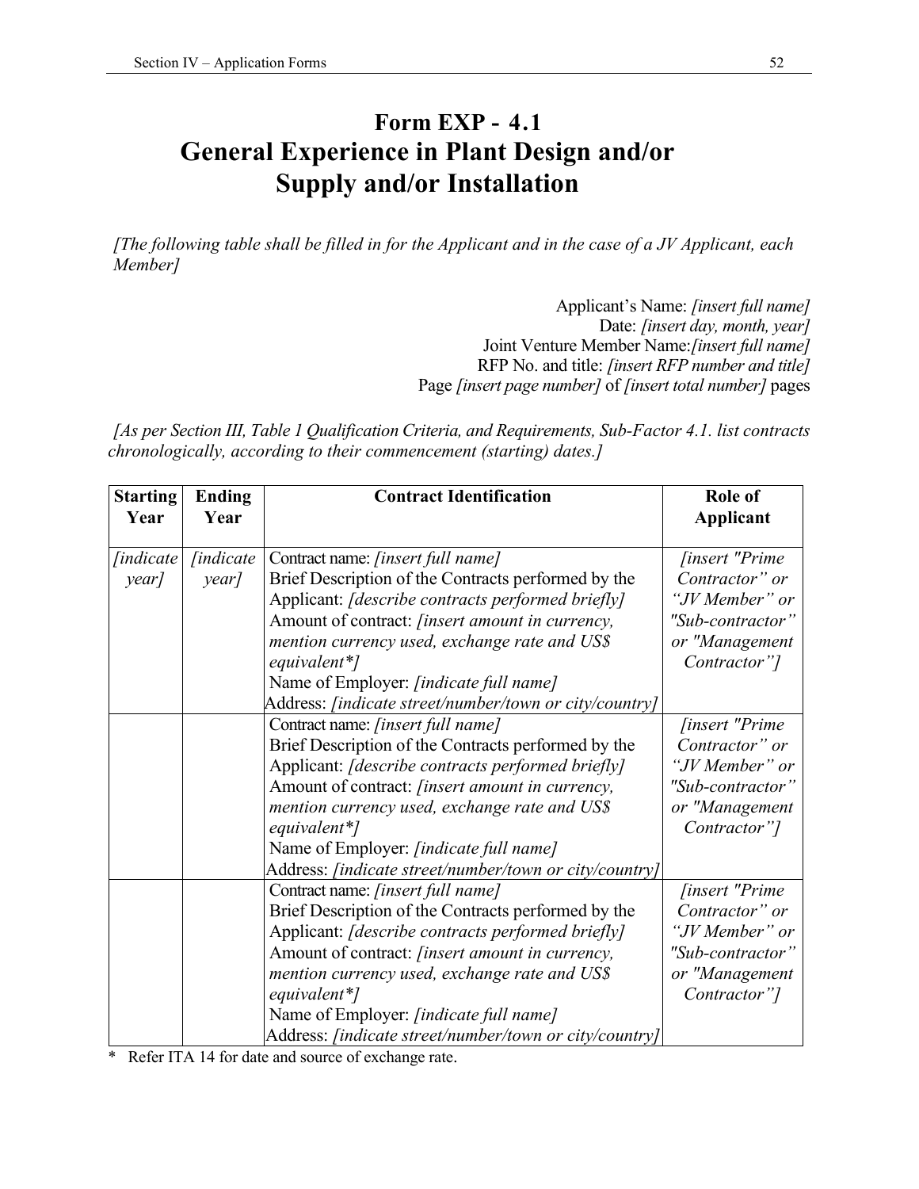# Form EXP - 4.1
# General Experience in Plant Design and/or Supply and/or Installation

*[The following table shall be filled in for the Applicant and in the case of a JV Applicant, each Member]*

Applicant's Name: *[insert full name]*
Date: *[insert day, month, year]*
Joint Venture Member Name:*[insert full name]*
RFP No. and title: *[insert RFP number and title]*
Page *[insert page number]* of *[insert total number]* pages

*[As per Section III, Table 1 Qualification Criteria, and Requirements, Sub-Factor 4.1. list contracts chronologically, according to their commencement (starting) dates.]*

| Starting Year | Ending Year | Contract Identification | Role of Applicant |
|---|---|---|---|
| *[indicate year]* | *[indicate year]* | Contract name: *[insert full name]*<br>Brief Description of the Contracts performed by the Applicant: *[describe contracts performed briefly]*<br>Amount of contract: *[insert amount in currency, mention currency used, exchange rate and US$ equivalent*]*<br>Name of Employer: *[indicate full name]*<br>Address: *[indicate street/number/town or city/country]* | *[insert "Prime Contractor" or "JV Member" or "Sub-contractor" or "Management Contractor"]* |
| | | Contract name: *[insert full name]*<br>Brief Description of the Contracts performed by the Applicant: *[describe contracts performed briefly]*<br>Amount of contract: *[insert amount in currency, mention currency used, exchange rate and US$ equivalent*]*<br>Name of Employer: *[indicate full name]*<br>Address: *[indicate street/number/town or city/country]* | *[insert "Prime Contractor" or "JV Member" or "Sub-contractor" or "Management Contractor"]* |
| | | Contract name: *[insert full name]*<br>Brief Description of the Contracts performed by the Applicant: *[describe contracts performed briefly]*<br>Amount of contract: *[insert amount in currency, mention currency used, exchange rate and US$ equivalent*]*<br>Name of Employer: *[indicate full name]*<br>Address: *[indicate street/number/town or city/country]* | *[insert "Prime Contractor" or "JV Member" or "Sub-contractor" or "Management Contractor"]* |

\* Refer ITA 14 for date and source of exchange rate.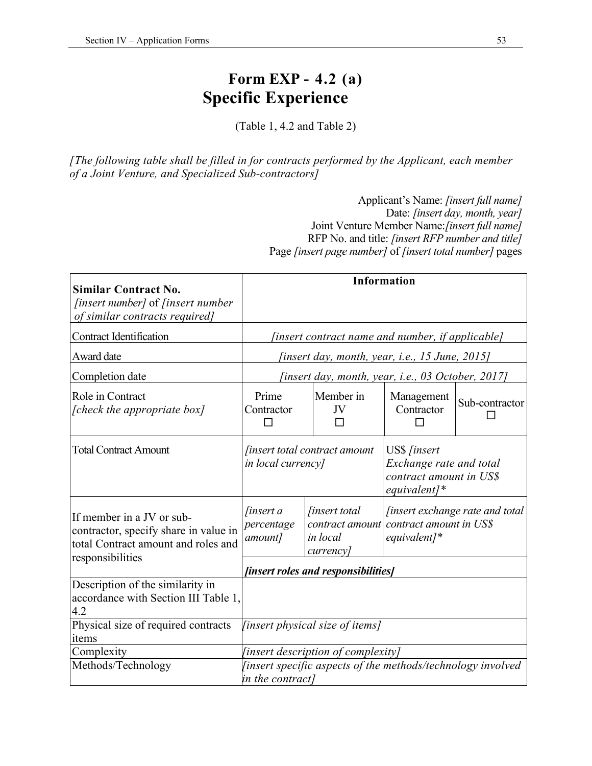# Form EXP - 4.2 (a)
## Specific Experience

(Table 1, 4.2 and Table 2)

*[The following table shall be filled in for contracts performed by the Applicant, each member of a Joint Venture, and Specialized Sub-contractors]*

Applicant's Name: *[insert full name]*
Date: *[insert day, month, year]*
Joint Venture Member Name:*[insert full name]*
RFP No. and title: *[insert RFP number and title]*
Page *[insert page number]* of *[insert total number]* pages

| **Similar Contract No.** *[insert number]* of *[insert number of similar contracts required]* | **Information** | | | |
|---|---|---|---|---|
| Contract Identification | *[insert contract name and number, if applicable]* | | | |
| Award date | *[insert day, month, year, i.e., 15 June, 2015]* | | | |
| Completion date | *[insert day, month, year, i.e., 03 October, 2017]* | | | |
| Role in Contract *[check the appropriate box]* | Prime Contractor ☐ | Member in JV ☐ | Management Contractor ☐ | Sub-contractor ☐ |
| Total Contract Amount | *[insert total contract amount in local currency]* | | US$ *[insert Exchange rate and total contract amount in US$ equivalent]\** | |
| If member in a JV or sub-contractor, specify share in value in total Contract amount and roles and responsibilities | *[insert a percentage amount]* | *[insert total contract amount in local currency]* | *[insert exchange rate and total contract amount in US$ equivalent]\** | |
| | ***[insert roles and responsibilities]*** | | | |
| Description of the similarity in accordance with Section III Table 1, 4.2 | | | | |
| Physical size of required contracts items | *[insert physical size of items]* | | | |
| Complexity | *[insert description of complexity]* | | | |
| Methods/Technology | *[insert specific aspects of the methods/technology involved in the contract]* | | | |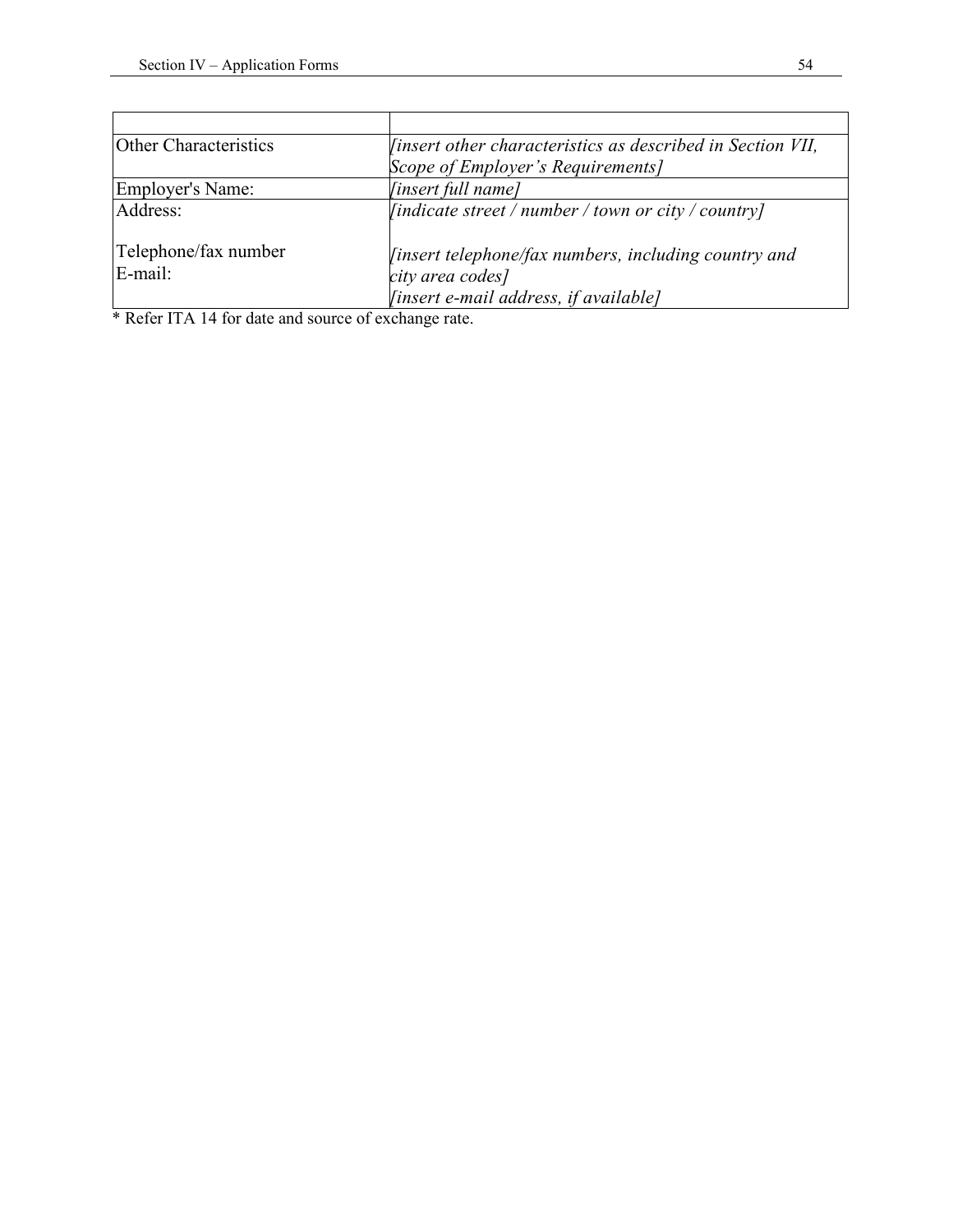| | |
|---|---|
| Other Characteristics | *[insert other characteristics as described in Section VII, Scope of Employer's Requirements]* |
| Employer's Name: | *[insert full name]* |
| Address:<br><br>Telephone/fax number<br>E-mail: | *[indicate street / number / town or city / country]*<br><br>*[insert telephone/fax numbers, including country and city area codes]*<br>*[insert e-mail address, if available]* |

* Refer ITA 14 for date and source of exchange rate.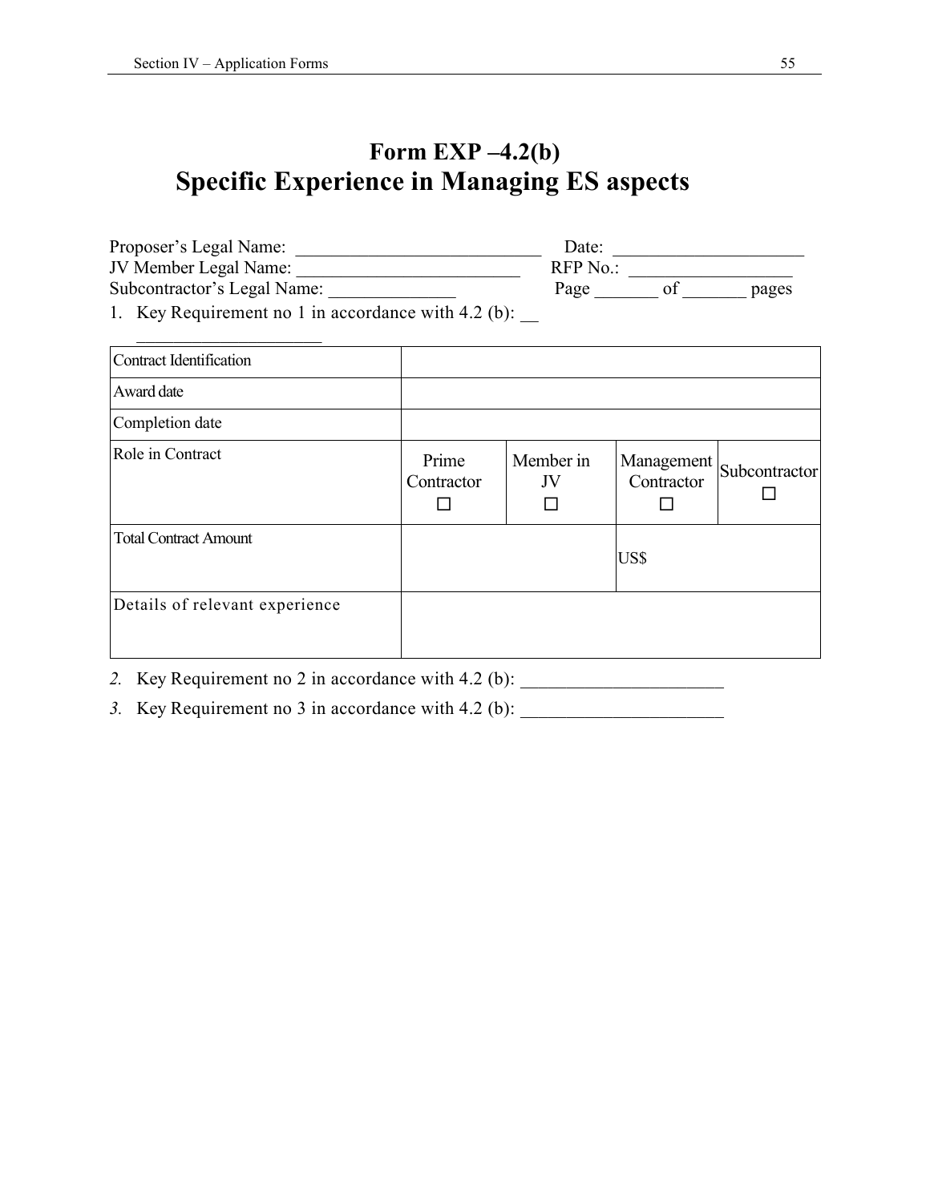# Form EXP –4.2(b)
# Specific Experience in Managing ES aspects

Proposer's Legal Name: ___________________________ Date: ____________________
JV Member Legal Name: _________________________ RFP No.: __________________
Subcontractor's Legal Name: ______________ Page _______ of _______ pages

1. Key Requirement no 1 in accordance with 4.2 (b): __ _____________________

| Contract Identification | | | | |
|---|---|---|---|---|
| Award date | | | | |
| Completion date | | | | |
| Role in Contract | Prime Contractor ☐ | Member in JV ☐ | Management Contractor ☐ | Subcontractor ☐ |
| Total Contract Amount | | | US$ | |
| Details of relevant experience | | | | |

*2.* Key Requirement no 2 in accordance with 4.2 (b): ______________________

*3.* Key Requirement no 3 in accordance with 4.2 (b): ______________________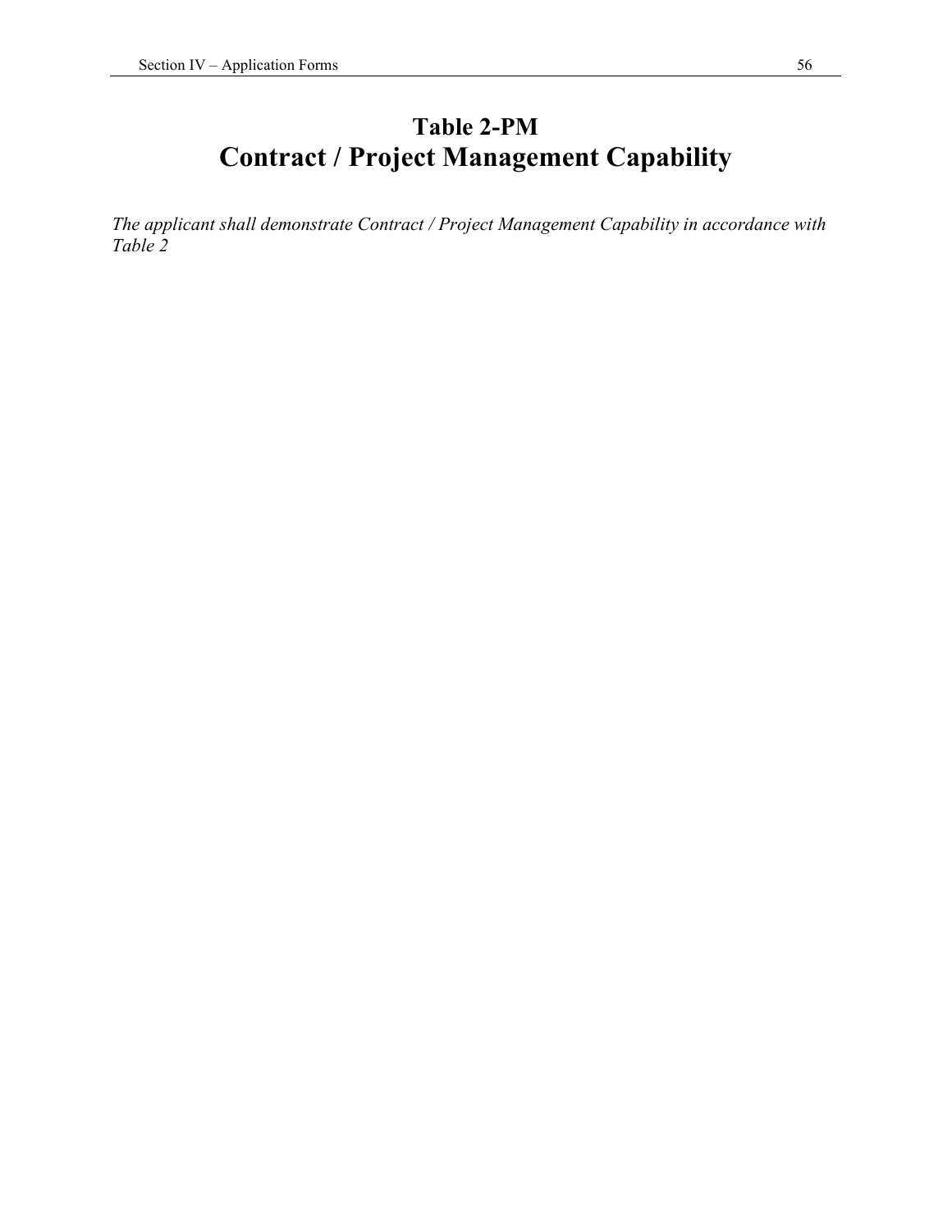# Table 2-PM
# Contract / Project Management Capability

*The applicant shall demonstrate Contract / Project Management Capability in accordance with Table 2*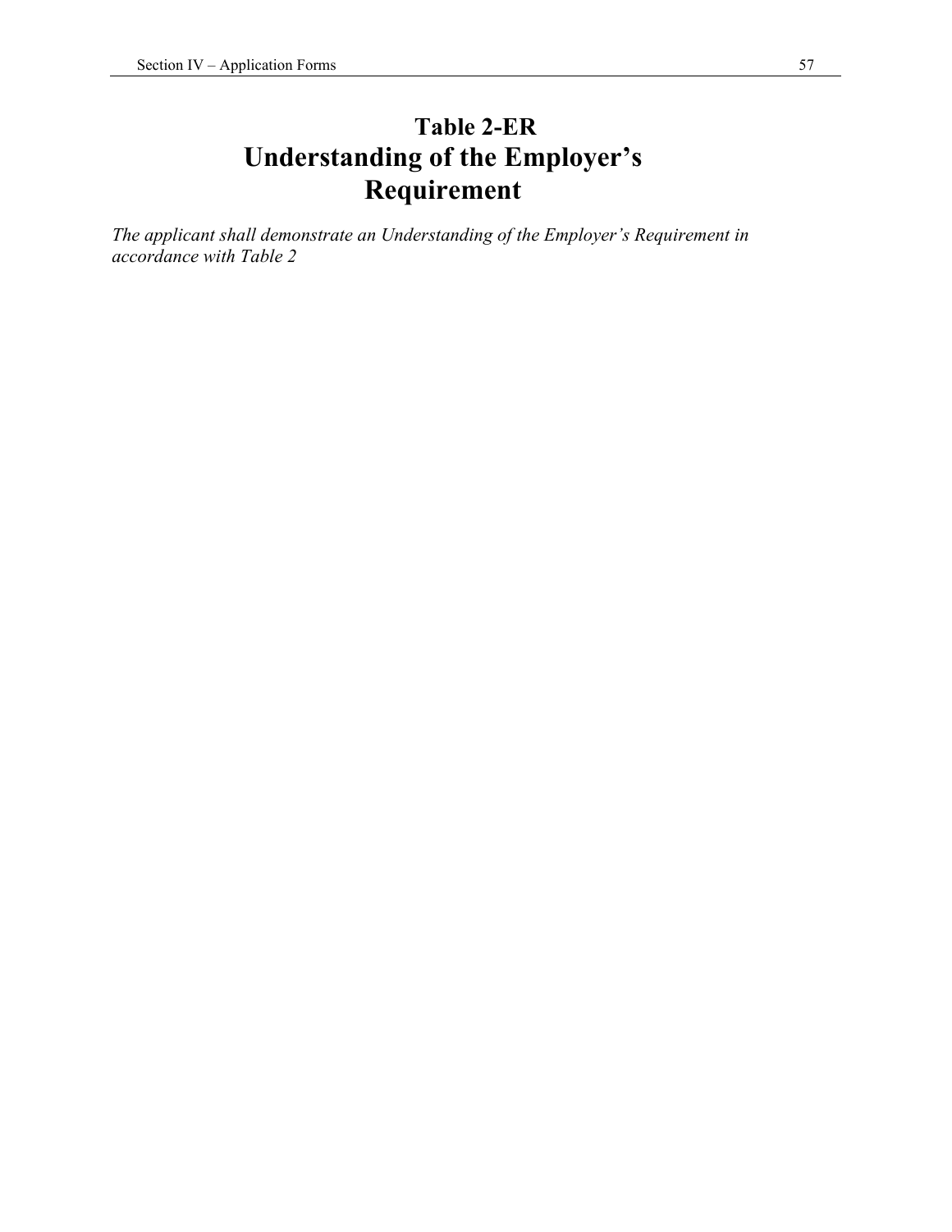# Table 2-ER
# Understanding of the Employer's Requirement

*The applicant shall demonstrate an Understanding of the Employer's Requirement in accordance with Table 2*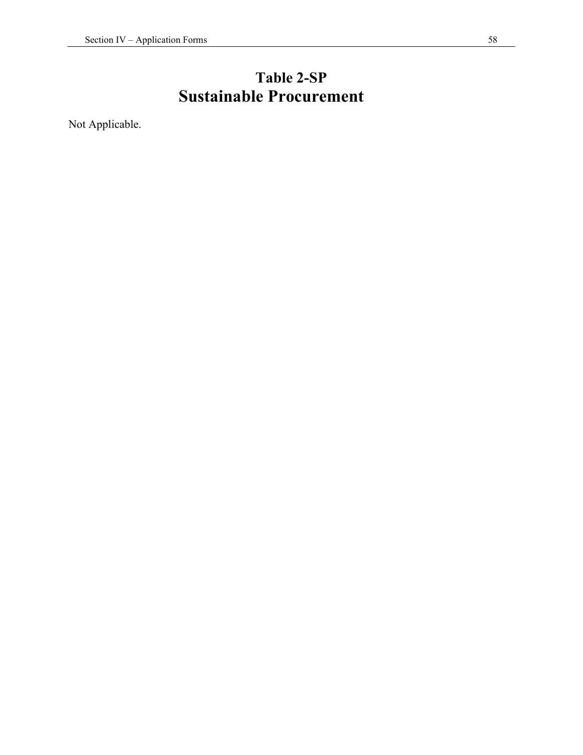# Table 2-SP
# Sustainable Procurement

Not Applicable.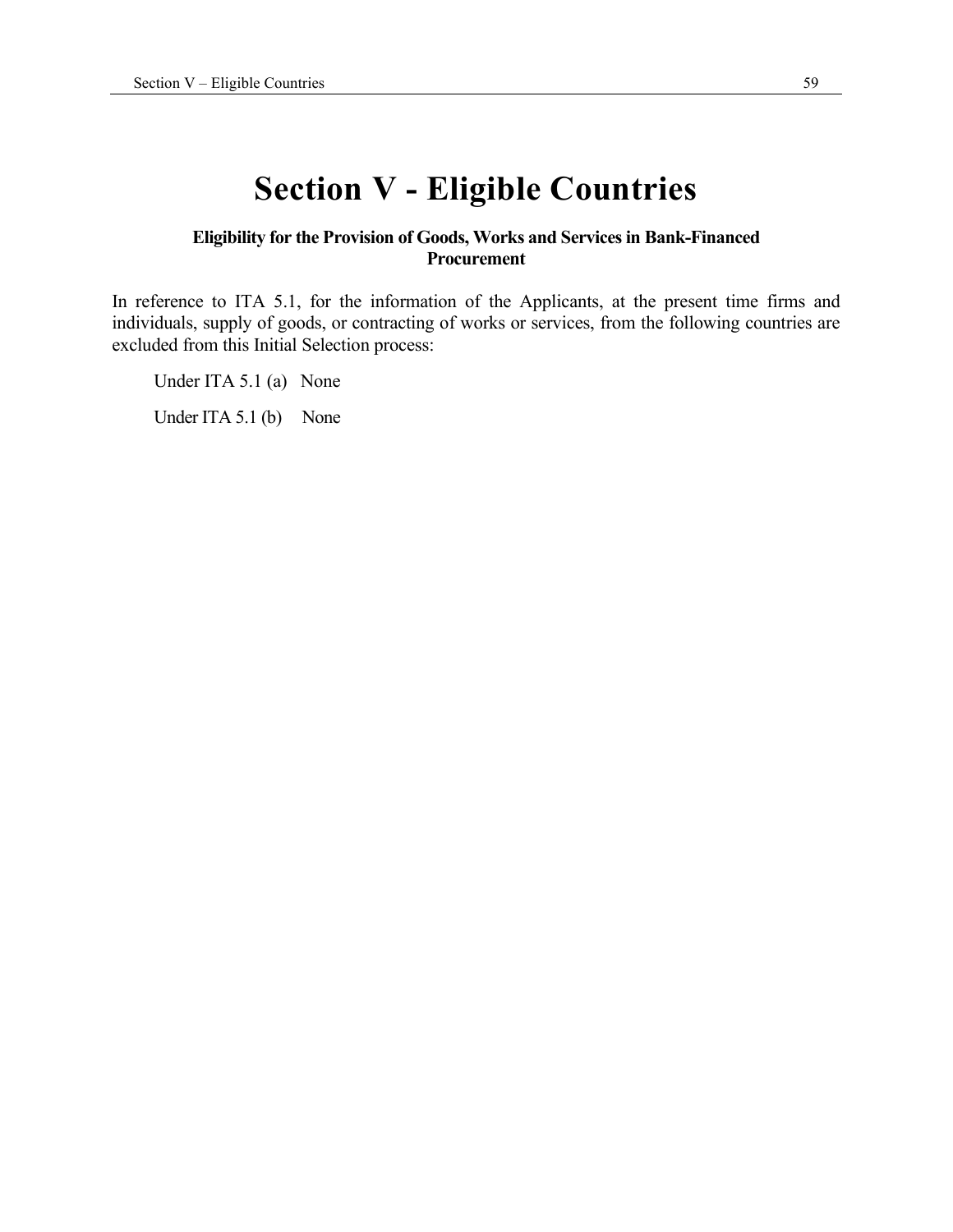# Section V - Eligible Countries

**Eligibility for the Provision of Goods, Works and Services in Bank-Financed Procurement**

In reference to ITA 5.1, for the information of the Applicants, at the present time firms and individuals, supply of goods, or contracting of works or services, from the following countries are excluded from this Initial Selection process:

Under ITA 5.1 (a) None

Under ITA 5.1 (b) None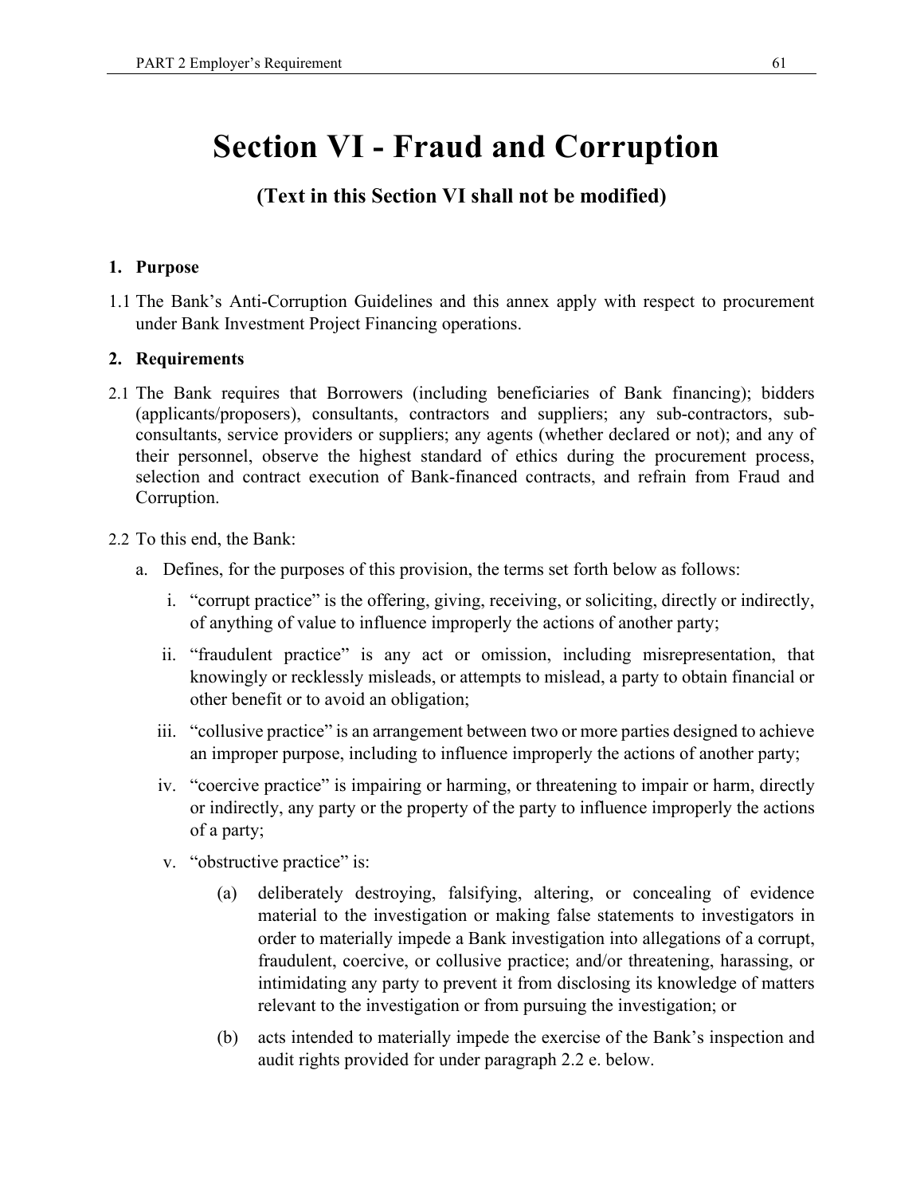# Section VI - Fraud and Corruption

**(Text in this Section VI shall not be modified)**

**1. Purpose**

1.1 The Bank's Anti-Corruption Guidelines and this annex apply with respect to procurement under Bank Investment Project Financing operations.

**2. Requirements**

2.1 The Bank requires that Borrowers (including beneficiaries of Bank financing); bidders (applicants/proposers), consultants, contractors and suppliers; any sub-contractors, sub-consultants, service providers or suppliers; any agents (whether declared or not); and any of their personnel, observe the highest standard of ethics during the procurement process, selection and contract execution of Bank-financed contracts, and refrain from Fraud and Corruption.

2.2 To this end, the Bank:

a. Defines, for the purposes of this provision, the terms set forth below as follows:

   i. "corrupt practice" is the offering, giving, receiving, or soliciting, directly or indirectly, of anything of value to influence improperly the actions of another party;

   ii. "fraudulent practice" is any act or omission, including misrepresentation, that knowingly or recklessly misleads, or attempts to mislead, a party to obtain financial or other benefit or to avoid an obligation;

   iii. "collusive practice" is an arrangement between two or more parties designed to achieve an improper purpose, including to influence improperly the actions of another party;

   iv. "coercive practice" is impairing or harming, or threatening to impair or harm, directly or indirectly, any party or the property of the party to influence improperly the actions of a party;

   v. "obstructive practice" is:

      (a) deliberately destroying, falsifying, altering, or concealing of evidence material to the investigation or making false statements to investigators in order to materially impede a Bank investigation into allegations of a corrupt, fraudulent, coercive, or collusive practice; and/or threatening, harassing, or intimidating any party to prevent it from disclosing its knowledge of matters relevant to the investigation or from pursuing the investigation; or

      (b) acts intended to materially impede the exercise of the Bank's inspection and audit rights provided for under paragraph 2.2 e. below.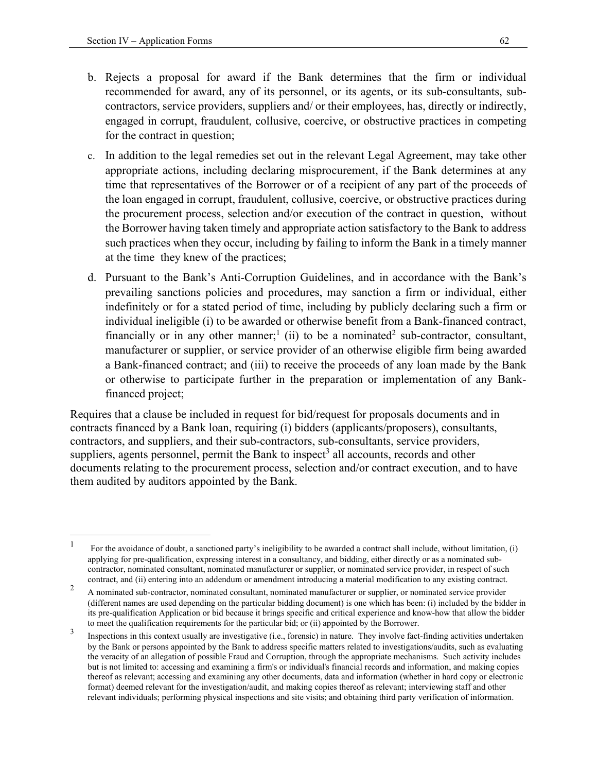b. Rejects a proposal for award if the Bank determines that the firm or individual recommended for award, any of its personnel, or its agents, or its sub-consultants, sub-contractors, service providers, suppliers and/ or their employees, has, directly or indirectly, engaged in corrupt, fraudulent, collusive, coercive, or obstructive practices in competing for the contract in question;

c. In addition to the legal remedies set out in the relevant Legal Agreement, may take other appropriate actions, including declaring misprocurement, if the Bank determines at any time that representatives of the Borrower or of a recipient of any part of the proceeds of the loan engaged in corrupt, fraudulent, collusive, coercive, or obstructive practices during the procurement process, selection and/or execution of the contract in question, without the Borrower having taken timely and appropriate action satisfactory to the Bank to address such practices when they occur, including by failing to inform the Bank in a timely manner at the time they knew of the practices;

d. Pursuant to the Bank's Anti-Corruption Guidelines, and in accordance with the Bank's prevailing sanctions policies and procedures, may sanction a firm or individual, either indefinitely or for a stated period of time, including by publicly declaring such a firm or individual ineligible (i) to be awarded or otherwise benefit from a Bank-financed contract, financially or in any other manner;[1] (ii) to be a nominated[2] sub-contractor, consultant, manufacturer or supplier, or service provider of an otherwise eligible firm being awarded a Bank-financed contract; and (iii) to receive the proceeds of any loan made by the Bank or otherwise to participate further in the preparation or implementation of any Bank-financed project;

Requires that a clause be included in request for bid/request for proposals documents and in contracts financed by a Bank loan, requiring (i) bidders (applicants/proposers), consultants, contractors, and suppliers, and their sub-contractors, sub-consultants, service providers, suppliers, agents personnel, permit the Bank to inspect[3] all accounts, records and other documents relating to the procurement process, selection and/or contract execution, and to have them audited by auditors appointed by the Bank.

---

[1] For the avoidance of doubt, a sanctioned party's ineligibility to be awarded a contract shall include, without limitation, (i) applying for pre-qualification, expressing interest in a consultancy, and bidding, either directly or as a nominated sub-contractor, nominated consultant, nominated manufacturer or supplier, or nominated service provider, in respect of such contract, and (ii) entering into an addendum or amendment introducing a material modification to any existing contract.

[2] A nominated sub-contractor, nominated consultant, nominated manufacturer or supplier, or nominated service provider (different names are used depending on the particular bidding document) is one which has been: (i) included by the bidder in its pre-qualification Application or bid because it brings specific and critical experience and know-how that allow the bidder to meet the qualification requirements for the particular bid; or (ii) appointed by the Borrower.

[3] Inspections in this context usually are investigative (i.e., forensic) in nature. They involve fact-finding activities undertaken by the Bank or persons appointed by the Bank to address specific matters related to investigations/audits, such as evaluating the veracity of an allegation of possible Fraud and Corruption, through the appropriate mechanisms. Such activity includes but is not limited to: accessing and examining a firm's or individual's financial records and information, and making copies thereof as relevant; accessing and examining any other documents, data and information (whether in hard copy or electronic format) deemed relevant for the investigation/audit, and making copies thereof as relevant; interviewing staff and other relevant individuals; performing physical inspections and site visits; and obtaining third party verification of information.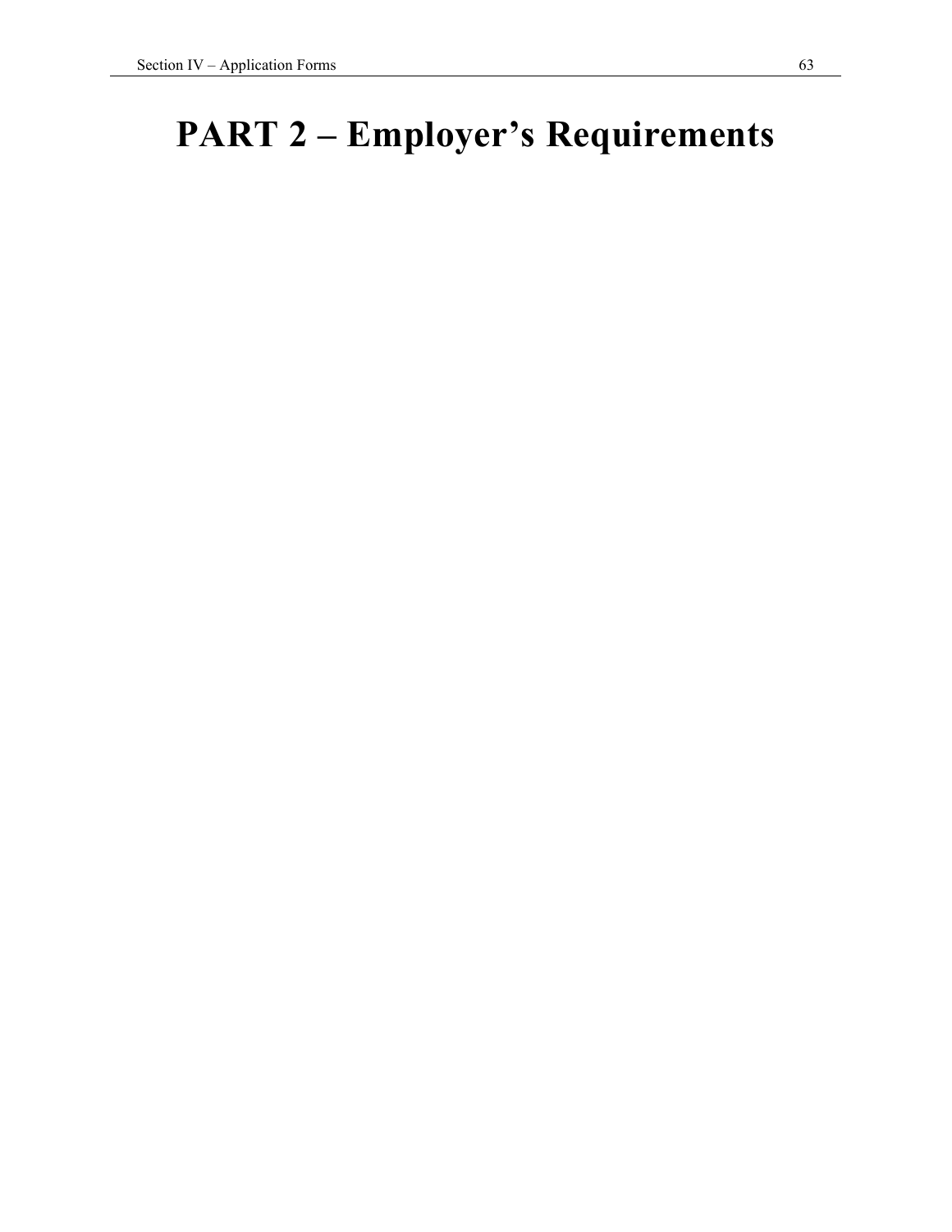# PART 2 – Employer's Requirements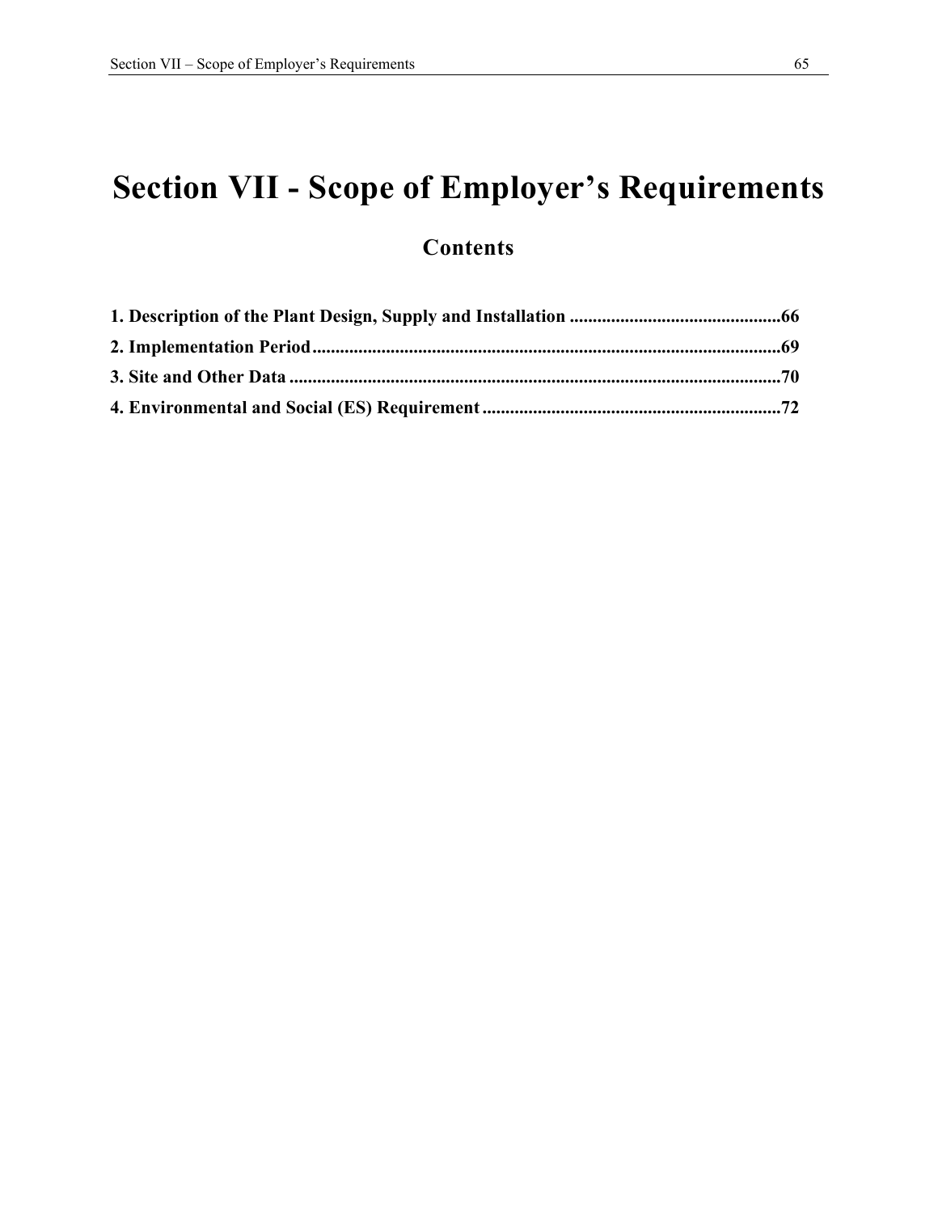# Section VII - Scope of Employer's Requirements

## Contents

**1. Description of the Plant Design, Supply and Installation .............................................66**

**2. Implementation Period.....................................................................................................69**

**3. Site and Other Data .........................................................................................................70**

**4. Environmental and Social (ES) Requirement ................................................................72**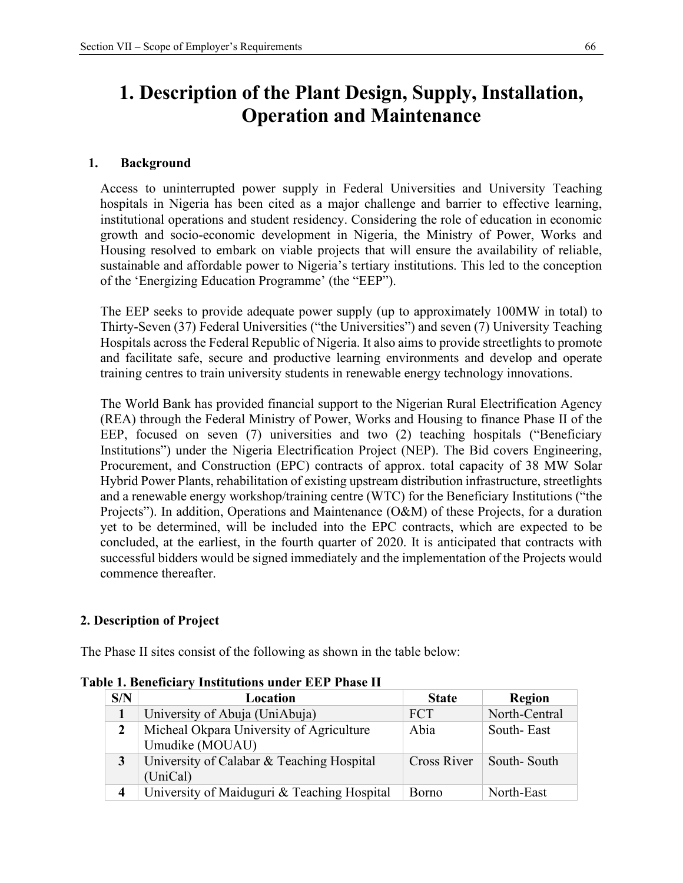# 1. Description of the Plant Design, Supply, Installation, Operation and Maintenance

## 1. Background

Access to uninterrupted power supply in Federal Universities and University Teaching hospitals in Nigeria has been cited as a major challenge and barrier to effective learning, institutional operations and student residency. Considering the role of education in economic growth and socio-economic development in Nigeria, the Ministry of Power, Works and Housing resolved to embark on viable projects that will ensure the availability of reliable, sustainable and affordable power to Nigeria's tertiary institutions. This led to the conception of the 'Energizing Education Programme' (the "EEP").

The EEP seeks to provide adequate power supply (up to approximately 100MW in total) to Thirty-Seven (37) Federal Universities ("the Universities") and seven (7) University Teaching Hospitals across the Federal Republic of Nigeria. It also aims to provide streetlights to promote and facilitate safe, secure and productive learning environments and develop and operate training centres to train university students in renewable energy technology innovations.

The World Bank has provided financial support to the Nigerian Rural Electrification Agency (REA) through the Federal Ministry of Power, Works and Housing to finance Phase II of the EEP, focused on seven (7) universities and two (2) teaching hospitals ("Beneficiary Institutions") under the Nigeria Electrification Project (NEP). The Bid covers Engineering, Procurement, and Construction (EPC) contracts of approx. total capacity of 38 MW Solar Hybrid Power Plants, rehabilitation of existing upstream distribution infrastructure, streetlights and a renewable energy workshop/training centre (WTC) for the Beneficiary Institutions ("the Projects"). In addition, Operations and Maintenance (O&M) of these Projects, for a duration yet to be determined, will be included into the EPC contracts, which are expected to be concluded, at the earliest, in the fourth quarter of 2020. It is anticipated that contracts with successful bidders would be signed immediately and the implementation of the Projects would commence thereafter.

## 2. Description of Project

The Phase II sites consist of the following as shown in the table below:

**Table 1. Beneficiary Institutions under EEP Phase II**

| S/N | Location | State | Region |
|---|---|---|---|
| **1** | University of Abuja (UniAbuja) | FCT | North-Central |
| **2** | Micheal Okpara University of Agriculture Umudike (MOUAU) | Abia | South- East |
| **3** | University of Calabar & Teaching Hospital (UniCal) | Cross River | South- South |
| **4** | University of Maiduguri & Teaching Hospital | Borno | North-East |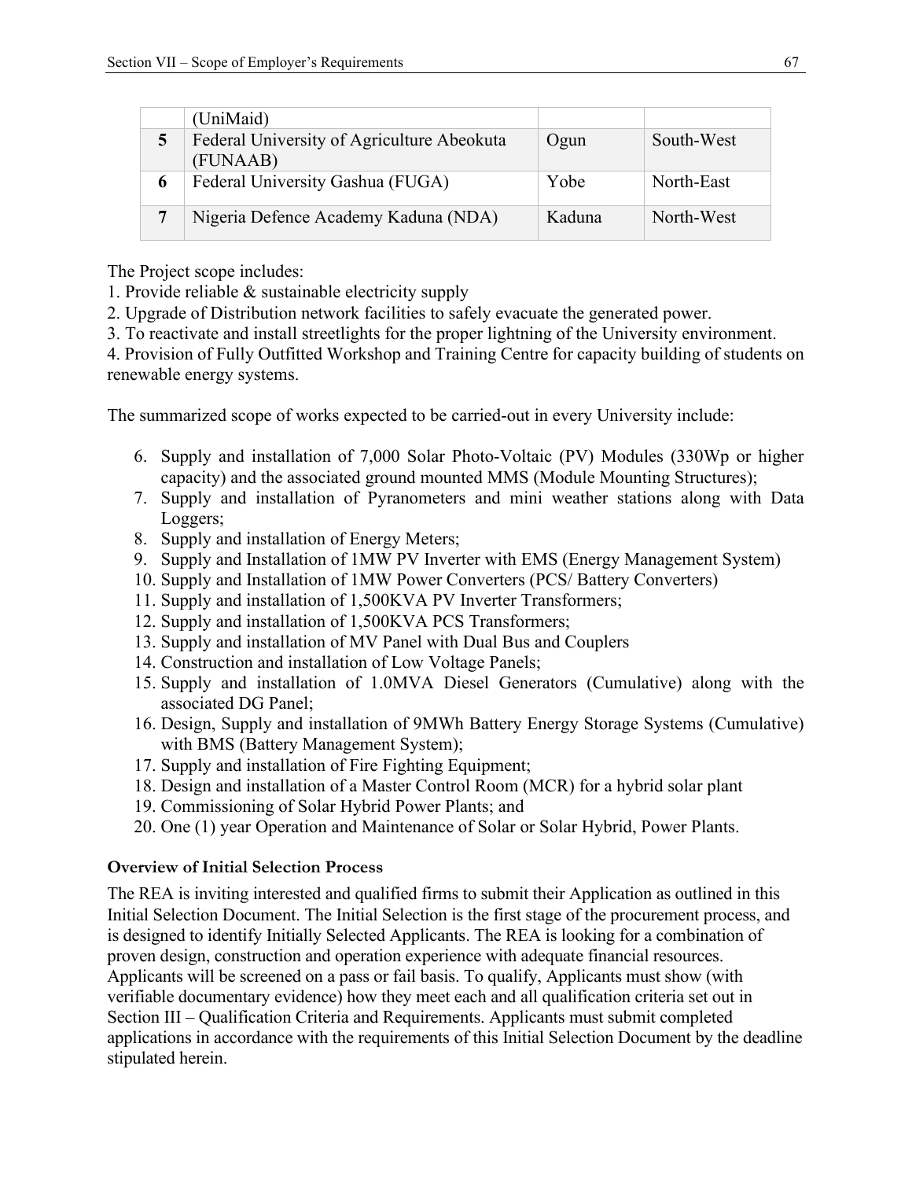| | | | |
|---|---|---|---|
| | (UniMaid) | | |
| **5** | Federal University of Agriculture Abeokuta (FUNAAB) | Ogun | South-West |
| **6** | Federal University Gashua (FUGA) | Yobe | North-East |
| **7** | Nigeria Defence Academy Kaduna (NDA) | Kaduna | North-West |

The Project scope includes:

1. Provide reliable & sustainable electricity supply
2. Upgrade of Distribution network facilities to safely evacuate the generated power.
3. To reactivate and install streetlights for the proper lightning of the University environment.
4. Provision of Fully Outfitted Workshop and Training Centre for capacity building of students on renewable energy systems.

The summarized scope of works expected to be carried-out in every University include:

6. Supply and installation of 7,000 Solar Photo-Voltaic (PV) Modules (330Wp or higher capacity) and the associated ground mounted MMS (Module Mounting Structures);
7. Supply and installation of Pyranometers and mini weather stations along with Data Loggers;
8. Supply and installation of Energy Meters;
9. Supply and Installation of 1MW PV Inverter with EMS (Energy Management System)
10. Supply and Installation of 1MW Power Converters (PCS/ Battery Converters)
11. Supply and installation of 1,500KVA PV Inverter Transformers;
12. Supply and installation of 1,500KVA PCS Transformers;
13. Supply and installation of MV Panel with Dual Bus and Couplers
14. Construction and installation of Low Voltage Panels;
15. Supply and installation of 1.0MVA Diesel Generators (Cumulative) along with the associated DG Panel;
16. Design, Supply and installation of 9MWh Battery Energy Storage Systems (Cumulative) with BMS (Battery Management System);
17. Supply and installation of Fire Fighting Equipment;
18. Design and installation of a Master Control Room (MCR) for a hybrid solar plant
19. Commissioning of Solar Hybrid Power Plants; and
20. One (1) year Operation and Maintenance of Solar or Solar Hybrid, Power Plants.

**Overview of Initial Selection Process**

The REA is inviting interested and qualified firms to submit their Application as outlined in this Initial Selection Document. The Initial Selection is the first stage of the procurement process, and is designed to identify Initially Selected Applicants. The REA is looking for a combination of proven design, construction and operation experience with adequate financial resources. Applicants will be screened on a pass or fail basis. To qualify, Applicants must show (with verifiable documentary evidence) how they meet each and all qualification criteria set out in Section III – Qualification Criteria and Requirements. Applicants must submit completed applications in accordance with the requirements of this Initial Selection Document by the deadline stipulated herein.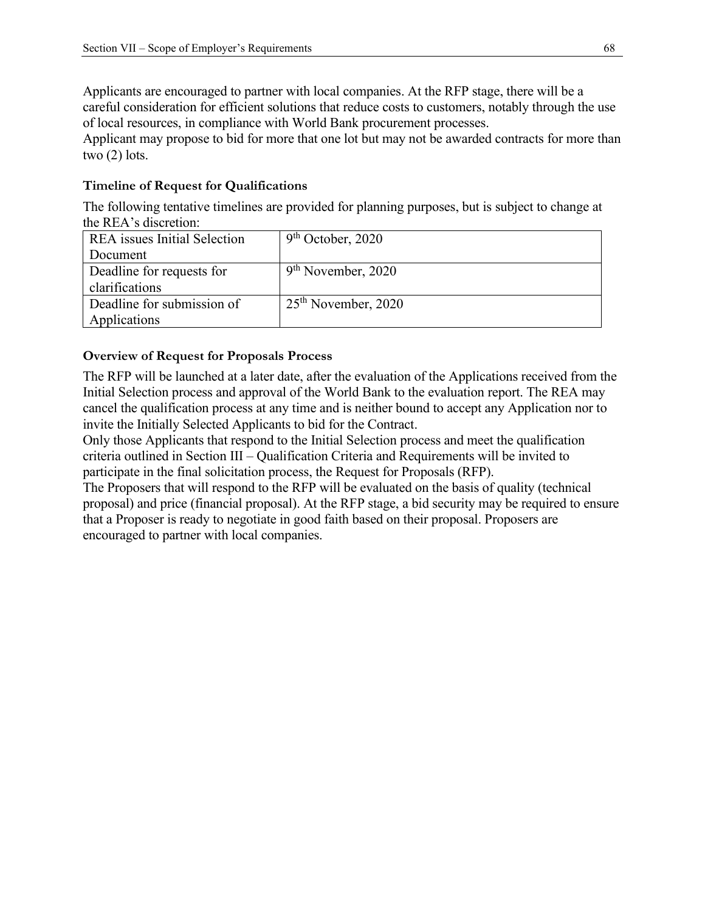Applicants are encouraged to partner with local companies. At the RFP stage, there will be a careful consideration for efficient solutions that reduce costs to customers, notably through the use of local resources, in compliance with World Bank procurement processes.

Applicant may propose to bid for more that one lot but may not be awarded contracts for more than two (2) lots.

**Timeline of Request for Qualifications**

The following tentative timelines are provided for planning purposes, but is subject to change at the REA's discretion:

| | |
|---|---|
| REA issues Initial Selection Document | 9th October, 2020 |
| Deadline for requests for clarifications | 9th November, 2020 |
| Deadline for submission of Applications | 25th November, 2020 |

**Overview of Request for Proposals Process**

The RFP will be launched at a later date, after the evaluation of the Applications received from the Initial Selection process and approval of the World Bank to the evaluation report. The REA may cancel the qualification process at any time and is neither bound to accept any Application nor to invite the Initially Selected Applicants to bid for the Contract.

Only those Applicants that respond to the Initial Selection process and meet the qualification criteria outlined in Section III – Qualification Criteria and Requirements will be invited to participate in the final solicitation process, the Request for Proposals (RFP).

The Proposers that will respond to the RFP will be evaluated on the basis of quality (technical proposal) and price (financial proposal). At the RFP stage, a bid security may be required to ensure that a Proposer is ready to negotiate in good faith based on their proposal. Proposers are encouraged to partner with local companies.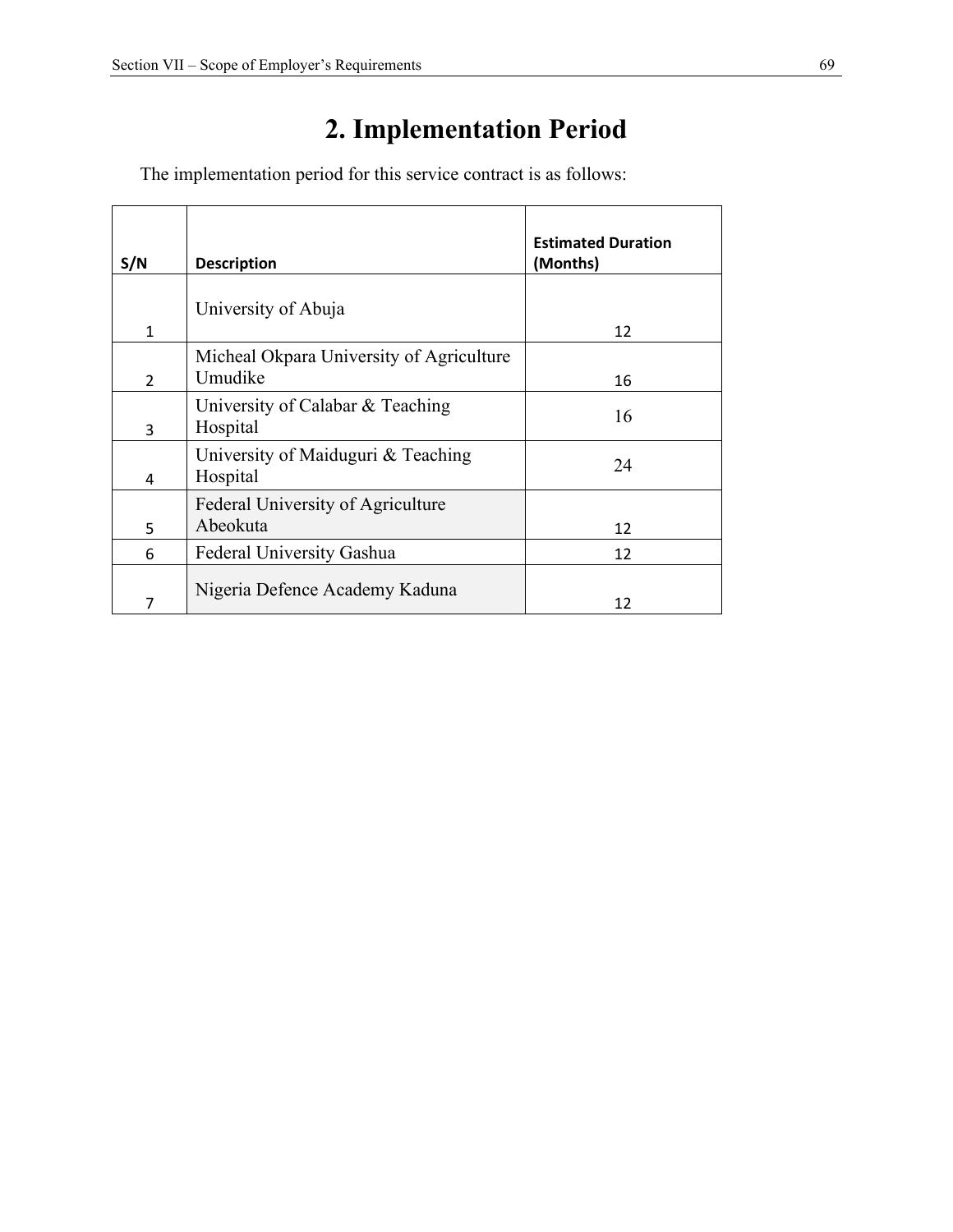# 2. Implementation Period

The implementation period for this service contract is as follows:

| S/N | Description | Estimated Duration (Months) |
| --- | --- | --- |
| 1 | University of Abuja | 12 |
| 2 | Micheal Okpara University of Agriculture Umudike | 16 |
| 3 | University of Calabar & Teaching Hospital | 16 |
| 4 | University of Maiduguri & Teaching Hospital | 24 |
| 5 | Federal University of Agriculture Abeokuta | 12 |
| 6 | Federal University Gashua | 12 |
| 7 | Nigeria Defence Academy Kaduna | 12 |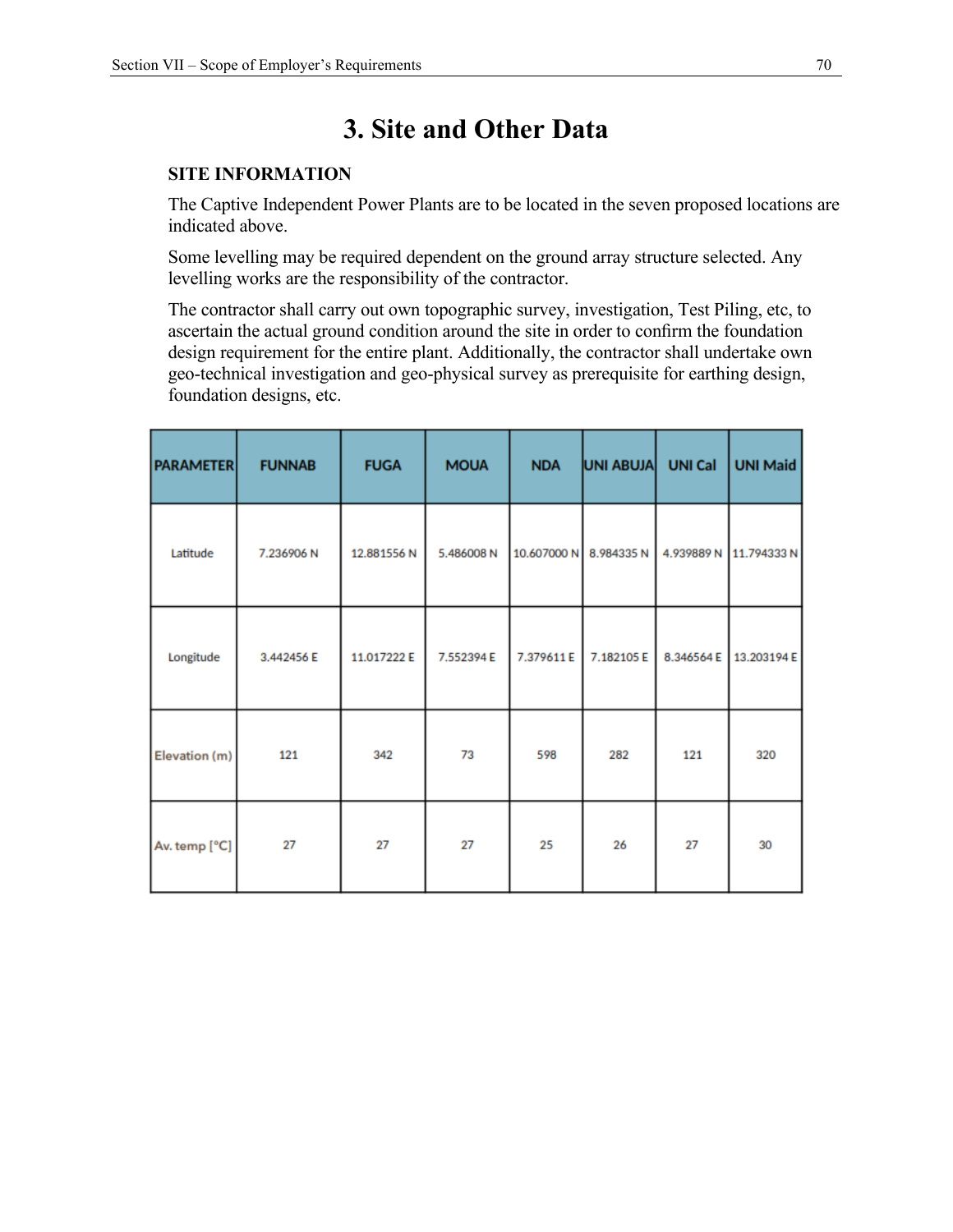# 3. Site and Other Data

**SITE INFORMATION**

The Captive Independent Power Plants are to be located in the seven proposed locations are indicated above.

Some levelling may be required dependent on the ground array structure selected. Any levelling works are the responsibility of the contractor.

The contractor shall carry out own topographic survey, investigation, Test Piling, etc, to ascertain the actual ground condition around the site in order to confirm the foundation design requirement for the entire plant. Additionally, the contractor shall undertake own geo-technical investigation and geo-physical survey as prerequisite for earthing design, foundation designs, etc.

| PARAMETER | FUNNAB | FUGA | MOUA | NDA | UNI ABUJA | UNI Cal | UNI Maid |
|---|---|---|---|---|---|---|---|
| Latitude | 7.236906 N | 12.881556 N | 5.486008 N | 10.607000 N | 8.984335 N | 4.939889 N | 11.794333 N |
| Longitude | 3.442456 E | 11.017222 E | 7.552394 E | 7.379611 E | 7.182105 E | 8.346564 E | 13.203194 E |
| Elevation (m) | 121 | 342 | 73 | 598 | 282 | 121 | 320 |
| Av. temp [°C] | 27 | 27 | 27 | 25 | 26 | 27 | 30 |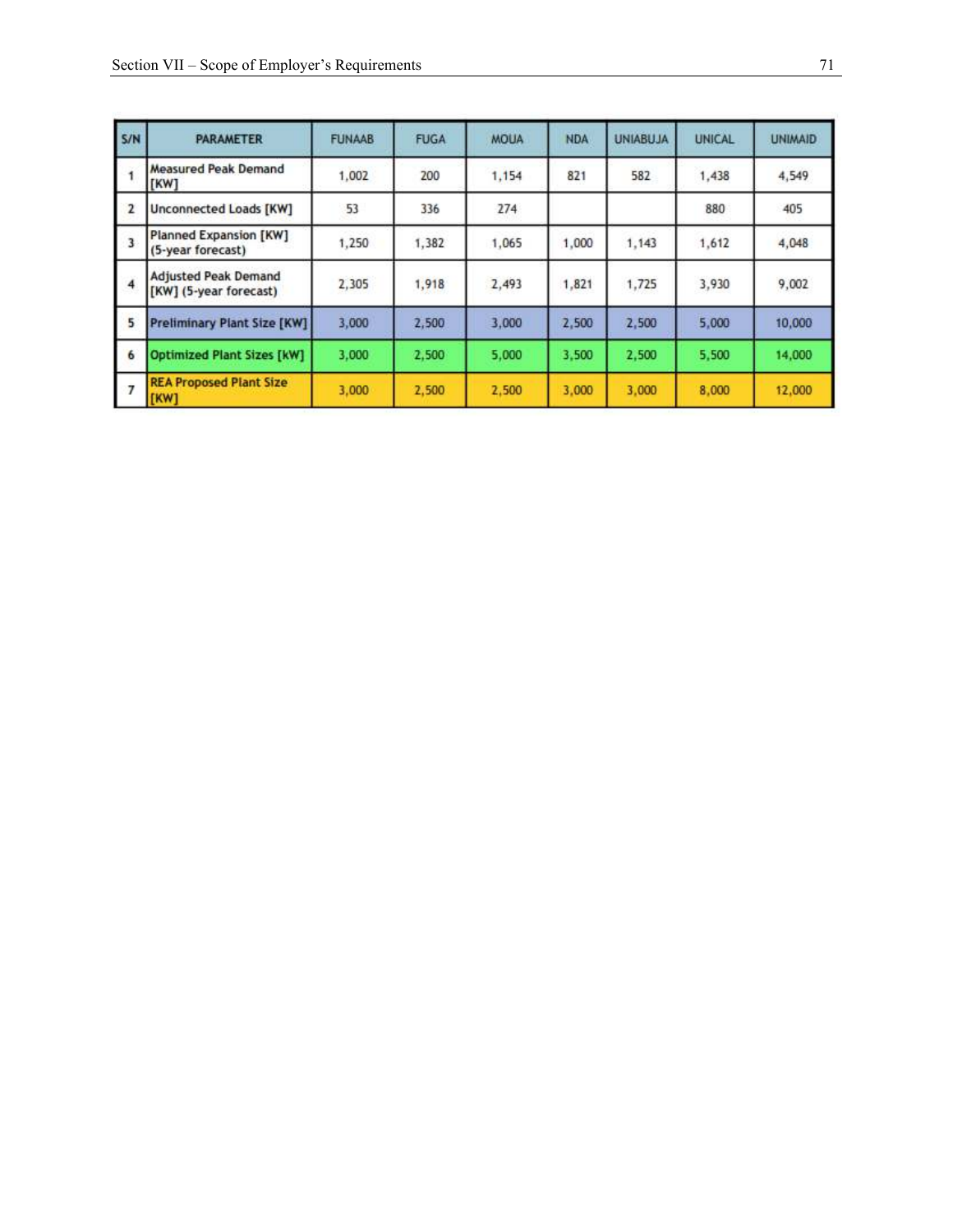| S/N | PARAMETER | FUNAAB | FUGA | MOUA | NDA | UNIABUJA | UNICAL | UNIMAID |
|---|---|---|---|---|---|---|---|---|
| 1 | Measured Peak Demand [KW] | 1,002 | 200 | 1,154 | 821 | 582 | 1,438 | 4,549 |
| 2 | Unconnected Loads [KW] | 53 | 336 | 274 | | | 880 | 405 |
| 3 | Planned Expansion [KW] (5-year forecast) | 1,250 | 1,382 | 1,065 | 1,000 | 1,143 | 1,612 | 4,048 |
| 4 | Adjusted Peak Demand [KW] (5-year forecast) | 2,305 | 1,918 | 2,493 | 1,821 | 1,725 | 3,930 | 9,002 |
| 5 | **Preliminary Plant Size [KW]** | 3,000 | 2,500 | 3,000 | 2,500 | 2,500 | 5,000 | 10,000 |
| 6 | **Optimized Plant Sizes [kW]** | 3,000 | 2,500 | 5,000 | 3,500 | 2,500 | 5,500 | 14,000 |
| 7 | **REA Proposed Plant Size [KW]** | 3,000 | 2,500 | 2,500 | 3,000 | 3,000 | 8,000 | 12,000 |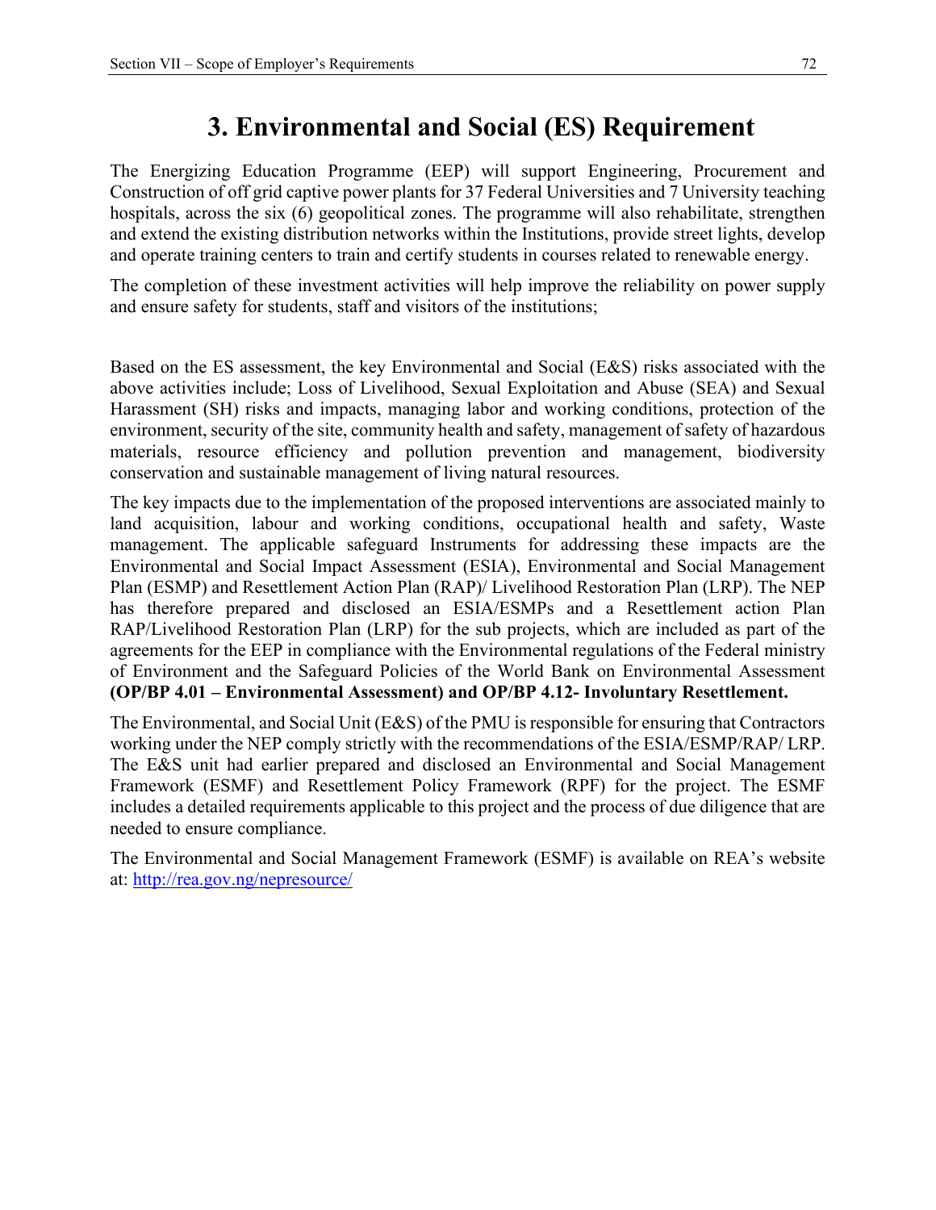# 3. Environmental and Social (ES) Requirement

The Energizing Education Programme (EEP) will support Engineering, Procurement and Construction of off grid captive power plants for 37 Federal Universities and 7 University teaching hospitals, across the six (6) geopolitical zones. The programme will also rehabilitate, strengthen and extend the existing distribution networks within the Institutions, provide street lights, develop and operate training centers to train and certify students in courses related to renewable energy.

The completion of these investment activities will help improve the reliability on power supply and ensure safety for students, staff and visitors of the institutions;

Based on the ES assessment, the key Environmental and Social (E&S) risks associated with the above activities include; Loss of Livelihood, Sexual Exploitation and Abuse (SEA) and Sexual Harassment (SH) risks and impacts, managing labor and working conditions, protection of the environment, security of the site, community health and safety, management of safety of hazardous materials, resource efficiency and pollution prevention and management, biodiversity conservation and sustainable management of living natural resources.

The key impacts due to the implementation of the proposed interventions are associated mainly to land acquisition, labour and working conditions, occupational health and safety, Waste management. The applicable safeguard Instruments for addressing these impacts are the Environmental and Social Impact Assessment (ESIA), Environmental and Social Management Plan (ESMP) and Resettlement Action Plan (RAP)/ Livelihood Restoration Plan (LRP). The NEP has therefore prepared and disclosed an ESIA/ESMPs and a Resettlement action Plan RAP/Livelihood Restoration Plan (LRP) for the sub projects, which are included as part of the agreements for the EEP in compliance with the Environmental regulations of the Federal ministry of Environment and the Safeguard Policies of the World Bank on Environmental Assessment **(OP/BP 4.01 – Environmental Assessment) and OP/BP 4.12- Involuntary Resettlement.**

The Environmental, and Social Unit (E&S) of the PMU is responsible for ensuring that Contractors working under the NEP comply strictly with the recommendations of the ESIA/ESMP/RAP/ LRP. The E&S unit had earlier prepared and disclosed an Environmental and Social Management Framework (ESMF) and Resettlement Policy Framework (RPF) for the project. The ESMF includes a detailed requirements applicable to this project and the process of due diligence that are needed to ensure compliance.

The Environmental and Social Management Framework (ESMF) is available on REA's website at: [http://rea.gov.ng/nepresource/](http://rea.gov.ng/nepresource/)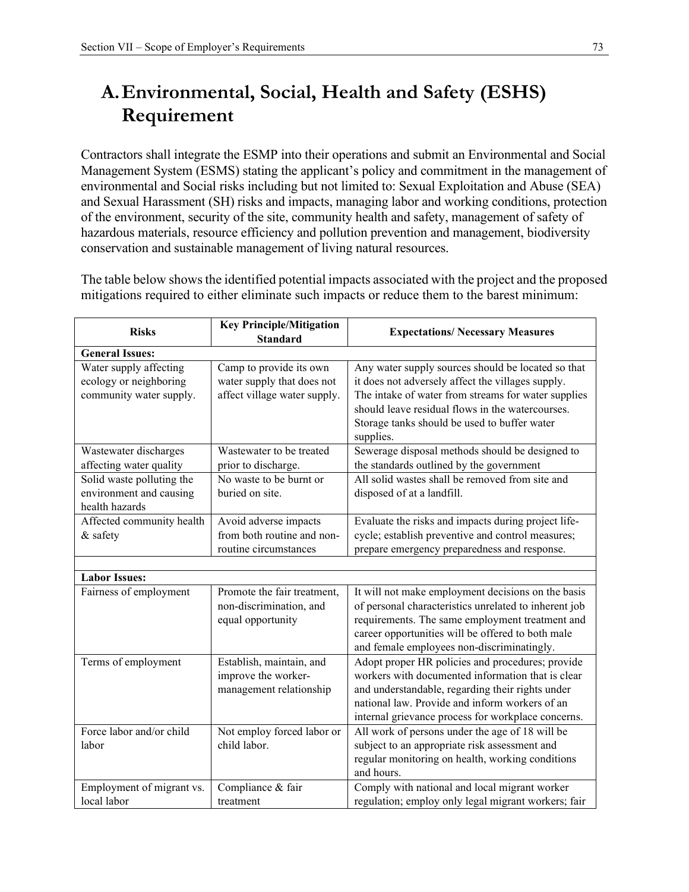# A. Environmental, Social, Health and Safety (ESHS) Requirement

Contractors shall integrate the ESMP into their operations and submit an Environmental and Social Management System (ESMS) stating the applicant's policy and commitment in the management of environmental and Social risks including but not limited to: Sexual Exploitation and Abuse (SEA) and Sexual Harassment (SH) risks and impacts, managing labor and working conditions, protection of the environment, security of the site, community health and safety, management of safety of hazardous materials, resource efficiency and pollution prevention and management, biodiversity conservation and sustainable management of living natural resources.

The table below shows the identified potential impacts associated with the project and the proposed mitigations required to either eliminate such impacts or reduce them to the barest minimum:

| Risks | Key Principle/Mitigation Standard | Expectations/ Necessary Measures |
|---|---|---|
| **General Issues:** | | |
| Water supply affecting ecology or neighboring community water supply. | Camp to provide its own water supply that does not affect village water supply. | Any water supply sources should be located so that it does not adversely affect the villages supply. The intake of water from streams for water supplies should leave residual flows in the watercourses. Storage tanks should be used to buffer water supplies. |
| Wastewater discharges affecting water quality | Wastewater to be treated prior to discharge. | Sewerage disposal methods should be designed to the standards outlined by the government |
| Solid waste polluting the environment and causing health hazards | No waste to be burnt or buried on site. | All solid wastes shall be removed from site and disposed of at a landfill. |
| Affected community health & safety | Avoid adverse impacts from both routine and non-routine circumstances | Evaluate the risks and impacts during project life-cycle; establish preventive and control measures; prepare emergency preparedness and response. |
| | | |
| **Labor Issues:** | | |
| Fairness of employment | Promote the fair treatment, non-discrimination, and equal opportunity | It will not make employment decisions on the basis of personal characteristics unrelated to inherent job requirements. The same employment treatment and career opportunities will be offered to both male and female employees non-discriminatingly. |
| Terms of employment | Establish, maintain, and improve the worker-management relationship | Adopt proper HR policies and procedures; provide workers with documented information that is clear and understandable, regarding their rights under national law. Provide and inform workers of an internal grievance process for workplace concerns. |
| Force labor and/or child labor | Not employ forced labor or child labor. | All work of persons under the age of 18 will be subject to an appropriate risk assessment and regular monitoring on health, working conditions and hours. |
| Employment of migrant vs. local labor | Compliance & fair treatment | Comply with national and local migrant worker regulation; employ only legal migrant workers; fair |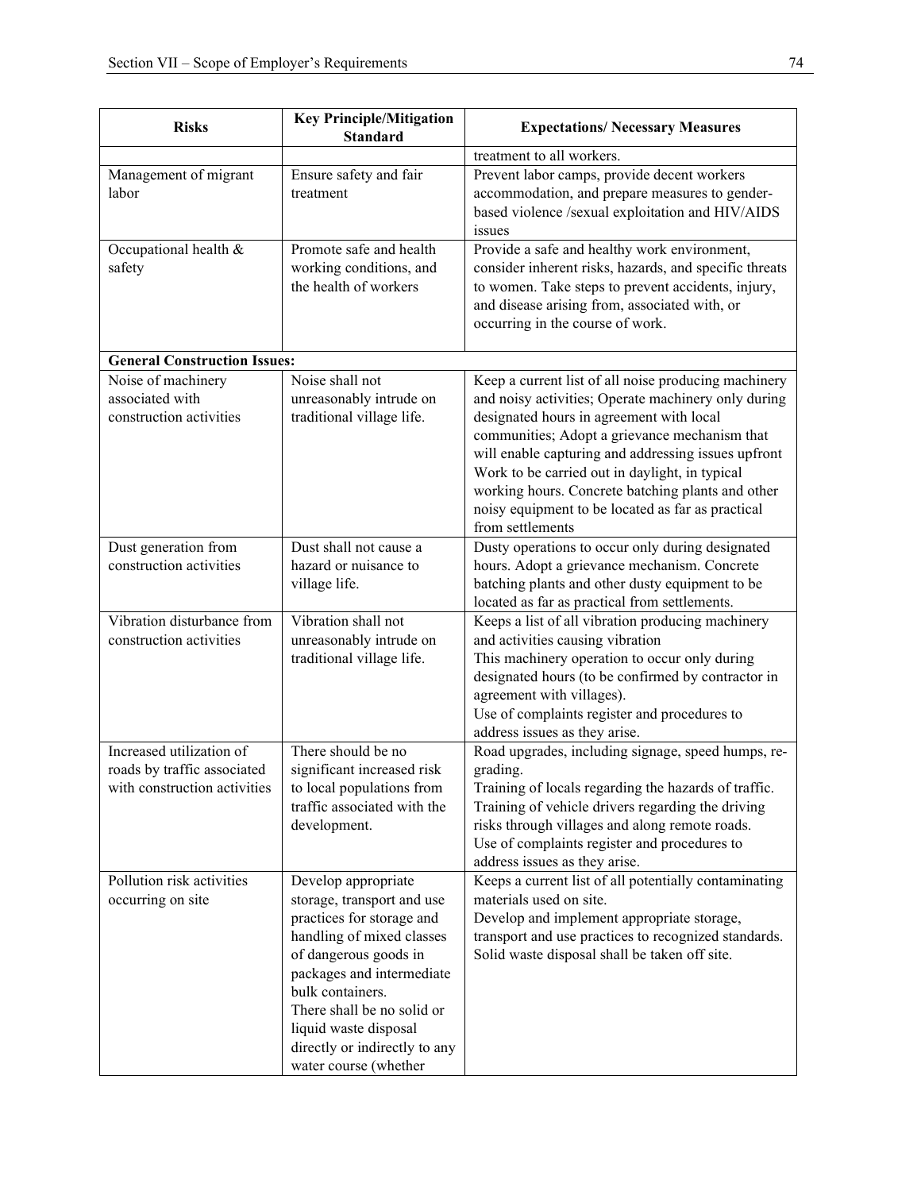| Risks | Key Principle/Mitigation Standard | Expectations/ Necessary Measures |
|---|---|---|
| | | treatment to all workers. |
| Management of migrant labor | Ensure safety and fair treatment | Prevent labor camps, provide decent workers accommodation, and prepare measures to gender-based violence /sexual exploitation and HIV/AIDS issues |
| Occupational health & safety | Promote safe and health working conditions, and the health of workers | Provide a safe and healthy work environment, consider inherent risks, hazards, and specific threats to women. Take steps to prevent accidents, injury, and disease arising from, associated with, or occurring in the course of work. |
| **General Construction Issues:** | | |
| Noise of machinery associated with construction activities | Noise shall not unreasonably intrude on traditional village life. | Keep a current list of all noise producing machinery and noisy activities; Operate machinery only during designated hours in agreement with local communities; Adopt a grievance mechanism that will enable capturing and addressing issues upfront Work to be carried out in daylight, in typical working hours. Concrete batching plants and other noisy equipment to be located as far as practical from settlements |
| Dust generation from construction activities | Dust shall not cause a hazard or nuisance to village life. | Dusty operations to occur only during designated hours. Adopt a grievance mechanism. Concrete batching plants and other dusty equipment to be located as far as practical from settlements. |
| Vibration disturbance from construction activities | Vibration shall not unreasonably intrude on traditional village life. | Keeps a list of all vibration producing machinery and activities causing vibration<br>This machinery operation to occur only during designated hours (to be confirmed by contractor in agreement with villages).<br>Use of complaints register and procedures to address issues as they arise. |
| Increased utilization of roads by traffic associated with construction activities | There should be no significant increased risk to local populations from traffic associated with the development. | Road upgrades, including signage, speed humps, re-grading.<br>Training of locals regarding the hazards of traffic.<br>Training of vehicle drivers regarding the driving risks through villages and along remote roads.<br>Use of complaints register and procedures to address issues as they arise. |
| Pollution risk activities occurring on site | Develop appropriate storage, transport and use practices for storage and handling of mixed classes of dangerous goods in packages and intermediate bulk containers.<br>There shall be no solid or liquid waste disposal directly or indirectly to any water course (whether | Keeps a current list of all potentially contaminating materials used on site.<br>Develop and implement appropriate storage, transport and use practices to recognized standards.<br>Solid waste disposal shall be taken off site. |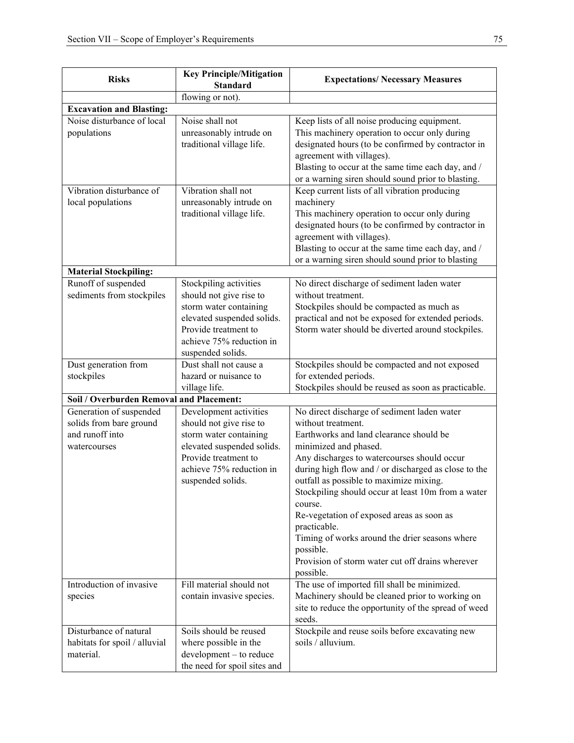| Risks | Key Principle/Mitigation Standard | Expectations/ Necessary Measures |
| --- | --- | --- |
| | flowing or not). | |
| **Excavation and Blasting:** | | |
| Noise disturbance of local populations | Noise shall not unreasonably intrude on traditional village life. | Keep lists of all noise producing equipment.<br>This machinery operation to occur only during designated hours (to be confirmed by contractor in agreement with villages).<br>Blasting to occur at the same time each day, and / or a warning siren should sound prior to blasting. |
| Vibration disturbance of local populations | Vibration shall not unreasonably intrude on traditional village life. | Keep current lists of all vibration producing machinery<br>This machinery operation to occur only during designated hours (to be confirmed by contractor in agreement with villages).<br>Blasting to occur at the same time each day, and / or a warning siren should sound prior to blasting |
| **Material Stockpiling:** | | |
| Runoff of suspended sediments from stockpiles | Stockpiling activities should not give rise to storm water containing elevated suspended solids. Provide treatment to achieve 75% reduction in suspended solids. | No direct discharge of sediment laden water without treatment.<br>Stockpiles should be compacted as much as practical and not be exposed for extended periods.<br>Storm water should be diverted around stockpiles. |
| Dust generation from stockpiles | Dust shall not cause a hazard or nuisance to village life. | Stockpiles should be compacted and not exposed for extended periods.<br>Stockpiles should be reused as soon as practicable. |
| **Soil / Overburden Removal and Placement:** | | |
| Generation of suspended solids from bare ground and runoff into watercourses | Development activities should not give rise to storm water containing elevated suspended solids. Provide treatment to achieve 75% reduction in suspended solids. | No direct discharge of sediment laden water without treatment.<br>Earthworks and land clearance should be minimized and phased.<br>Any discharges to watercourses should occur during high flow and / or discharged as close to the outfall as possible to maximize mixing.<br>Stockpiling should occur at least 10m from a water course.<br>Re-vegetation of exposed areas as soon as practicable.<br>Timing of works around the drier seasons where possible.<br>Provision of storm water cut off drains wherever possible. |
| Introduction of invasive species | Fill material should not contain invasive species. | The use of imported fill shall be minimized.<br>Machinery should be cleaned prior to working on site to reduce the opportunity of the spread of weed seeds. |
| Disturbance of natural habitats for spoil / alluvial material. | Soils should be reused where possible in the development – to reduce the need for spoil sites and | Stockpile and reuse soils before excavating new soils / alluvium. |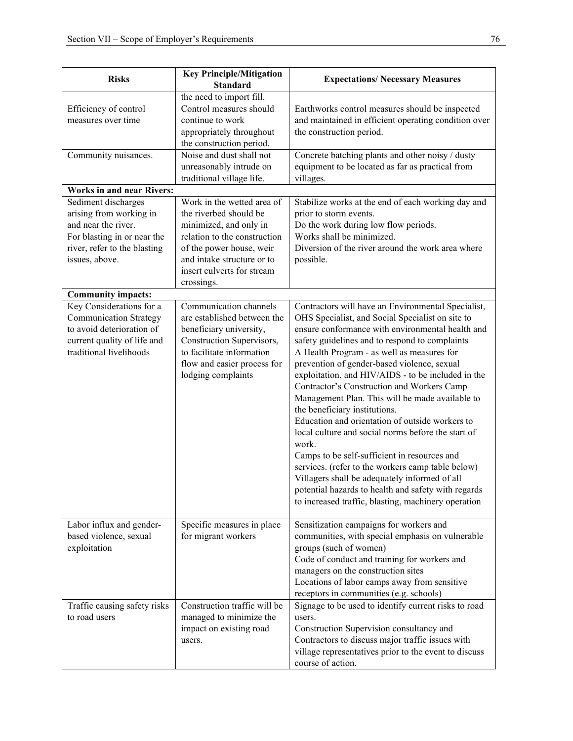| Risks | Key Principle/Mitigation Standard | Expectations/ Necessary Measures |
|---|---|---|
| | the need to import fill. | |
| Efficiency of control measures over time | Control measures should continue to work appropriately throughout the construction period. | Earthworks control measures should be inspected and maintained in efficient operating condition over the construction period. |
| Community nuisances. | Noise and dust shall not unreasonably intrude on traditional village life. | Concrete batching plants and other noisy / dusty equipment to be located as far as practical from villages. |
| **Works in and near Rivers:** | | |
| Sediment discharges arising from working in and near the river.<br>For blasting in or near the river, refer to the blasting issues, above. | Work in the wetted area of the riverbed should be minimized, and only in relation to the construction of the power house, weir and intake structure or to insert culverts for stream crossings. | Stabilize works at the end of each working day and prior to storm events.<br>Do the work during low flow periods.<br>Works shall be minimized.<br>Diversion of the river around the work area where possible. |
| **Community impacts:** | | |
| Key Considerations for a Communication Strategy to avoid deterioration of current quality of life and traditional livelihoods | Communication channels are established between the beneficiary university, Construction Supervisors, to facilitate information flow and easier process for lodging complaints | Contractors will have an Environmental Specialist, OHS Specialist, and Social Specialist on site to ensure conformance with environmental health and safety guidelines and to respond to complaints<br>A Health Program - as well as measures for prevention of gender-based violence, sexual exploitation, and HIV/AIDS - to be included in the Contractor's Construction and Workers Camp Management Plan. This will be made available to the beneficiary institutions.<br>Education and orientation of outside workers to local culture and social norms before the start of work.<br>Camps to be self-sufficient in resources and services. (refer to the workers camp table below)<br>Villagers shall be adequately informed of all potential hazards to health and safety with regards to increased traffic, blasting, machinery operation |
| Labor influx and gender-based violence, sexual exploitation | Specific measures in place for migrant workers | Sensitization campaigns for workers and communities, with special emphasis on vulnerable groups (such of women)<br>Code of conduct and training for workers and managers on the construction sites<br>Locations of labor camps away from sensitive receptors in communities (e.g. schools) |
| Traffic causing safety risks to road users | Construction traffic will be managed to minimize the impact on existing road users. | Signage to be used to identify current risks to road users.<br>Construction Supervision consultancy and Contractors to discuss major traffic issues with village representatives prior to the event to discuss course of action. |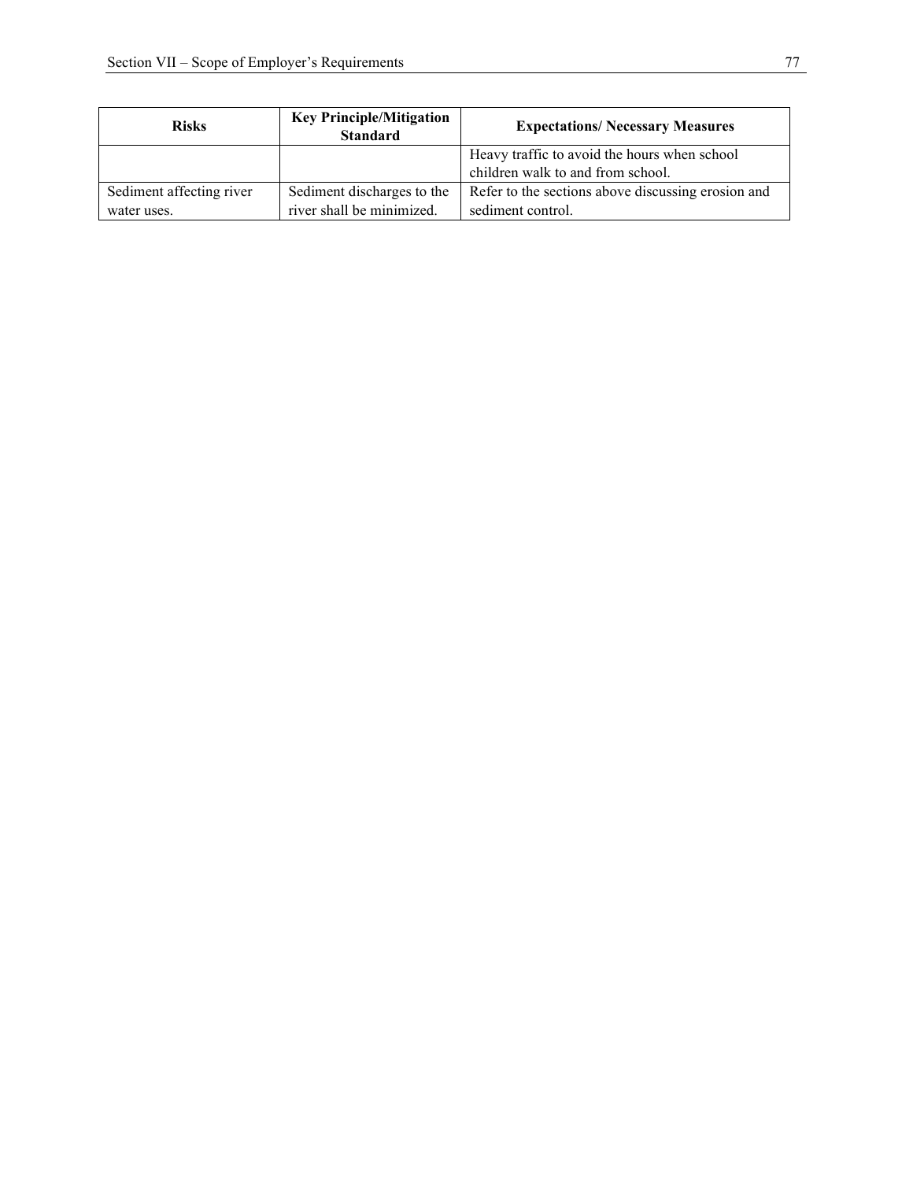| Risks | Key Principle/Mitigation Standard | Expectations/ Necessary Measures |
|---|---|---|
| | | Heavy traffic to avoid the hours when school children walk to and from school. |
| Sediment affecting river water uses. | Sediment discharges to the river shall be minimized. | Refer to the sections above discussing erosion and sediment control. |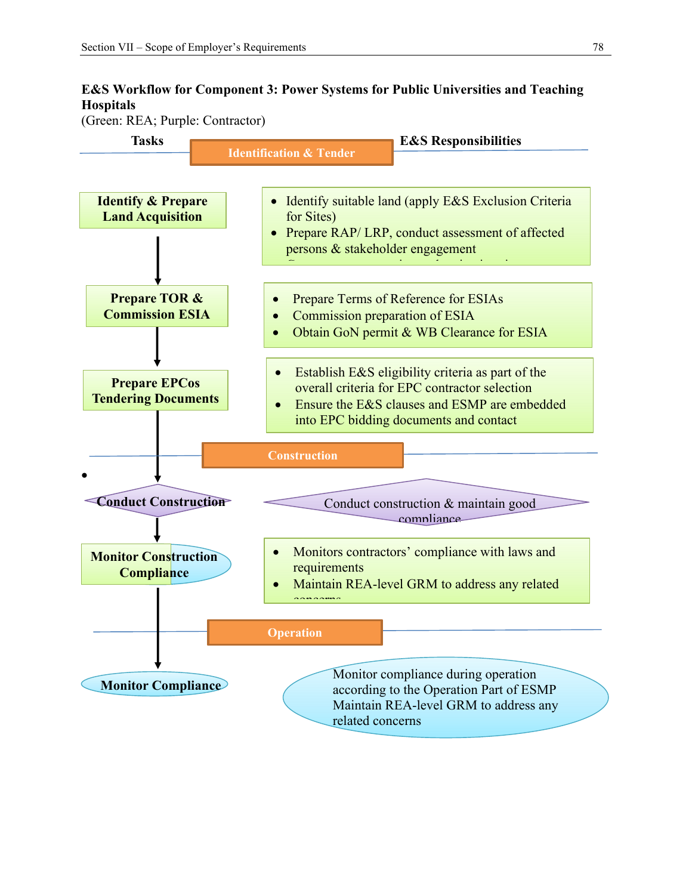**E&S Workflow for Component 3: Power Systems for Public Universities and Teaching Hospitals**
(Green: REA; Purple: Contractor)

| Tasks | E&S Responsibilities |
|---|---|
| **Identification & Tender** | |
| **Identify & Prepare Land Acquisition** | • Identify suitable land (apply E&S Exclusion Criteria for Sites)<br>• Prepare RAP/ LRP, conduct assessment of affected persons & stakeholder engagement |
| **Prepare TOR & Commission ESIA** | • Prepare Terms of Reference for ESIAs<br>• Commission preparation of ESIA<br>• Obtain GoN permit & WB Clearance for ESIA |
| **Prepare EPCos Tendering Documents** | • Establish E&S eligibility criteria as part of the overall criteria for EPC contractor selection<br>• Ensure the E&S clauses and ESMP are embedded into EPC bidding documents and contact |
| **Construction** | |
| **Conduct Construction** | Conduct construction & maintain good compliance |
| **Monitor Construction Compliance** | • Monitors contractors' compliance with laws and requirements<br>• Maintain REA-level GRM to address any related concerns |
| **Operation** | |
| **Monitor Compliance** | Monitor compliance during operation according to the Operation Part of ESMP<br>Maintain REA-level GRM to address any related concerns |